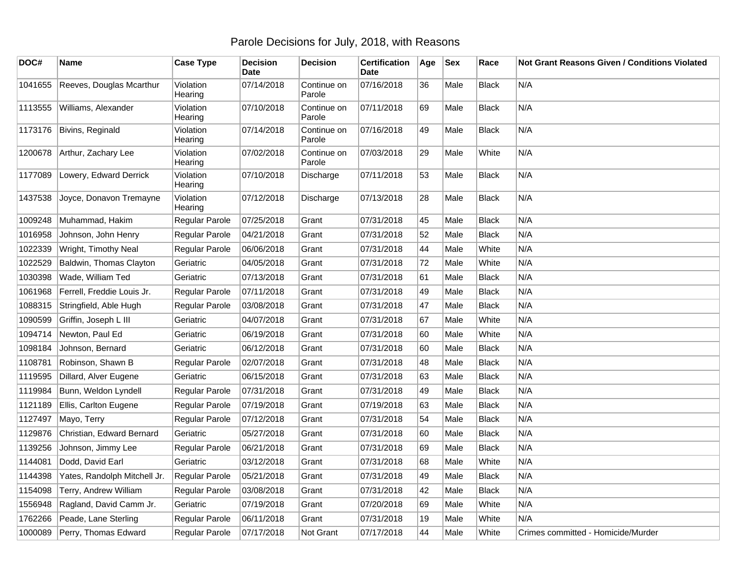# Parole Decisions for July, 2018, with Reasons

| DOC# | Name | Case Type | Decision Date | Decision | Certification Date | Age | Sex | Race | Not Grant Reasons Given / Conditions Violated |
|---|---|---|---|---|---|---|---|---|---|
| 1041655 | Reeves, Douglas Mcarthur | Violation Hearing | 07/14/2018 | Continue on Parole | 07/16/2018 | 36 | Male | Black | N/A |
| 1113555 | Williams, Alexander | Violation Hearing | 07/10/2018 | Continue on Parole | 07/11/2018 | 69 | Male | Black | N/A |
| 1173176 | Bivins, Reginald | Violation Hearing | 07/14/2018 | Continue on Parole | 07/16/2018 | 49 | Male | Black | N/A |
| 1200678 | Arthur, Zachary Lee | Violation Hearing | 07/02/2018 | Continue on Parole | 07/03/2018 | 29 | Male | White | N/A |
| 1177089 | Lowery, Edward Derrick | Violation Hearing | 07/10/2018 | Discharge | 07/11/2018 | 53 | Male | Black | N/A |
| 1437538 | Joyce, Donavon Tremayne | Violation Hearing | 07/12/2018 | Discharge | 07/13/2018 | 28 | Male | Black | N/A |
| 1009248 | Muhammad, Hakim | Regular Parole | 07/25/2018 | Grant | 07/31/2018 | 45 | Male | Black | N/A |
| 1016958 | Johnson, John Henry | Regular Parole | 04/21/2018 | Grant | 07/31/2018 | 52 | Male | Black | N/A |
| 1022339 | Wright, Timothy Neal | Regular Parole | 06/06/2018 | Grant | 07/31/2018 | 44 | Male | White | N/A |
| 1022529 | Baldwin, Thomas Clayton | Geriatric | 04/05/2018 | Grant | 07/31/2018 | 72 | Male | White | N/A |
| 1030398 | Wade, William Ted | Geriatric | 07/13/2018 | Grant | 07/31/2018 | 61 | Male | Black | N/A |
| 1061968 | Ferrell, Freddie Louis Jr. | Regular Parole | 07/11/2018 | Grant | 07/31/2018 | 49 | Male | Black | N/A |
| 1088315 | Stringfield, Able Hugh | Regular Parole | 03/08/2018 | Grant | 07/31/2018 | 47 | Male | Black | N/A |
| 1090599 | Griffin, Joseph L III | Geriatric | 04/07/2018 | Grant | 07/31/2018 | 67 | Male | White | N/A |
| 1094714 | Newton, Paul Ed | Geriatric | 06/19/2018 | Grant | 07/31/2018 | 60 | Male | White | N/A |
| 1098184 | Johnson, Bernard | Geriatric | 06/12/2018 | Grant | 07/31/2018 | 60 | Male | Black | N/A |
| 1108781 | Robinson, Shawn B | Regular Parole | 02/07/2018 | Grant | 07/31/2018 | 48 | Male | Black | N/A |
| 1119595 | Dillard, Alver Eugene | Geriatric | 06/15/2018 | Grant | 07/31/2018 | 63 | Male | Black | N/A |
| 1119984 | Bunn, Weldon Lyndell | Regular Parole | 07/31/2018 | Grant | 07/31/2018 | 49 | Male | Black | N/A |
| 1121189 | Ellis, Carlton Eugene | Regular Parole | 07/19/2018 | Grant | 07/19/2018 | 63 | Male | Black | N/A |
| 1127497 | Mayo, Terry | Regular Parole | 07/12/2018 | Grant | 07/31/2018 | 54 | Male | Black | N/A |
| 1129876 | Christian, Edward Bernard | Geriatric | 05/27/2018 | Grant | 07/31/2018 | 60 | Male | Black | N/A |
| 1139256 | Johnson, Jimmy Lee | Regular Parole | 06/21/2018 | Grant | 07/31/2018 | 69 | Male | Black | N/A |
| 1144081 | Dodd, David Earl | Geriatric | 03/12/2018 | Grant | 07/31/2018 | 68 | Male | White | N/A |
| 1144398 | Yates, Randolph Mitchell Jr. | Regular Parole | 05/21/2018 | Grant | 07/31/2018 | 49 | Male | Black | N/A |
| 1154098 | Terry, Andrew William | Regular Parole | 03/08/2018 | Grant | 07/31/2018 | 42 | Male | Black | N/A |
| 1556948 | Ragland, David Camm Jr. | Geriatric | 07/19/2018 | Grant | 07/20/2018 | 69 | Male | White | N/A |
| 1762266 | Peade, Lane Sterling | Regular Parole | 06/11/2018 | Grant | 07/31/2018 | 19 | Male | White | N/A |
| 1000089 | Perry, Thomas Edward | Regular Parole | 07/17/2018 | Not Grant | 07/17/2018 | 44 | Male | White | Crimes committed - Homicide/Murder |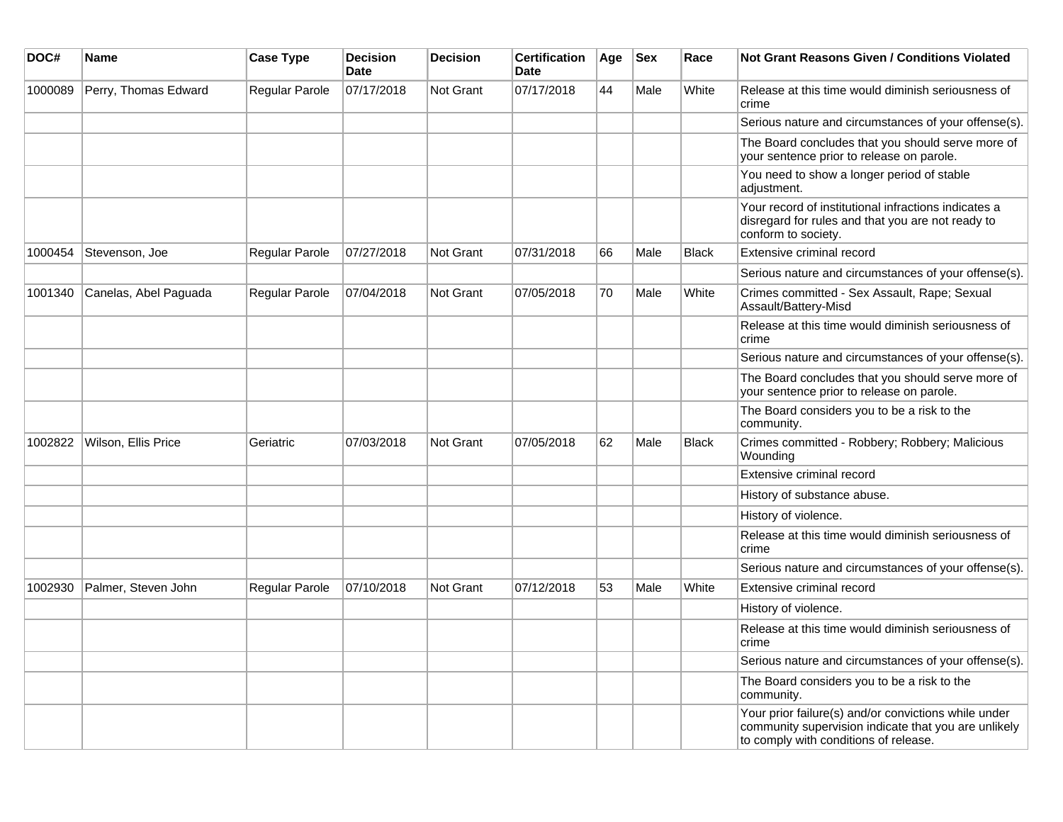| DOC# | Name | Case Type | Decision Date | Decision | Certification Date | Age | Sex | Race | Not Grant Reasons Given / Conditions Violated |
|---|---|---|---|---|---|---|---|---|---|
| 1000089 | Perry, Thomas Edward | Regular Parole | 07/17/2018 | Not Grant | 07/17/2018 | 44 | Male | White | Release at this time would diminish seriousness of crime |
| | | | | | | | | | Serious nature and circumstances of your offense(s). |
| | | | | | | | | | The Board concludes that you should serve more of your sentence prior to release on parole. |
| | | | | | | | | | You need to show a longer period of stable adjustment. |
| | | | | | | | | | Your record of institutional infractions indicates a disregard for rules and that you are not ready to conform to society. |
| 1000454 | Stevenson, Joe | Regular Parole | 07/27/2018 | Not Grant | 07/31/2018 | 66 | Male | Black | Extensive criminal record |
| | | | | | | | | | Serious nature and circumstances of your offense(s). |
| 1001340 | Canelas, Abel Paguada | Regular Parole | 07/04/2018 | Not Grant | 07/05/2018 | 70 | Male | White | Crimes committed - Sex Assault, Rape; Sexual Assault/Battery-Misd |
| | | | | | | | | | Release at this time would diminish seriousness of crime |
| | | | | | | | | | Serious nature and circumstances of your offense(s). |
| | | | | | | | | | The Board concludes that you should serve more of your sentence prior to release on parole. |
| | | | | | | | | | The Board considers you to be a risk to the community. |
| 1002822 | Wilson, Ellis Price | Geriatric | 07/03/2018 | Not Grant | 07/05/2018 | 62 | Male | Black | Crimes committed - Robbery; Robbery; Malicious Wounding |
| | | | | | | | | | Extensive criminal record |
| | | | | | | | | | History of substance abuse. |
| | | | | | | | | | History of violence. |
| | | | | | | | | | Release at this time would diminish seriousness of crime |
| | | | | | | | | | Serious nature and circumstances of your offense(s). |
| 1002930 | Palmer, Steven John | Regular Parole | 07/10/2018 | Not Grant | 07/12/2018 | 53 | Male | White | Extensive criminal record |
| | | | | | | | | | History of violence. |
| | | | | | | | | | Release at this time would diminish seriousness of crime |
| | | | | | | | | | Serious nature and circumstances of your offense(s). |
| | | | | | | | | | The Board considers you to be a risk to the community. |
| | | | | | | | | | Your prior failure(s) and/or convictions while under community supervision indicate that you are unlikely to comply with conditions of release. |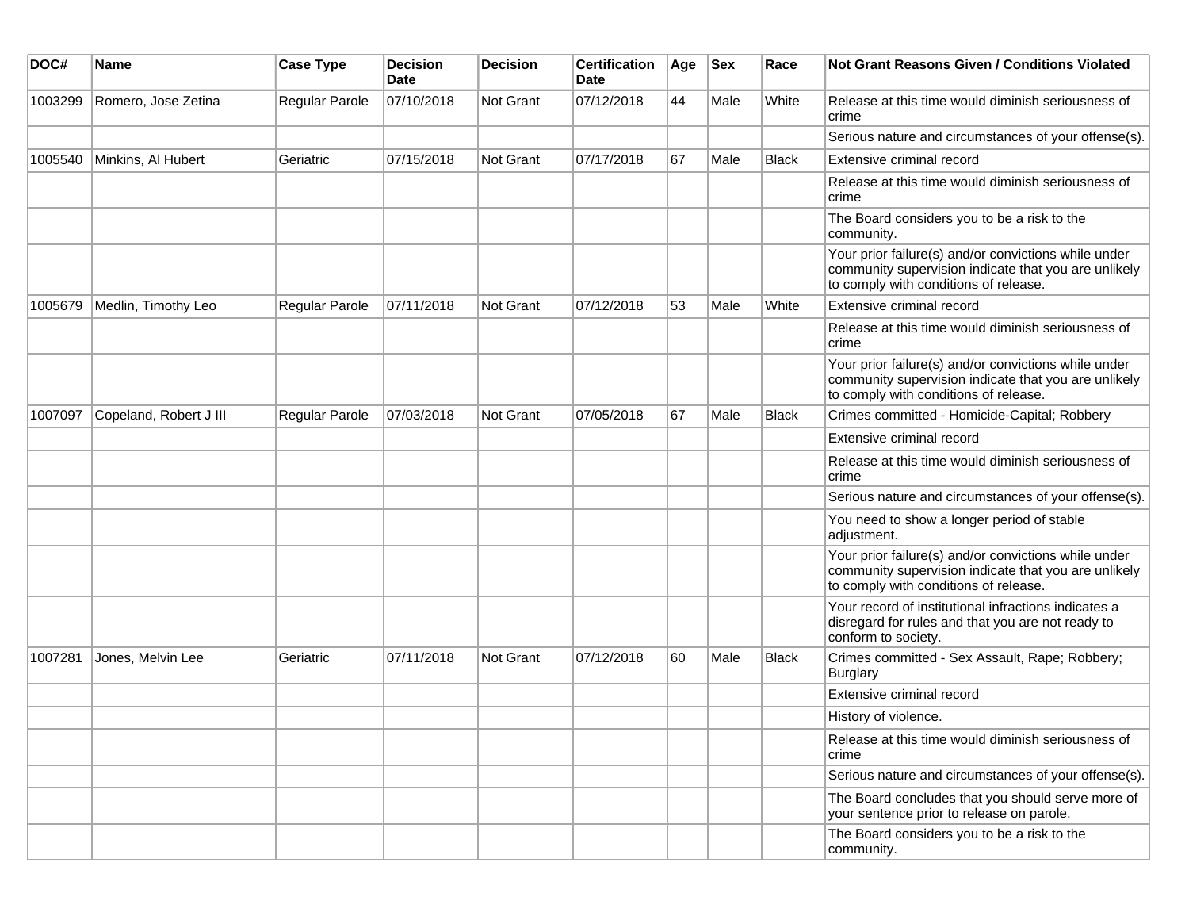| DOC# | Name | Case Type | Decision Date | Decision | Certification Date | Age | Sex | Race | Not Grant Reasons Given / Conditions Violated |
|---|---|---|---|---|---|---|---|---|---|
| 1003299 | Romero, Jose Zetina | Regular Parole | 07/10/2018 | Not Grant | 07/12/2018 | 44 | Male | White | Release at this time would diminish seriousness of crime |
| | | | | | | | | | Serious nature and circumstances of your offense(s). |
| 1005540 | Minkins, Al Hubert | Geriatric | 07/15/2018 | Not Grant | 07/17/2018 | 67 | Male | Black | Extensive criminal record |
| | | | | | | | | | Release at this time would diminish seriousness of crime |
| | | | | | | | | | The Board considers you to be a risk to the community. |
| | | | | | | | | | Your prior failure(s) and/or convictions while under community supervision indicate that you are unlikely to comply with conditions of release. |
| 1005679 | Medlin, Timothy Leo | Regular Parole | 07/11/2018 | Not Grant | 07/12/2018 | 53 | Male | White | Extensive criminal record |
| | | | | | | | | | Release at this time would diminish seriousness of crime |
| | | | | | | | | | Your prior failure(s) and/or convictions while under community supervision indicate that you are unlikely to comply with conditions of release. |
| 1007097 | Copeland, Robert J III | Regular Parole | 07/03/2018 | Not Grant | 07/05/2018 | 67 | Male | Black | Crimes committed - Homicide-Capital; Robbery |
| | | | | | | | | | Extensive criminal record |
| | | | | | | | | | Release at this time would diminish seriousness of crime |
| | | | | | | | | | Serious nature and circumstances of your offense(s). |
| | | | | | | | | | You need to show a longer period of stable adjustment. |
| | | | | | | | | | Your prior failure(s) and/or convictions while under community supervision indicate that you are unlikely to comply with conditions of release. |
| | | | | | | | | | Your record of institutional infractions indicates a disregard for rules and that you are not ready to conform to society. |
| 1007281 | Jones, Melvin Lee | Geriatric | 07/11/2018 | Not Grant | 07/12/2018 | 60 | Male | Black | Crimes committed - Sex Assault, Rape; Robbery; Burglary |
| | | | | | | | | | Extensive criminal record |
| | | | | | | | | | History of violence. |
| | | | | | | | | | Release at this time would diminish seriousness of crime |
| | | | | | | | | | Serious nature and circumstances of your offense(s). |
| | | | | | | | | | The Board concludes that you should serve more of your sentence prior to release on parole. |
| | | | | | | | | | The Board considers you to be a risk to the community. |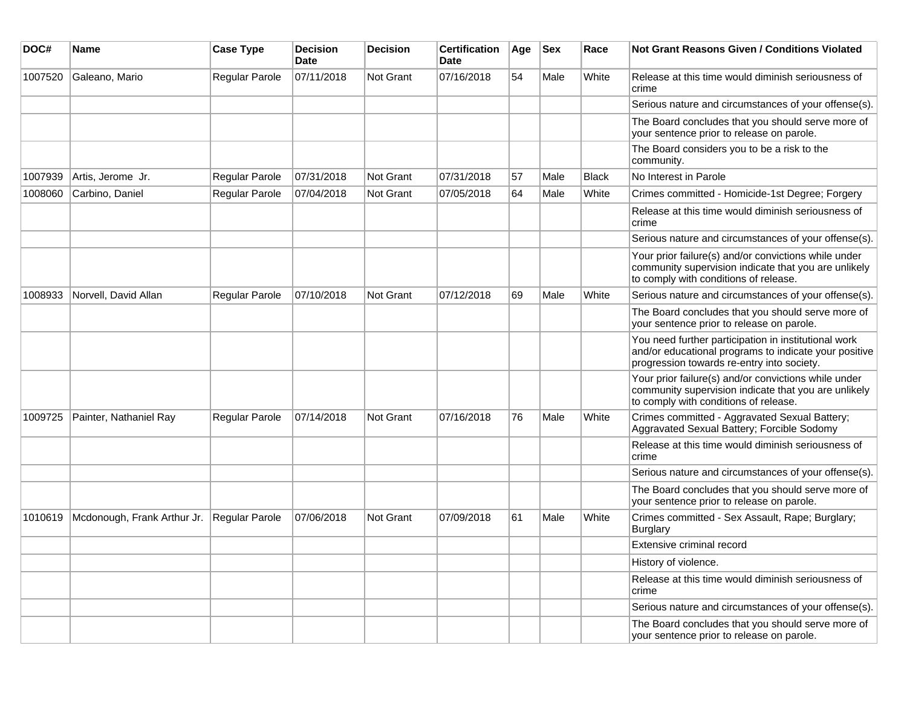| DOC# | Name | Case Type | Decision Date | Decision | Certification Date | Age | Sex | Race | Not Grant Reasons Given / Conditions Violated |
|---|---|---|---|---|---|---|---|---|---|
| 1007520 | Galeano, Mario | Regular Parole | 07/11/2018 | Not Grant | 07/16/2018 | 54 | Male | White | Release at this time would diminish seriousness of crime |
| | | | | | | | | | Serious nature and circumstances of your offense(s). |
| | | | | | | | | | The Board concludes that you should serve more of your sentence prior to release on parole. |
| | | | | | | | | | The Board considers you to be a risk to the community. |
| 1007939 | Artis, Jerome Jr. | Regular Parole | 07/31/2018 | Not Grant | 07/31/2018 | 57 | Male | Black | No Interest in Parole |
| 1008060 | Carbino, Daniel | Regular Parole | 07/04/2018 | Not Grant | 07/05/2018 | 64 | Male | White | Crimes committed - Homicide-1st Degree; Forgery |
| | | | | | | | | | Release at this time would diminish seriousness of crime |
| | | | | | | | | | Serious nature and circumstances of your offense(s). |
| | | | | | | | | | Your prior failure(s) and/or convictions while under community supervision indicate that you are unlikely to comply with conditions of release. |
| 1008933 | Norvell, David Allan | Regular Parole | 07/10/2018 | Not Grant | 07/12/2018 | 69 | Male | White | Serious nature and circumstances of your offense(s). |
| | | | | | | | | | The Board concludes that you should serve more of your sentence prior to release on parole. |
| | | | | | | | | | You need further participation in institutional work and/or educational programs to indicate your positive progression towards re-entry into society. |
| | | | | | | | | | Your prior failure(s) and/or convictions while under community supervision indicate that you are unlikely to comply with conditions of release. |
| 1009725 | Painter, Nathaniel Ray | Regular Parole | 07/14/2018 | Not Grant | 07/16/2018 | 76 | Male | White | Crimes committed - Aggravated Sexual Battery; Aggravated Sexual Battery; Forcible Sodomy |
| | | | | | | | | | Release at this time would diminish seriousness of crime |
| | | | | | | | | | Serious nature and circumstances of your offense(s). |
| | | | | | | | | | The Board concludes that you should serve more of your sentence prior to release on parole. |
| 1010619 | Mcdonough, Frank Arthur Jr. | Regular Parole | 07/06/2018 | Not Grant | 07/09/2018 | 61 | Male | White | Crimes committed - Sex Assault, Rape; Burglary; Burglary |
| | | | | | | | | | Extensive criminal record |
| | | | | | | | | | History of violence. |
| | | | | | | | | | Release at this time would diminish seriousness of crime |
| | | | | | | | | | Serious nature and circumstances of your offense(s). |
| | | | | | | | | | The Board concludes that you should serve more of your sentence prior to release on parole. |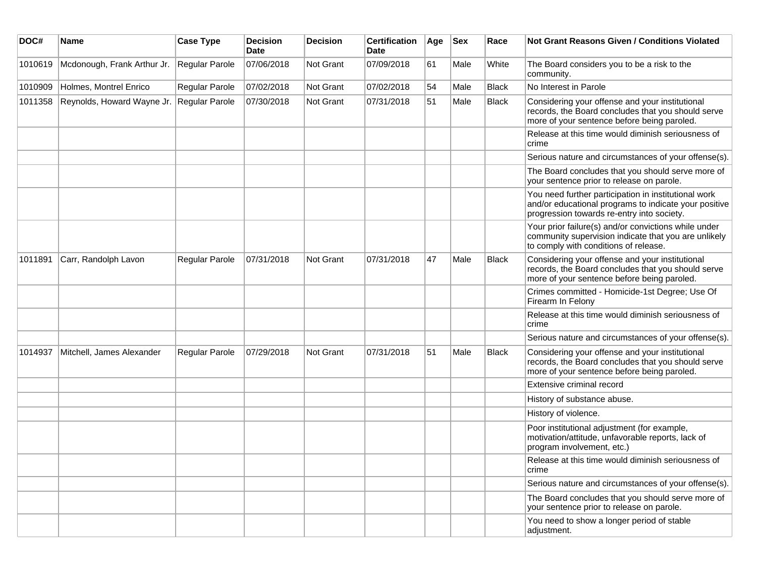| DOC# | Name | Case Type | Decision Date | Decision | Certification Date | Age | Sex | Race | Not Grant Reasons Given / Conditions Violated |
|---|---|---|---|---|---|---|---|---|---|
| 1010619 | Mcdonough, Frank Arthur Jr. | Regular Parole | 07/06/2018 | Not Grant | 07/09/2018 | 61 | Male | White | The Board considers you to be a risk to the community. |
| 1010909 | Holmes, Montrel Enrico | Regular Parole | 07/02/2018 | Not Grant | 07/02/2018 | 54 | Male | Black | No Interest in Parole |
| 1011358 | Reynolds, Howard Wayne Jr. | Regular Parole | 07/30/2018 | Not Grant | 07/31/2018 | 51 | Male | Black | Considering your offense and your institutional records, the Board concludes that you should serve more of your sentence before being paroled. |
| | | | | | | | | | Release at this time would diminish seriousness of crime |
| | | | | | | | | | Serious nature and circumstances of your offense(s). |
| | | | | | | | | | The Board concludes that you should serve more of your sentence prior to release on parole. |
| | | | | | | | | | You need further participation in institutional work and/or educational programs to indicate your positive progression towards re-entry into society. |
| | | | | | | | | | Your prior failure(s) and/or convictions while under community supervision indicate that you are unlikely to comply with conditions of release. |
| 1011891 | Carr, Randolph Lavon | Regular Parole | 07/31/2018 | Not Grant | 07/31/2018 | 47 | Male | Black | Considering your offense and your institutional records, the Board concludes that you should serve more of your sentence before being paroled. |
| | | | | | | | | | Crimes committed - Homicide-1st Degree; Use Of Firearm In Felony |
| | | | | | | | | | Release at this time would diminish seriousness of crime |
| | | | | | | | | | Serious nature and circumstances of your offense(s). |
| 1014937 | Mitchell, James Alexander | Regular Parole | 07/29/2018 | Not Grant | 07/31/2018 | 51 | Male | Black | Considering your offense and your institutional records, the Board concludes that you should serve more of your sentence before being paroled. |
| | | | | | | | | | Extensive criminal record |
| | | | | | | | | | History of substance abuse. |
| | | | | | | | | | History of violence. |
| | | | | | | | | | Poor institutional adjustment (for example, motivation/attitude, unfavorable reports, lack of program involvement, etc.) |
| | | | | | | | | | Release at this time would diminish seriousness of crime |
| | | | | | | | | | Serious nature and circumstances of your offense(s). |
| | | | | | | | | | The Board concludes that you should serve more of your sentence prior to release on parole. |
| | | | | | | | | | You need to show a longer period of stable adjustment. |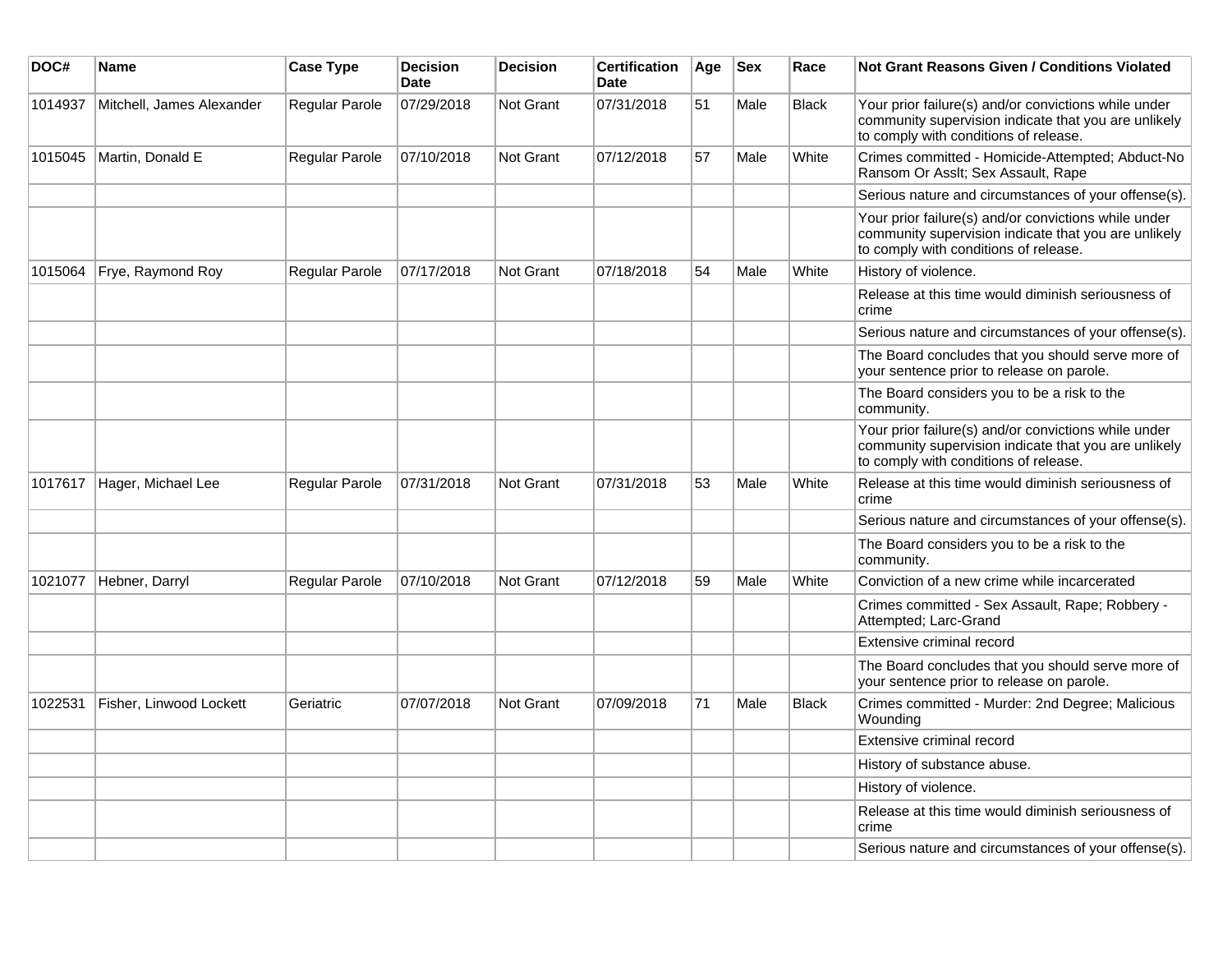| DOC# | Name | Case Type | Decision Date | Decision | Certification Date | Age | Sex | Race | Not Grant Reasons Given / Conditions Violated |
|---|---|---|---|---|---|---|---|---|---|
| 1014937 | Mitchell, James Alexander | Regular Parole | 07/29/2018 | Not Grant | 07/31/2018 | 51 | Male | Black | Your prior failure(s) and/or convictions while under community supervision indicate that you are unlikely to comply with conditions of release. |
| 1015045 | Martin, Donald E | Regular Parole | 07/10/2018 | Not Grant | 07/12/2018 | 57 | Male | White | Crimes committed - Homicide-Attempted; Abduct-No Ransom Or Asslt; Sex Assault, Rape |
| | | | | | | | | | Serious nature and circumstances of your offense(s). |
| | | | | | | | | | Your prior failure(s) and/or convictions while under community supervision indicate that you are unlikely to comply with conditions of release. |
| 1015064 | Frye, Raymond Roy | Regular Parole | 07/17/2018 | Not Grant | 07/18/2018 | 54 | Male | White | History of violence. |
| | | | | | | | | | Release at this time would diminish seriousness of crime |
| | | | | | | | | | Serious nature and circumstances of your offense(s). |
| | | | | | | | | | The Board concludes that you should serve more of your sentence prior to release on parole. |
| | | | | | | | | | The Board considers you to be a risk to the community. |
| | | | | | | | | | Your prior failure(s) and/or convictions while under community supervision indicate that you are unlikely to comply with conditions of release. |
| 1017617 | Hager, Michael Lee | Regular Parole | 07/31/2018 | Not Grant | 07/31/2018 | 53 | Male | White | Release at this time would diminish seriousness of crime |
| | | | | | | | | | Serious nature and circumstances of your offense(s). |
| | | | | | | | | | The Board considers you to be a risk to the community. |
| 1021077 | Hebner, Darryl | Regular Parole | 07/10/2018 | Not Grant | 07/12/2018 | 59 | Male | White | Conviction of a new crime while incarcerated |
| | | | | | | | | | Crimes committed - Sex Assault, Rape; Robbery - Attempted; Larc-Grand |
| | | | | | | | | | Extensive criminal record |
| | | | | | | | | | The Board concludes that you should serve more of your sentence prior to release on parole. |
| 1022531 | Fisher, Linwood Lockett | Geriatric | 07/07/2018 | Not Grant | 07/09/2018 | 71 | Male | Black | Crimes committed - Murder: 2nd Degree; Malicious Wounding |
| | | | | | | | | | Extensive criminal record |
| | | | | | | | | | History of substance abuse. |
| | | | | | | | | | History of violence. |
| | | | | | | | | | Release at this time would diminish seriousness of crime |
| | | | | | | | | | Serious nature and circumstances of your offense(s). |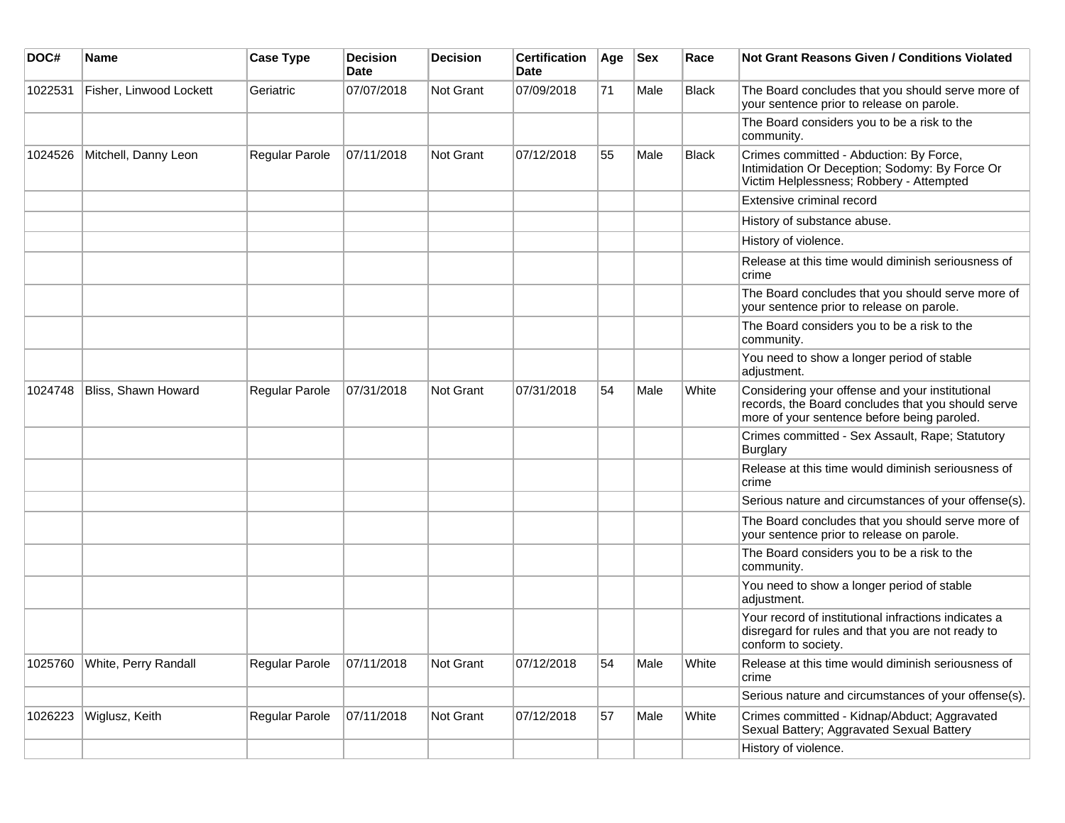| DOC# | Name | Case Type | Decision Date | Decision | Certification Date | Age | Sex | Race | Not Grant Reasons Given / Conditions Violated |
|---|---|---|---|---|---|---|---|---|---|
| 1022531 | Fisher, Linwood Lockett | Geriatric | 07/07/2018 | Not Grant | 07/09/2018 | 71 | Male | Black | The Board concludes that you should serve more of your sentence prior to release on parole. |
| | | | | | | | | | The Board considers you to be a risk to the community. |
| 1024526 | Mitchell, Danny Leon | Regular Parole | 07/11/2018 | Not Grant | 07/12/2018 | 55 | Male | Black | Crimes committed - Abduction: By Force, Intimidation Or Deception; Sodomy: By Force Or Victim Helplessness; Robbery - Attempted |
| | | | | | | | | | Extensive criminal record |
| | | | | | | | | | History of substance abuse. |
| | | | | | | | | | History of violence. |
| | | | | | | | | | Release at this time would diminish seriousness of crime |
| | | | | | | | | | The Board concludes that you should serve more of your sentence prior to release on parole. |
| | | | | | | | | | The Board considers you to be a risk to the community. |
| | | | | | | | | | You need to show a longer period of stable adjustment. |
| 1024748 | Bliss, Shawn Howard | Regular Parole | 07/31/2018 | Not Grant | 07/31/2018 | 54 | Male | White | Considering your offense and your institutional records, the Board concludes that you should serve more of your sentence before being paroled. |
| | | | | | | | | | Crimes committed - Sex Assault, Rape; Statutory Burglary |
| | | | | | | | | | Release at this time would diminish seriousness of crime |
| | | | | | | | | | Serious nature and circumstances of your offense(s). |
| | | | | | | | | | The Board concludes that you should serve more of your sentence prior to release on parole. |
| | | | | | | | | | The Board considers you to be a risk to the community. |
| | | | | | | | | | You need to show a longer period of stable adjustment. |
| | | | | | | | | | Your record of institutional infractions indicates a disregard for rules and that you are not ready to conform to society. |
| 1025760 | White, Perry Randall | Regular Parole | 07/11/2018 | Not Grant | 07/12/2018 | 54 | Male | White | Release at this time would diminish seriousness of crime |
| | | | | | | | | | Serious nature and circumstances of your offense(s). |
| 1026223 | Wiglusz, Keith | Regular Parole | 07/11/2018 | Not Grant | 07/12/2018 | 57 | Male | White | Crimes committed - Kidnap/Abduct; Aggravated Sexual Battery; Aggravated Sexual Battery |
| | | | | | | | | | History of violence. |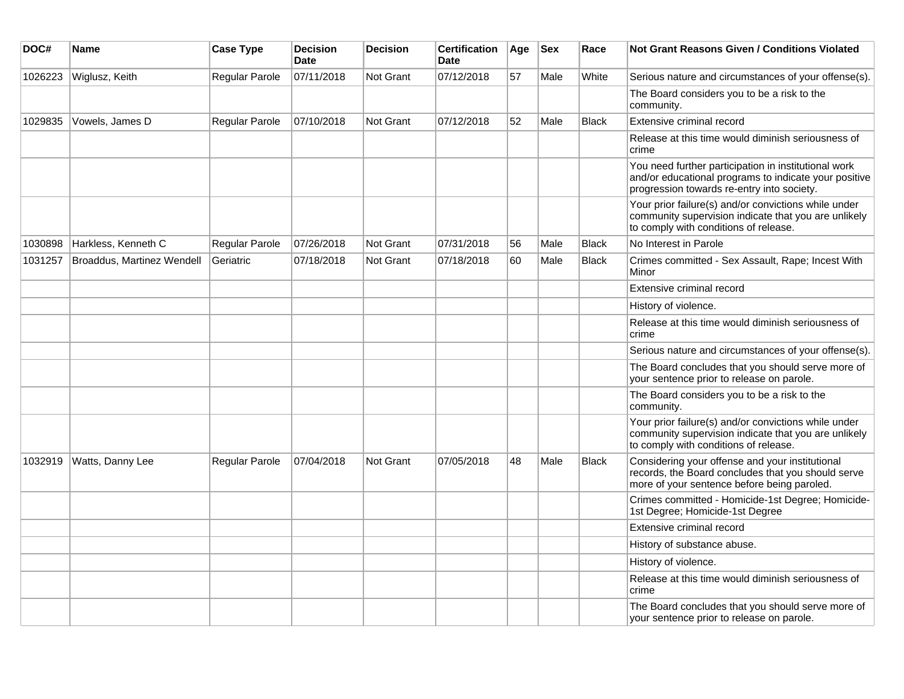| DOC# | Name | Case Type | Decision Date | Decision | Certification Date | Age | Sex | Race | Not Grant Reasons Given / Conditions Violated |
|---|---|---|---|---|---|---|---|---|---|
| 1026223 | Wiglusz, Keith | Regular Parole | 07/11/2018 | Not Grant | 07/12/2018 | 57 | Male | White | Serious nature and circumstances of your offense(s). |
| | | | | | | | | | The Board considers you to be a risk to the community. |
| 1029835 | Vowels, James D | Regular Parole | 07/10/2018 | Not Grant | 07/12/2018 | 52 | Male | Black | Extensive criminal record |
| | | | | | | | | | Release at this time would diminish seriousness of crime |
| | | | | | | | | | You need further participation in institutional work and/or educational programs to indicate your positive progression towards re-entry into society. |
| | | | | | | | | | Your prior failure(s) and/or convictions while under community supervision indicate that you are unlikely to comply with conditions of release. |
| 1030898 | Harkless, Kenneth C | Regular Parole | 07/26/2018 | Not Grant | 07/31/2018 | 56 | Male | Black | No Interest in Parole |
| 1031257 | Broaddus, Martinez Wendell | Geriatric | 07/18/2018 | Not Grant | 07/18/2018 | 60 | Male | Black | Crimes committed - Sex Assault, Rape; Incest With Minor |
| | | | | | | | | | Extensive criminal record |
| | | | | | | | | | History of violence. |
| | | | | | | | | | Release at this time would diminish seriousness of crime |
| | | | | | | | | | Serious nature and circumstances of your offense(s). |
| | | | | | | | | | The Board concludes that you should serve more of your sentence prior to release on parole. |
| | | | | | | | | | The Board considers you to be a risk to the community. |
| | | | | | | | | | Your prior failure(s) and/or convictions while under community supervision indicate that you are unlikely to comply with conditions of release. |
| 1032919 | Watts, Danny Lee | Regular Parole | 07/04/2018 | Not Grant | 07/05/2018 | 48 | Male | Black | Considering your offense and your institutional records, the Board concludes that you should serve more of your sentence before being paroled. |
| | | | | | | | | | Crimes committed - Homicide-1st Degree; Homicide-1st Degree; Homicide-1st Degree |
| | | | | | | | | | Extensive criminal record |
| | | | | | | | | | History of substance abuse. |
| | | | | | | | | | History of violence. |
| | | | | | | | | | Release at this time would diminish seriousness of crime |
| | | | | | | | | | The Board concludes that you should serve more of your sentence prior to release on parole. |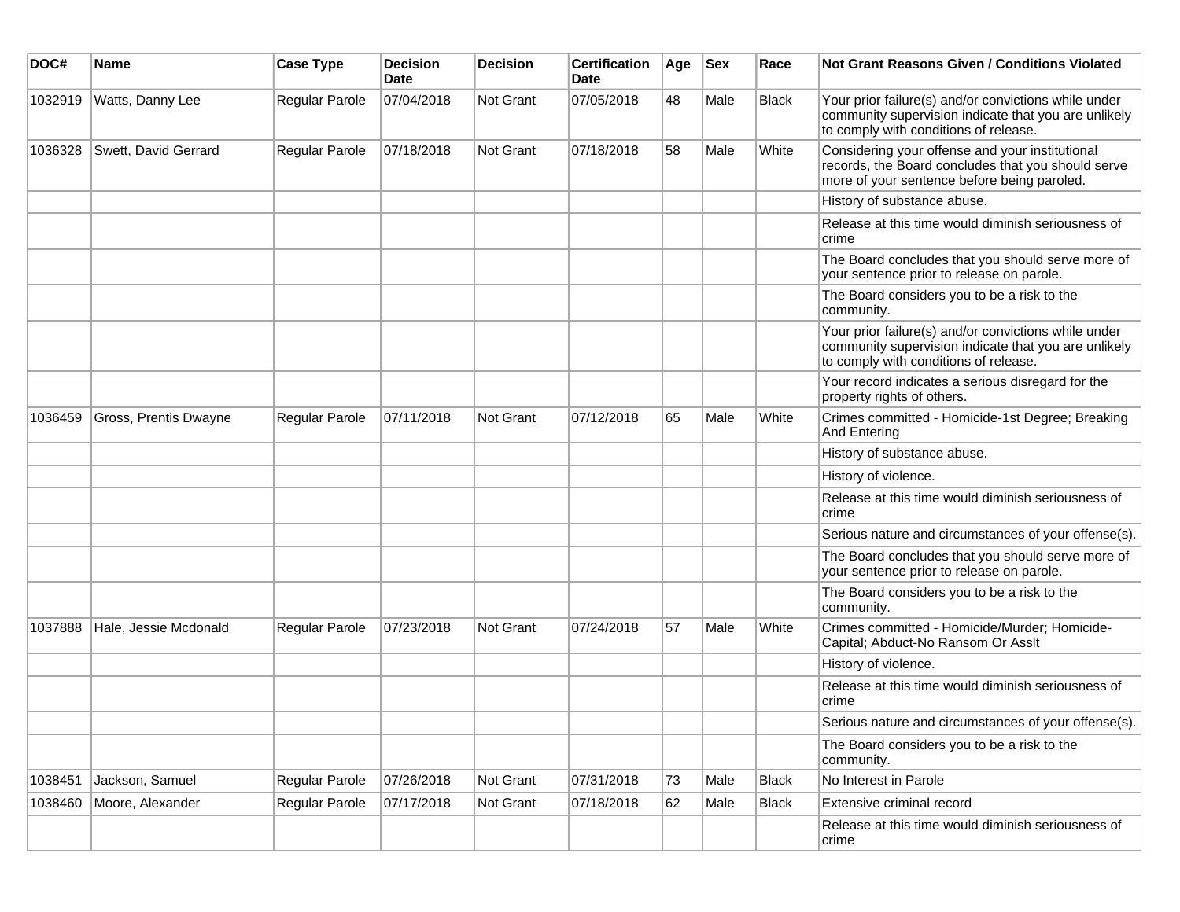| DOC# | Name | Case Type | Decision Date | Decision | Certification Date | Age | Sex | Race | Not Grant Reasons Given / Conditions Violated |
|---|---|---|---|---|---|---|---|---|---|
| 1032919 | Watts, Danny Lee | Regular Parole | 07/04/2018 | Not Grant | 07/05/2018 | 48 | Male | Black | Your prior failure(s) and/or convictions while under community supervision indicate that you are unlikely to comply with conditions of release. |
| 1036328 | Swett, David Gerrard | Regular Parole | 07/18/2018 | Not Grant | 07/18/2018 | 58 | Male | White | Considering your offense and your institutional records, the Board concludes that you should serve more of your sentence before being paroled. |
| | | | | | | | | | History of substance abuse. |
| | | | | | | | | | Release at this time would diminish seriousness of crime |
| | | | | | | | | | The Board concludes that you should serve more of your sentence prior to release on parole. |
| | | | | | | | | | The Board considers you to be a risk to the community. |
| | | | | | | | | | Your prior failure(s) and/or convictions while under community supervision indicate that you are unlikely to comply with conditions of release. |
| | | | | | | | | | Your record indicates a serious disregard for the property rights of others. |
| 1036459 | Gross, Prentis Dwayne | Regular Parole | 07/11/2018 | Not Grant | 07/12/2018 | 65 | Male | White | Crimes committed - Homicide-1st Degree; Breaking And Entering |
| | | | | | | | | | History of substance abuse. |
| | | | | | | | | | History of violence. |
| | | | | | | | | | Release at this time would diminish seriousness of crime |
| | | | | | | | | | Serious nature and circumstances of your offense(s). |
| | | | | | | | | | The Board concludes that you should serve more of your sentence prior to release on parole. |
| | | | | | | | | | The Board considers you to be a risk to the community. |
| 1037888 | Hale, Jessie Mcdonald | Regular Parole | 07/23/2018 | Not Grant | 07/24/2018 | 57 | Male | White | Crimes committed - Homicide/Murder; Homicide-Capital; Abduct-No Ransom Or Asslt |
| | | | | | | | | | History of violence. |
| | | | | | | | | | Release at this time would diminish seriousness of crime |
| | | | | | | | | | Serious nature and circumstances of your offense(s). |
| | | | | | | | | | The Board considers you to be a risk to the community. |
| 1038451 | Jackson, Samuel | Regular Parole | 07/26/2018 | Not Grant | 07/31/2018 | 73 | Male | Black | No Interest in Parole |
| 1038460 | Moore, Alexander | Regular Parole | 07/17/2018 | Not Grant | 07/18/2018 | 62 | Male | Black | Extensive criminal record |
| | | | | | | | | | Release at this time would diminish seriousness of crime |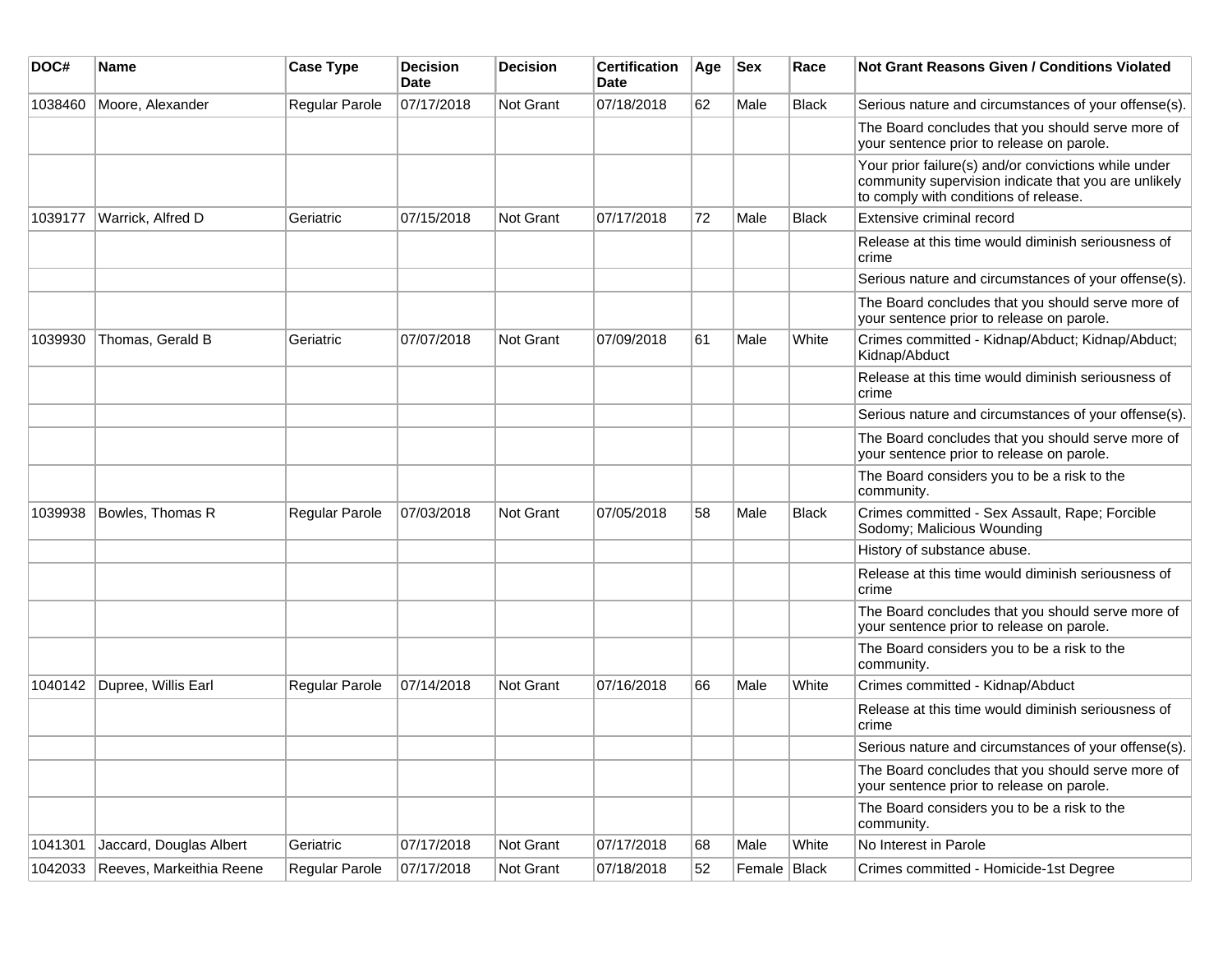| DOC# | Name | Case Type | Decision Date | Decision | Certification Date | Age | Sex | Race | Not Grant Reasons Given / Conditions Violated |
|---|---|---|---|---|---|---|---|---|---|
| 1038460 | Moore, Alexander | Regular Parole | 07/17/2018 | Not Grant | 07/18/2018 | 62 | Male | Black | Serious nature and circumstances of your offense(s). |
| | | | | | | | | | The Board concludes that you should serve more of your sentence prior to release on parole. |
| | | | | | | | | | Your prior failure(s) and/or convictions while under community supervision indicate that you are unlikely to comply with conditions of release. |
| 1039177 | Warrick, Alfred D | Geriatric | 07/15/2018 | Not Grant | 07/17/2018 | 72 | Male | Black | Extensive criminal record |
| | | | | | | | | | Release at this time would diminish seriousness of crime |
| | | | | | | | | | Serious nature and circumstances of your offense(s). |
| | | | | | | | | | The Board concludes that you should serve more of your sentence prior to release on parole. |
| 1039930 | Thomas, Gerald B | Geriatric | 07/07/2018 | Not Grant | 07/09/2018 | 61 | Male | White | Crimes committed - Kidnap/Abduct; Kidnap/Abduct; Kidnap/Abduct |
| | | | | | | | | | Release at this time would diminish seriousness of crime |
| | | | | | | | | | Serious nature and circumstances of your offense(s). |
| | | | | | | | | | The Board concludes that you should serve more of your sentence prior to release on parole. |
| | | | | | | | | | The Board considers you to be a risk to the community. |
| 1039938 | Bowles, Thomas R | Regular Parole | 07/03/2018 | Not Grant | 07/05/2018 | 58 | Male | Black | Crimes committed - Sex Assault, Rape; Forcible Sodomy; Malicious Wounding |
| | | | | | | | | | History of substance abuse. |
| | | | | | | | | | Release at this time would diminish seriousness of crime |
| | | | | | | | | | The Board concludes that you should serve more of your sentence prior to release on parole. |
| | | | | | | | | | The Board considers you to be a risk to the community. |
| 1040142 | Dupree, Willis Earl | Regular Parole | 07/14/2018 | Not Grant | 07/16/2018 | 66 | Male | White | Crimes committed - Kidnap/Abduct |
| | | | | | | | | | Release at this time would diminish seriousness of crime |
| | | | | | | | | | Serious nature and circumstances of your offense(s). |
| | | | | | | | | | The Board concludes that you should serve more of your sentence prior to release on parole. |
| | | | | | | | | | The Board considers you to be a risk to the community. |
| 1041301 | Jaccard, Douglas Albert | Geriatric | 07/17/2018 | Not Grant | 07/17/2018 | 68 | Male | White | No Interest in Parole |
| 1042033 | Reeves, Markeithia Reene | Regular Parole | 07/17/2018 | Not Grant | 07/18/2018 | 52 | Female | Black | Crimes committed - Homicide-1st Degree |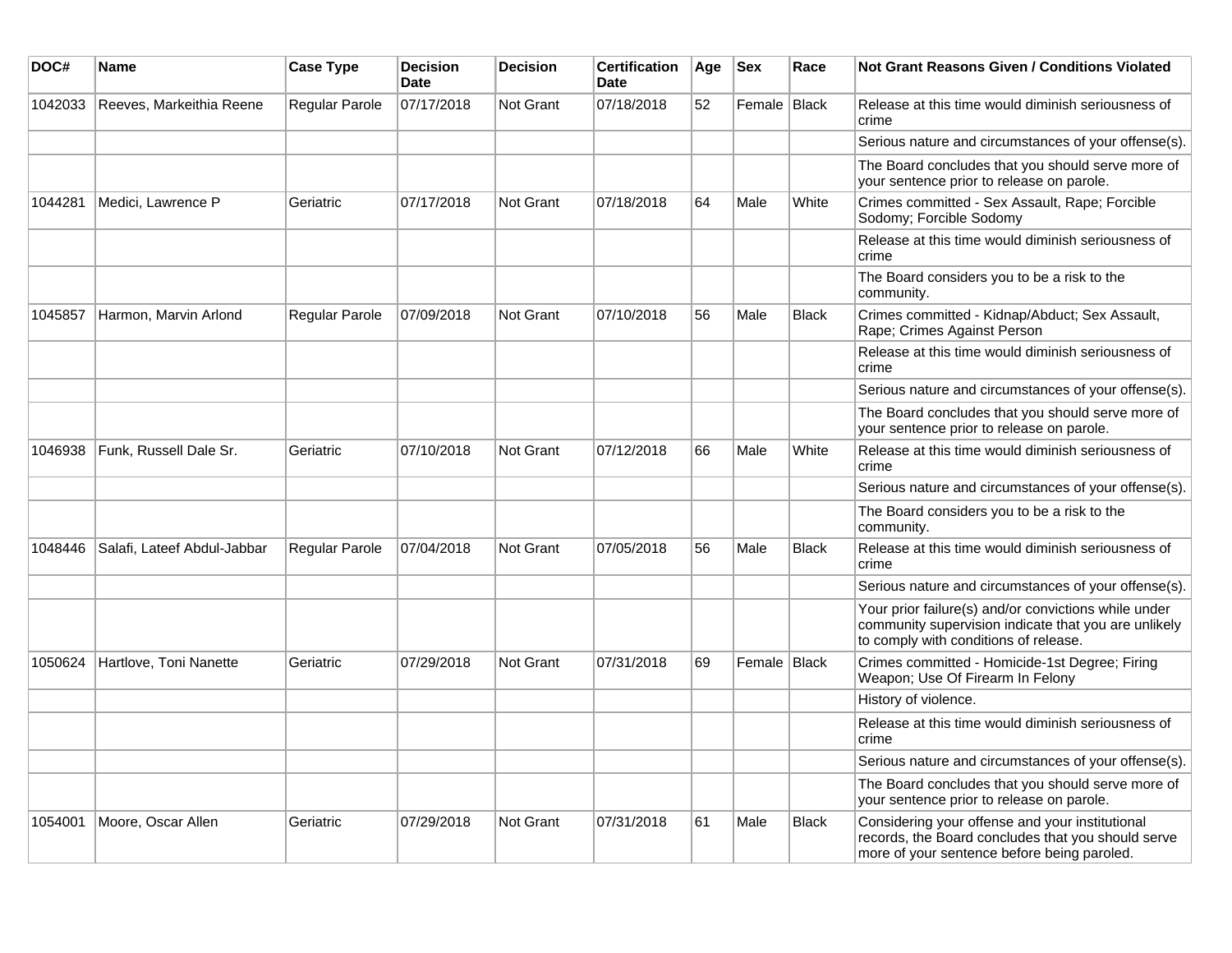| DOC# | Name | Case Type | Decision Date | Decision | Certification Date | Age | Sex | Race | Not Grant Reasons Given / Conditions Violated |
| --- | --- | --- | --- | --- | --- | --- | --- | --- | --- |
| 1042033 | Reeves, Markeithia Reene | Regular Parole | 07/17/2018 | Not Grant | 07/18/2018 | 52 | Female | Black | Release at this time would diminish seriousness of crime |
| | | | | | | | | | Serious nature and circumstances of your offense(s). |
| | | | | | | | | | The Board concludes that you should serve more of your sentence prior to release on parole. |
| 1044281 | Medici, Lawrence P | Geriatric | 07/17/2018 | Not Grant | 07/18/2018 | 64 | Male | White | Crimes committed - Sex Assault, Rape; Forcible Sodomy; Forcible Sodomy |
| | | | | | | | | | Release at this time would diminish seriousness of crime |
| | | | | | | | | | The Board considers you to be a risk to the community. |
| 1045857 | Harmon, Marvin Arlond | Regular Parole | 07/09/2018 | Not Grant | 07/10/2018 | 56 | Male | Black | Crimes committed - Kidnap/Abduct; Sex Assault, Rape; Crimes Against Person |
| | | | | | | | | | Release at this time would diminish seriousness of crime |
| | | | | | | | | | Serious nature and circumstances of your offense(s). |
| | | | | | | | | | The Board concludes that you should serve more of your sentence prior to release on parole. |
| 1046938 | Funk, Russell Dale Sr. | Geriatric | 07/10/2018 | Not Grant | 07/12/2018 | 66 | Male | White | Release at this time would diminish seriousness of crime |
| | | | | | | | | | Serious nature and circumstances of your offense(s). |
| | | | | | | | | | The Board considers you to be a risk to the community. |
| 1048446 | Salafi, Lateef Abdul-Jabbar | Regular Parole | 07/04/2018 | Not Grant | 07/05/2018 | 56 | Male | Black | Release at this time would diminish seriousness of crime |
| | | | | | | | | | Serious nature and circumstances of your offense(s). |
| | | | | | | | | | Your prior failure(s) and/or convictions while under community supervision indicate that you are unlikely to comply with conditions of release. |
| 1050624 | Hartlove, Toni Nanette | Geriatric | 07/29/2018 | Not Grant | 07/31/2018 | 69 | Female | Black | Crimes committed - Homicide-1st Degree; Firing Weapon; Use Of Firearm In Felony |
| | | | | | | | | | History of violence. |
| | | | | | | | | | Release at this time would diminish seriousness of crime |
| | | | | | | | | | Serious nature and circumstances of your offense(s). |
| | | | | | | | | | The Board concludes that you should serve more of your sentence prior to release on parole. |
| 1054001 | Moore, Oscar Allen | Geriatric | 07/29/2018 | Not Grant | 07/31/2018 | 61 | Male | Black | Considering your offense and your institutional records, the Board concludes that you should serve more of your sentence before being paroled. |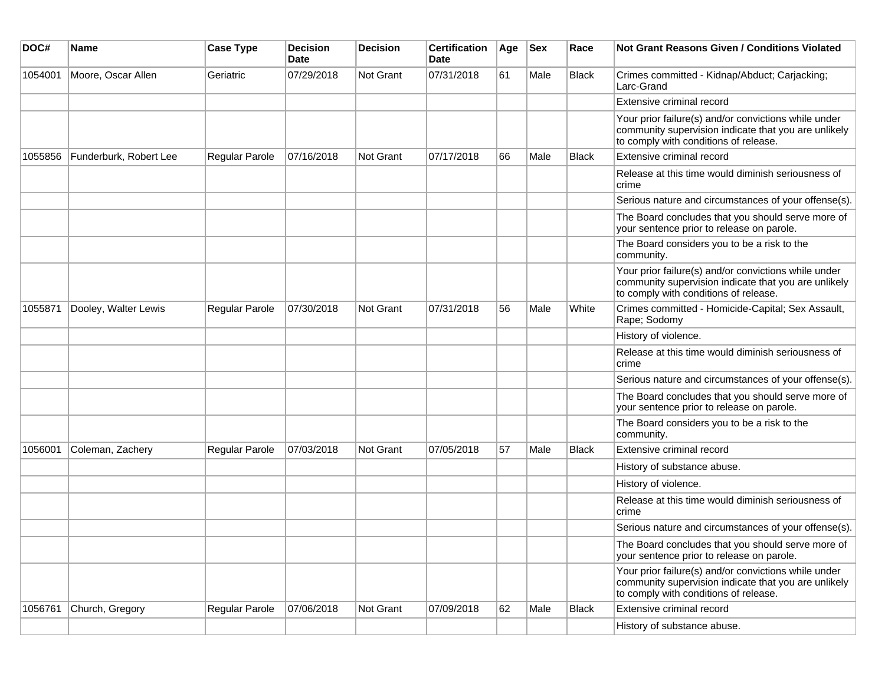| DOC# | Name | Case Type | Decision Date | Decision | Certification Date | Age | Sex | Race | Not Grant Reasons Given / Conditions Violated |
|---|---|---|---|---|---|---|---|---|---|
| 1054001 | Moore, Oscar Allen | Geriatric | 07/29/2018 | Not Grant | 07/31/2018 | 61 | Male | Black | Crimes committed - Kidnap/Abduct; Carjacking; Larc-Grand |
| | | | | | | | | | Extensive criminal record |
| | | | | | | | | | Your prior failure(s) and/or convictions while under community supervision indicate that you are unlikely to comply with conditions of release. |
| 1055856 | Funderburk, Robert Lee | Regular Parole | 07/16/2018 | Not Grant | 07/17/2018 | 66 | Male | Black | Extensive criminal record |
| | | | | | | | | | Release at this time would diminish seriousness of crime |
| | | | | | | | | | Serious nature and circumstances of your offense(s). |
| | | | | | | | | | The Board concludes that you should serve more of your sentence prior to release on parole. |
| | | | | | | | | | The Board considers you to be a risk to the community. |
| | | | | | | | | | Your prior failure(s) and/or convictions while under community supervision indicate that you are unlikely to comply with conditions of release. |
| 1055871 | Dooley, Walter Lewis | Regular Parole | 07/30/2018 | Not Grant | 07/31/2018 | 56 | Male | White | Crimes committed - Homicide-Capital; Sex Assault, Rape; Sodomy |
| | | | | | | | | | History of violence. |
| | | | | | | | | | Release at this time would diminish seriousness of crime |
| | | | | | | | | | Serious nature and circumstances of your offense(s). |
| | | | | | | | | | The Board concludes that you should serve more of your sentence prior to release on parole. |
| | | | | | | | | | The Board considers you to be a risk to the community. |
| 1056001 | Coleman, Zachery | Regular Parole | 07/03/2018 | Not Grant | 07/05/2018 | 57 | Male | Black | Extensive criminal record |
| | | | | | | | | | History of substance abuse. |
| | | | | | | | | | History of violence. |
| | | | | | | | | | Release at this time would diminish seriousness of crime |
| | | | | | | | | | Serious nature and circumstances of your offense(s). |
| | | | | | | | | | The Board concludes that you should serve more of your sentence prior to release on parole. |
| | | | | | | | | | Your prior failure(s) and/or convictions while under community supervision indicate that you are unlikely to comply with conditions of release. |
| 1056761 | Church, Gregory | Regular Parole | 07/06/2018 | Not Grant | 07/09/2018 | 62 | Male | Black | Extensive criminal record |
| | | | | | | | | | History of substance abuse. |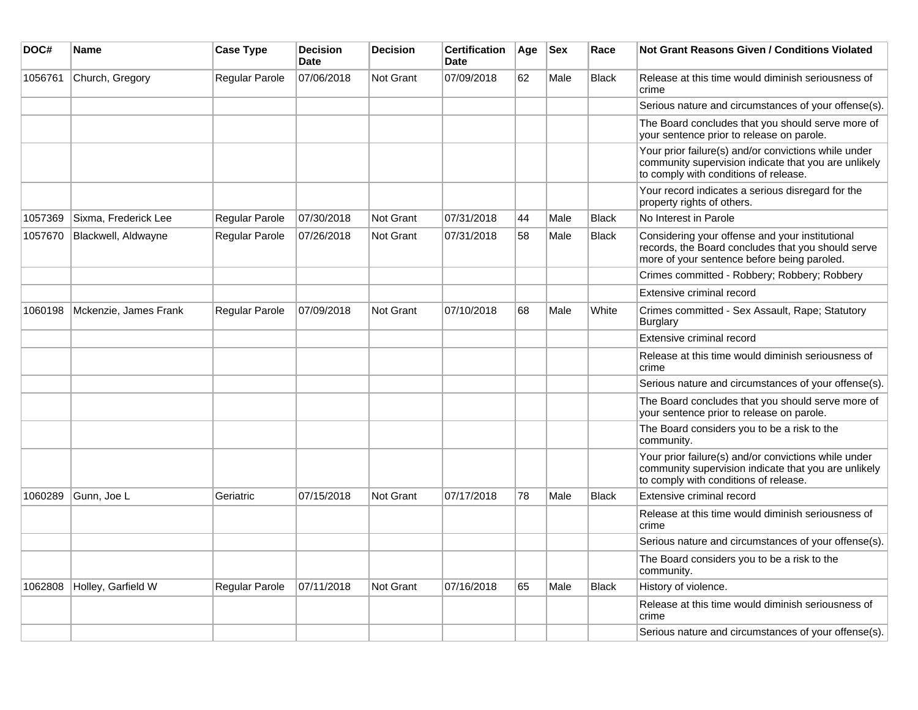| DOC# | Name | Case Type | Decision Date | Decision | Certification Date | Age | Sex | Race | Not Grant Reasons Given / Conditions Violated |
|---|---|---|---|---|---|---|---|---|---|
| 1056761 | Church, Gregory | Regular Parole | 07/06/2018 | Not Grant | 07/09/2018 | 62 | Male | Black | Release at this time would diminish seriousness of crime |
| | | | | | | | | | Serious nature and circumstances of your offense(s). |
| | | | | | | | | | The Board concludes that you should serve more of your sentence prior to release on parole. |
| | | | | | | | | | Your prior failure(s) and/or convictions while under community supervision indicate that you are unlikely to comply with conditions of release. |
| | | | | | | | | | Your record indicates a serious disregard for the property rights of others. |
| 1057369 | Sixma, Frederick Lee | Regular Parole | 07/30/2018 | Not Grant | 07/31/2018 | 44 | Male | Black | No Interest in Parole |
| 1057670 | Blackwell, Aldwayne | Regular Parole | 07/26/2018 | Not Grant | 07/31/2018 | 58 | Male | Black | Considering your offense and your institutional records, the Board concludes that you should serve more of your sentence before being paroled. |
| | | | | | | | | | Crimes committed - Robbery; Robbery; Robbery |
| | | | | | | | | | Extensive criminal record |
| 1060198 | Mckenzie, James Frank | Regular Parole | 07/09/2018 | Not Grant | 07/10/2018 | 68 | Male | White | Crimes committed - Sex Assault, Rape; Statutory Burglary |
| | | | | | | | | | Extensive criminal record |
| | | | | | | | | | Release at this time would diminish seriousness of crime |
| | | | | | | | | | Serious nature and circumstances of your offense(s). |
| | | | | | | | | | The Board concludes that you should serve more of your sentence prior to release on parole. |
| | | | | | | | | | The Board considers you to be a risk to the community. |
| | | | | | | | | | Your prior failure(s) and/or convictions while under community supervision indicate that you are unlikely to comply with conditions of release. |
| 1060289 | Gunn, Joe L | Geriatric | 07/15/2018 | Not Grant | 07/17/2018 | 78 | Male | Black | Extensive criminal record |
| | | | | | | | | | Release at this time would diminish seriousness of crime |
| | | | | | | | | | Serious nature and circumstances of your offense(s). |
| | | | | | | | | | The Board considers you to be a risk to the community. |
| 1062808 | Holley, Garfield W | Regular Parole | 07/11/2018 | Not Grant | 07/16/2018 | 65 | Male | Black | History of violence. |
| | | | | | | | | | Release at this time would diminish seriousness of crime |
| | | | | | | | | | Serious nature and circumstances of your offense(s). |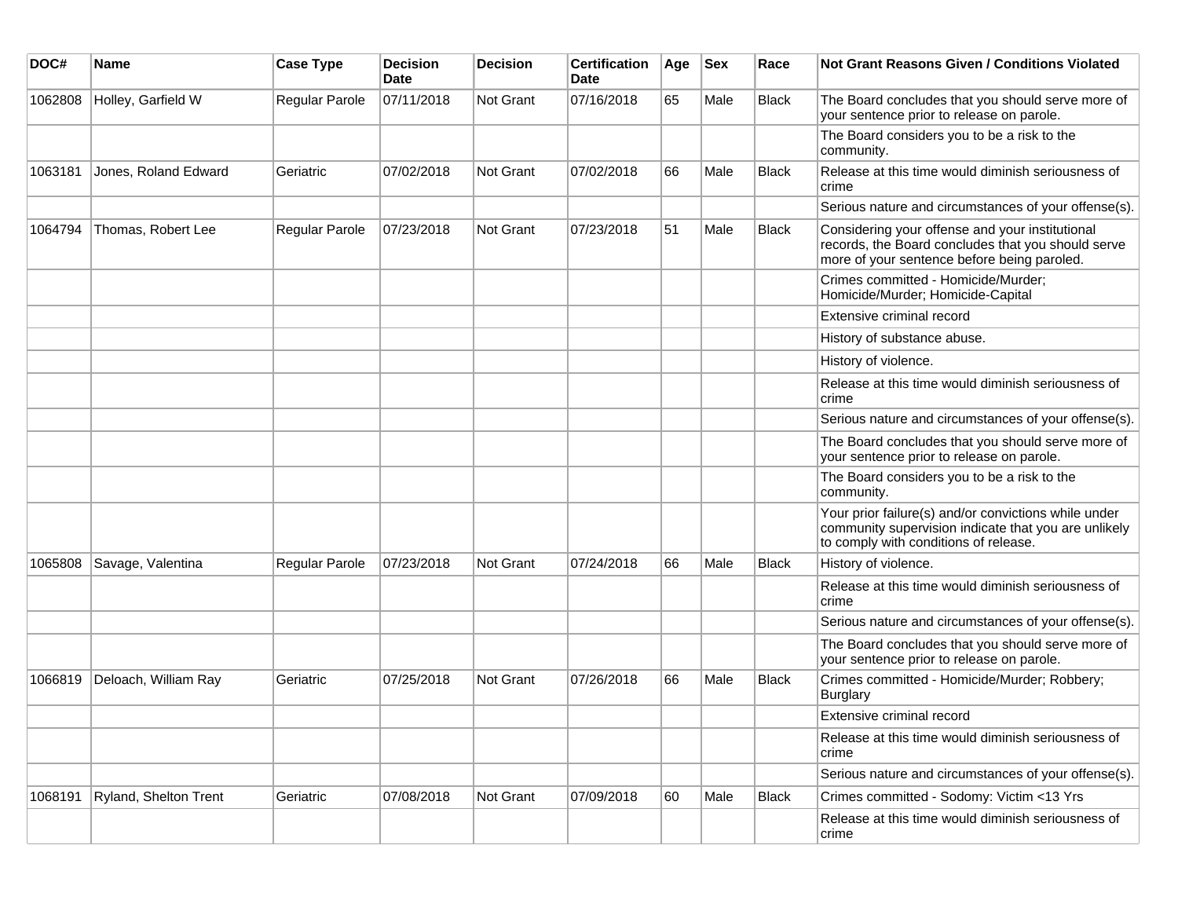| DOC# | Name | Case Type | Decision Date | Decision | Certification Date | Age | Sex | Race | Not Grant Reasons Given / Conditions Violated |
|---|---|---|---|---|---|---|---|---|---|
| 1062808 | Holley, Garfield W | Regular Parole | 07/11/2018 | Not Grant | 07/16/2018 | 65 | Male | Black | The Board concludes that you should serve more of your sentence prior to release on parole. |
| | | | | | | | | | The Board considers you to be a risk to the community. |
| 1063181 | Jones, Roland Edward | Geriatric | 07/02/2018 | Not Grant | 07/02/2018 | 66 | Male | Black | Release at this time would diminish seriousness of crime |
| | | | | | | | | | Serious nature and circumstances of your offense(s). |
| 1064794 | Thomas, Robert Lee | Regular Parole | 07/23/2018 | Not Grant | 07/23/2018 | 51 | Male | Black | Considering your offense and your institutional records, the Board concludes that you should serve more of your sentence before being paroled. |
| | | | | | | | | | Crimes committed - Homicide/Murder; Homicide/Murder; Homicide-Capital |
| | | | | | | | | | Extensive criminal record |
| | | | | | | | | | History of substance abuse. |
| | | | | | | | | | History of violence. |
| | | | | | | | | | Release at this time would diminish seriousness of crime |
| | | | | | | | | | Serious nature and circumstances of your offense(s). |
| | | | | | | | | | The Board concludes that you should serve more of your sentence prior to release on parole. |
| | | | | | | | | | The Board considers you to be a risk to the community. |
| | | | | | | | | | Your prior failure(s) and/or convictions while under community supervision indicate that you are unlikely to comply with conditions of release. |
| 1065808 | Savage, Valentina | Regular Parole | 07/23/2018 | Not Grant | 07/24/2018 | 66 | Male | Black | History of violence. |
| | | | | | | | | | Release at this time would diminish seriousness of crime |
| | | | | | | | | | Serious nature and circumstances of your offense(s). |
| | | | | | | | | | The Board concludes that you should serve more of your sentence prior to release on parole. |
| 1066819 | Deloach, William Ray | Geriatric | 07/25/2018 | Not Grant | 07/26/2018 | 66 | Male | Black | Crimes committed - Homicide/Murder; Robbery; Burglary |
| | | | | | | | | | Extensive criminal record |
| | | | | | | | | | Release at this time would diminish seriousness of crime |
| | | | | | | | | | Serious nature and circumstances of your offense(s). |
| 1068191 | Ryland, Shelton Trent | Geriatric | 07/08/2018 | Not Grant | 07/09/2018 | 60 | Male | Black | Crimes committed - Sodomy: Victim <13 Yrs |
| | | | | | | | | | Release at this time would diminish seriousness of crime |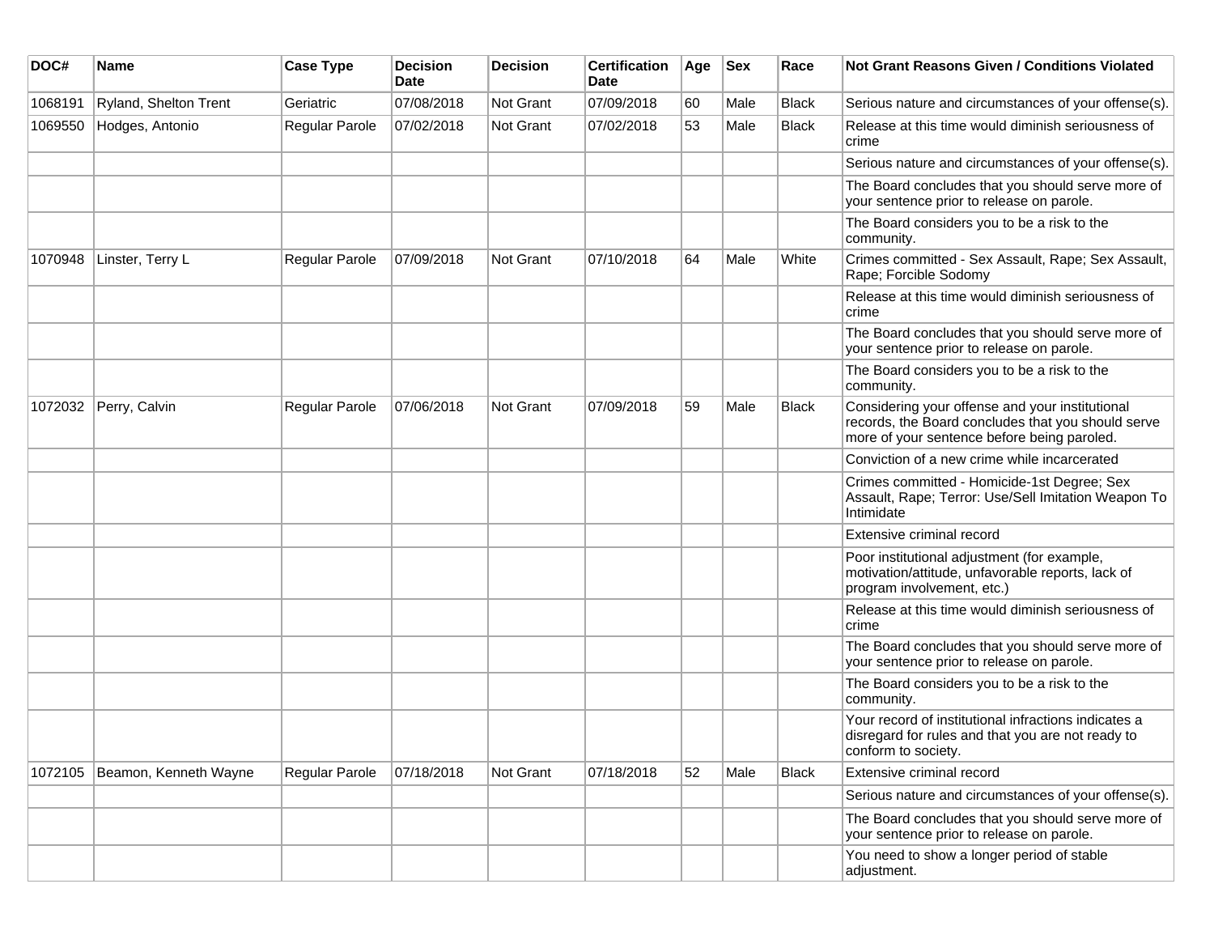| DOC# | Name | Case Type | Decision Date | Decision | Certification Date | Age | Sex | Race | Not Grant Reasons Given / Conditions Violated |
|---|---|---|---|---|---|---|---|---|---|
| 1068191 | Ryland, Shelton Trent | Geriatric | 07/08/2018 | Not Grant | 07/09/2018 | 60 | Male | Black | Serious nature and circumstances of your offense(s). |
| 1069550 | Hodges, Antonio | Regular Parole | 07/02/2018 | Not Grant | 07/02/2018 | 53 | Male | Black | Release at this time would diminish seriousness of crime |
| | | | | | | | | | Serious nature and circumstances of your offense(s). |
| | | | | | | | | | The Board concludes that you should serve more of your sentence prior to release on parole. |
| | | | | | | | | | The Board considers you to be a risk to the community. |
| 1070948 | Linster, Terry L | Regular Parole | 07/09/2018 | Not Grant | 07/10/2018 | 64 | Male | White | Crimes committed - Sex Assault, Rape; Sex Assault, Rape; Forcible Sodomy |
| | | | | | | | | | Release at this time would diminish seriousness of crime |
| | | | | | | | | | The Board concludes that you should serve more of your sentence prior to release on parole. |
| | | | | | | | | | The Board considers you to be a risk to the community. |
| 1072032 | Perry, Calvin | Regular Parole | 07/06/2018 | Not Grant | 07/09/2018 | 59 | Male | Black | Considering your offense and your institutional records, the Board concludes that you should serve more of your sentence before being paroled. |
| | | | | | | | | | Conviction of a new crime while incarcerated |
| | | | | | | | | | Crimes committed - Homicide-1st Degree; Sex Assault, Rape; Terror: Use/Sell Imitation Weapon To Intimidate |
| | | | | | | | | | Extensive criminal record |
| | | | | | | | | | Poor institutional adjustment (for example, motivation/attitude, unfavorable reports, lack of program involvement, etc.) |
| | | | | | | | | | Release at this time would diminish seriousness of crime |
| | | | | | | | | | The Board concludes that you should serve more of your sentence prior to release on parole. |
| | | | | | | | | | The Board considers you to be a risk to the community. |
| | | | | | | | | | Your record of institutional infractions indicates a disregard for rules and that you are not ready to conform to society. |
| 1072105 | Beamon, Kenneth Wayne | Regular Parole | 07/18/2018 | Not Grant | 07/18/2018 | 52 | Male | Black | Extensive criminal record |
| | | | | | | | | | Serious nature and circumstances of your offense(s). |
| | | | | | | | | | The Board concludes that you should serve more of your sentence prior to release on parole. |
| | | | | | | | | | You need to show a longer period of stable adjustment. |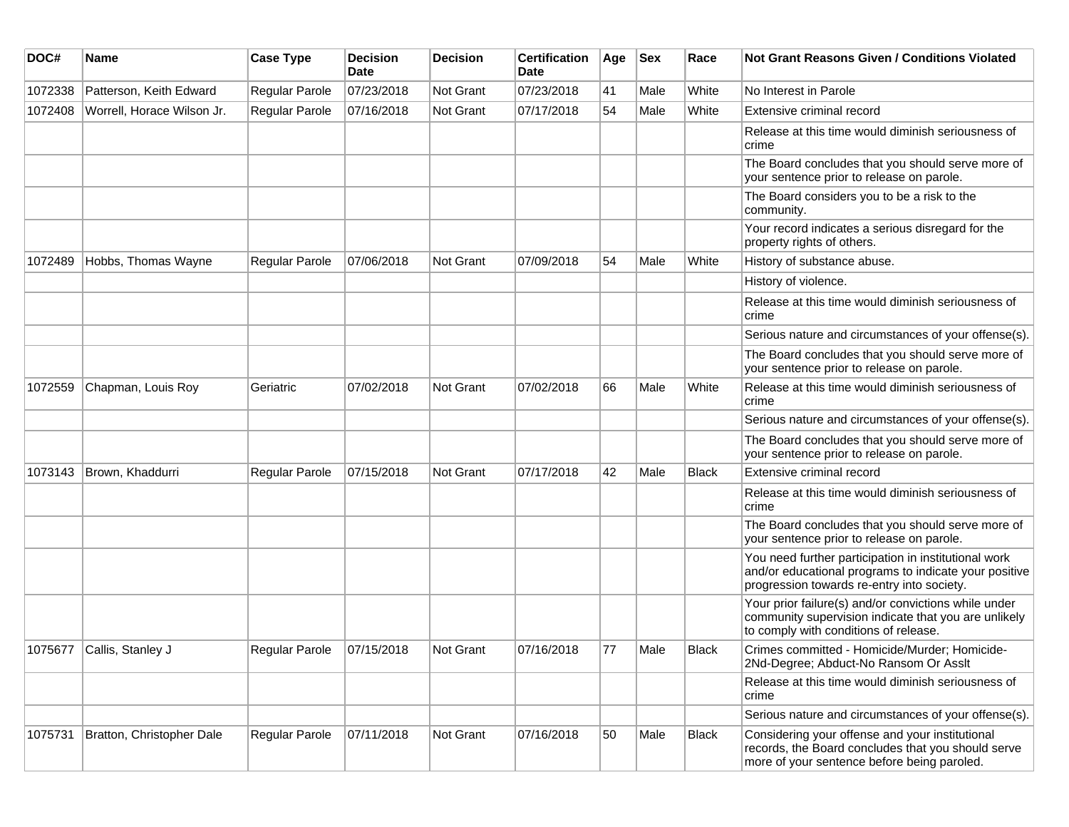| DOC# | Name | Case Type | Decision Date | Decision | Certification Date | Age | Sex | Race | Not Grant Reasons Given / Conditions Violated |
|---|---|---|---|---|---|---|---|---|---|
| 1072338 | Patterson, Keith Edward | Regular Parole | 07/23/2018 | Not Grant | 07/23/2018 | 41 | Male | White | No Interest in Parole |
| 1072408 | Worrell, Horace Wilson Jr. | Regular Parole | 07/16/2018 | Not Grant | 07/17/2018 | 54 | Male | White | Extensive criminal record |
| | | | | | | | | | Release at this time would diminish seriousness of crime |
| | | | | | | | | | The Board concludes that you should serve more of your sentence prior to release on parole. |
| | | | | | | | | | The Board considers you to be a risk to the community. |
| | | | | | | | | | Your record indicates a serious disregard for the property rights of others. |
| 1072489 | Hobbs, Thomas Wayne | Regular Parole | 07/06/2018 | Not Grant | 07/09/2018 | 54 | Male | White | History of substance abuse. |
| | | | | | | | | | History of violence. |
| | | | | | | | | | Release at this time would diminish seriousness of crime |
| | | | | | | | | | Serious nature and circumstances of your offense(s). |
| | | | | | | | | | The Board concludes that you should serve more of your sentence prior to release on parole. |
| 1072559 | Chapman, Louis Roy | Geriatric | 07/02/2018 | Not Grant | 07/02/2018 | 66 | Male | White | Release at this time would diminish seriousness of crime |
| | | | | | | | | | Serious nature and circumstances of your offense(s). |
| | | | | | | | | | The Board concludes that you should serve more of your sentence prior to release on parole. |
| 1073143 | Brown, Khaddurri | Regular Parole | 07/15/2018 | Not Grant | 07/17/2018 | 42 | Male | Black | Extensive criminal record |
| | | | | | | | | | Release at this time would diminish seriousness of crime |
| | | | | | | | | | The Board concludes that you should serve more of your sentence prior to release on parole. |
| | | | | | | | | | You need further participation in institutional work and/or educational programs to indicate your positive progression towards re-entry into society. |
| | | | | | | | | | Your prior failure(s) and/or convictions while under community supervision indicate that you are unlikely to comply with conditions of release. |
| 1075677 | Callis, Stanley J | Regular Parole | 07/15/2018 | Not Grant | 07/16/2018 | 77 | Male | Black | Crimes committed - Homicide/Murder; Homicide-2Nd-Degree; Abduct-No Ransom Or Asslt |
| | | | | | | | | | Release at this time would diminish seriousness of crime |
| | | | | | | | | | Serious nature and circumstances of your offense(s). |
| 1075731 | Bratton, Christopher Dale | Regular Parole | 07/11/2018 | Not Grant | 07/16/2018 | 50 | Male | Black | Considering your offense and your institutional records, the Board concludes that you should serve more of your sentence before being paroled. |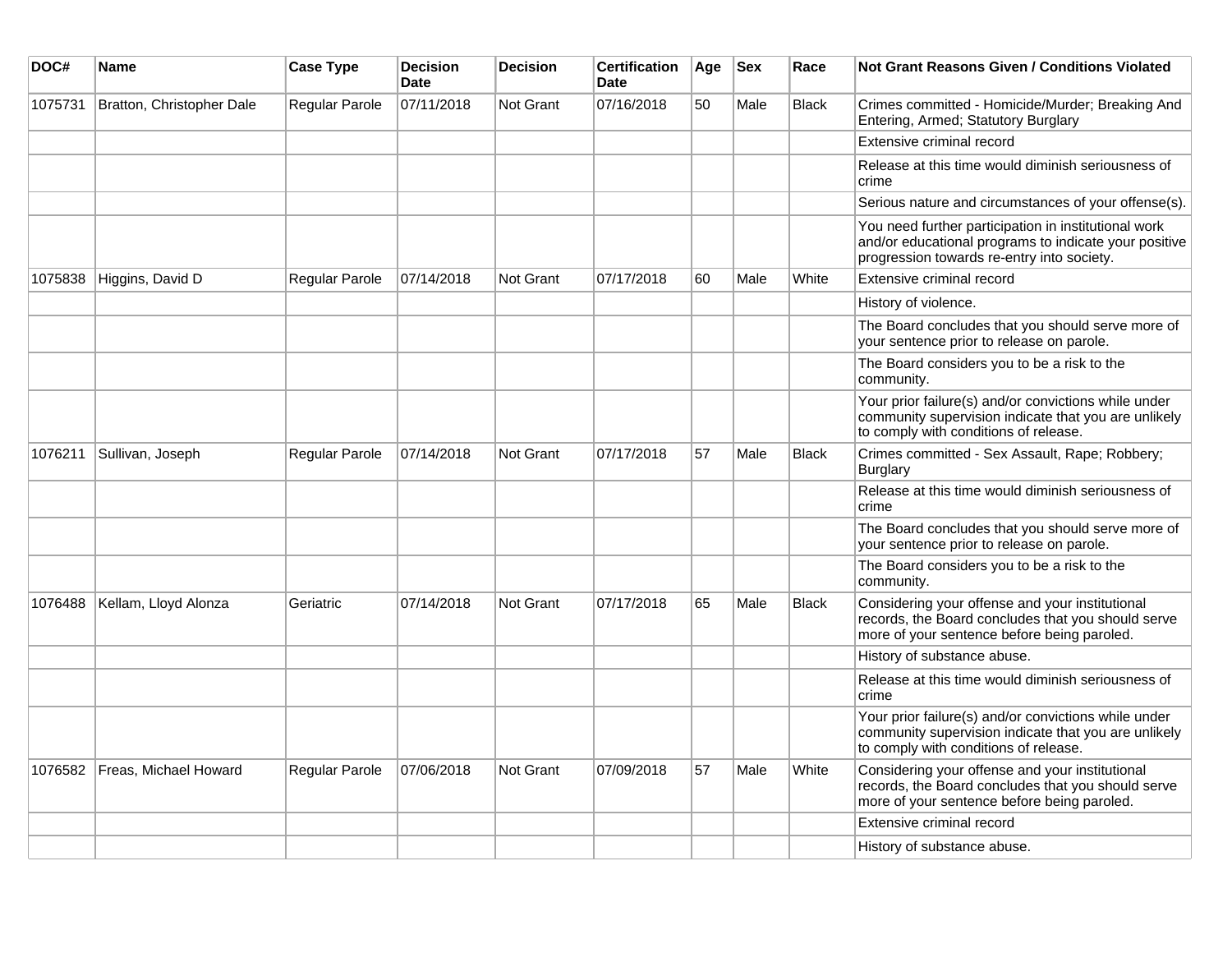| DOC# | Name | Case Type | Decision Date | Decision | Certification Date | Age | Sex | Race | Not Grant Reasons Given / Conditions Violated |
|---|---|---|---|---|---|---|---|---|---|
| 1075731 | Bratton, Christopher Dale | Regular Parole | 07/11/2018 | Not Grant | 07/16/2018 | 50 | Male | Black | Crimes committed - Homicide/Murder; Breaking And Entering, Armed; Statutory Burglary |
| | | | | | | | | | Extensive criminal record |
| | | | | | | | | | Release at this time would diminish seriousness of crime |
| | | | | | | | | | Serious nature and circumstances of your offense(s). |
| | | | | | | | | | You need further participation in institutional work and/or educational programs to indicate your positive progression towards re-entry into society. |
| 1075838 | Higgins, David D | Regular Parole | 07/14/2018 | Not Grant | 07/17/2018 | 60 | Male | White | Extensive criminal record |
| | | | | | | | | | History of violence. |
| | | | | | | | | | The Board concludes that you should serve more of your sentence prior to release on parole. |
| | | | | | | | | | The Board considers you to be a risk to the community. |
| | | | | | | | | | Your prior failure(s) and/or convictions while under community supervision indicate that you are unlikely to comply with conditions of release. |
| 1076211 | Sullivan, Joseph | Regular Parole | 07/14/2018 | Not Grant | 07/17/2018 | 57 | Male | Black | Crimes committed - Sex Assault, Rape; Robbery; Burglary |
| | | | | | | | | | Release at this time would diminish seriousness of crime |
| | | | | | | | | | The Board concludes that you should serve more of your sentence prior to release on parole. |
| | | | | | | | | | The Board considers you to be a risk to the community. |
| 1076488 | Kellam, Lloyd Alonza | Geriatric | 07/14/2018 | Not Grant | 07/17/2018 | 65 | Male | Black | Considering your offense and your institutional records, the Board concludes that you should serve more of your sentence before being paroled. |
| | | | | | | | | | History of substance abuse. |
| | | | | | | | | | Release at this time would diminish seriousness of crime |
| | | | | | | | | | Your prior failure(s) and/or convictions while under community supervision indicate that you are unlikely to comply with conditions of release. |
| 1076582 | Freas, Michael Howard | Regular Parole | 07/06/2018 | Not Grant | 07/09/2018 | 57 | Male | White | Considering your offense and your institutional records, the Board concludes that you should serve more of your sentence before being paroled. |
| | | | | | | | | | Extensive criminal record |
| | | | | | | | | | History of substance abuse. |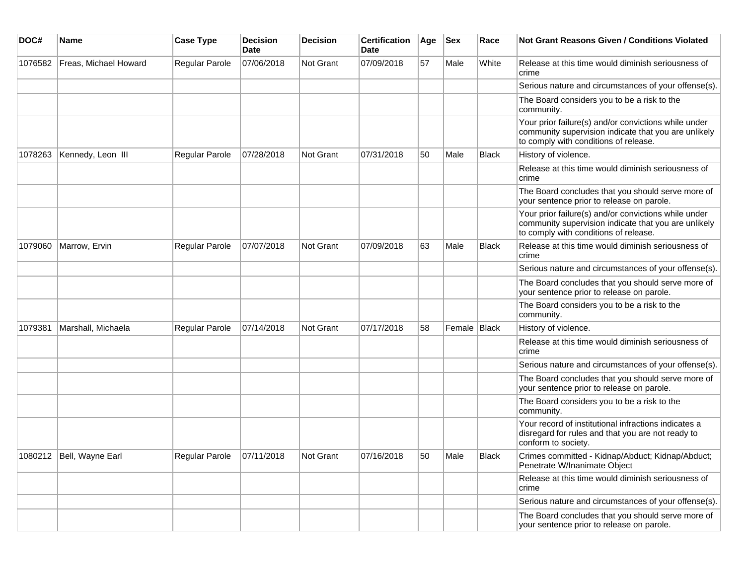| DOC# | Name | Case Type | Decision Date | Decision | Certification Date | Age | Sex | Race | Not Grant Reasons Given / Conditions Violated |
|---|---|---|---|---|---|---|---|---|---|
| 1076582 | Freas, Michael Howard | Regular Parole | 07/06/2018 | Not Grant | 07/09/2018 | 57 | Male | White | Release at this time would diminish seriousness of crime |
| | | | | | | | | | Serious nature and circumstances of your offense(s). |
| | | | | | | | | | The Board considers you to be a risk to the community. |
| | | | | | | | | | Your prior failure(s) and/or convictions while under community supervision indicate that you are unlikely to comply with conditions of release. |
| 1078263 | Kennedy, Leon III | Regular Parole | 07/28/2018 | Not Grant | 07/31/2018 | 50 | Male | Black | History of violence. |
| | | | | | | | | | Release at this time would diminish seriousness of crime |
| | | | | | | | | | The Board concludes that you should serve more of your sentence prior to release on parole. |
| | | | | | | | | | Your prior failure(s) and/or convictions while under community supervision indicate that you are unlikely to comply with conditions of release. |
| 1079060 | Marrow, Ervin | Regular Parole | 07/07/2018 | Not Grant | 07/09/2018 | 63 | Male | Black | Release at this time would diminish seriousness of crime |
| | | | | | | | | | Serious nature and circumstances of your offense(s). |
| | | | | | | | | | The Board concludes that you should serve more of your sentence prior to release on parole. |
| | | | | | | | | | The Board considers you to be a risk to the community. |
| 1079381 | Marshall, Michaela | Regular Parole | 07/14/2018 | Not Grant | 07/17/2018 | 58 | Female | Black | History of violence. |
| | | | | | | | | | Release at this time would diminish seriousness of crime |
| | | | | | | | | | Serious nature and circumstances of your offense(s). |
| | | | | | | | | | The Board concludes that you should serve more of your sentence prior to release on parole. |
| | | | | | | | | | The Board considers you to be a risk to the community. |
| | | | | | | | | | Your record of institutional infractions indicates a disregard for rules and that you are not ready to conform to society. |
| 1080212 | Bell, Wayne Earl | Regular Parole | 07/11/2018 | Not Grant | 07/16/2018 | 50 | Male | Black | Crimes committed - Kidnap/Abduct; Kidnap/Abduct; Penetrate W/Inanimate Object |
| | | | | | | | | | Release at this time would diminish seriousness of crime |
| | | | | | | | | | Serious nature and circumstances of your offense(s). |
| | | | | | | | | | The Board concludes that you should serve more of your sentence prior to release on parole. |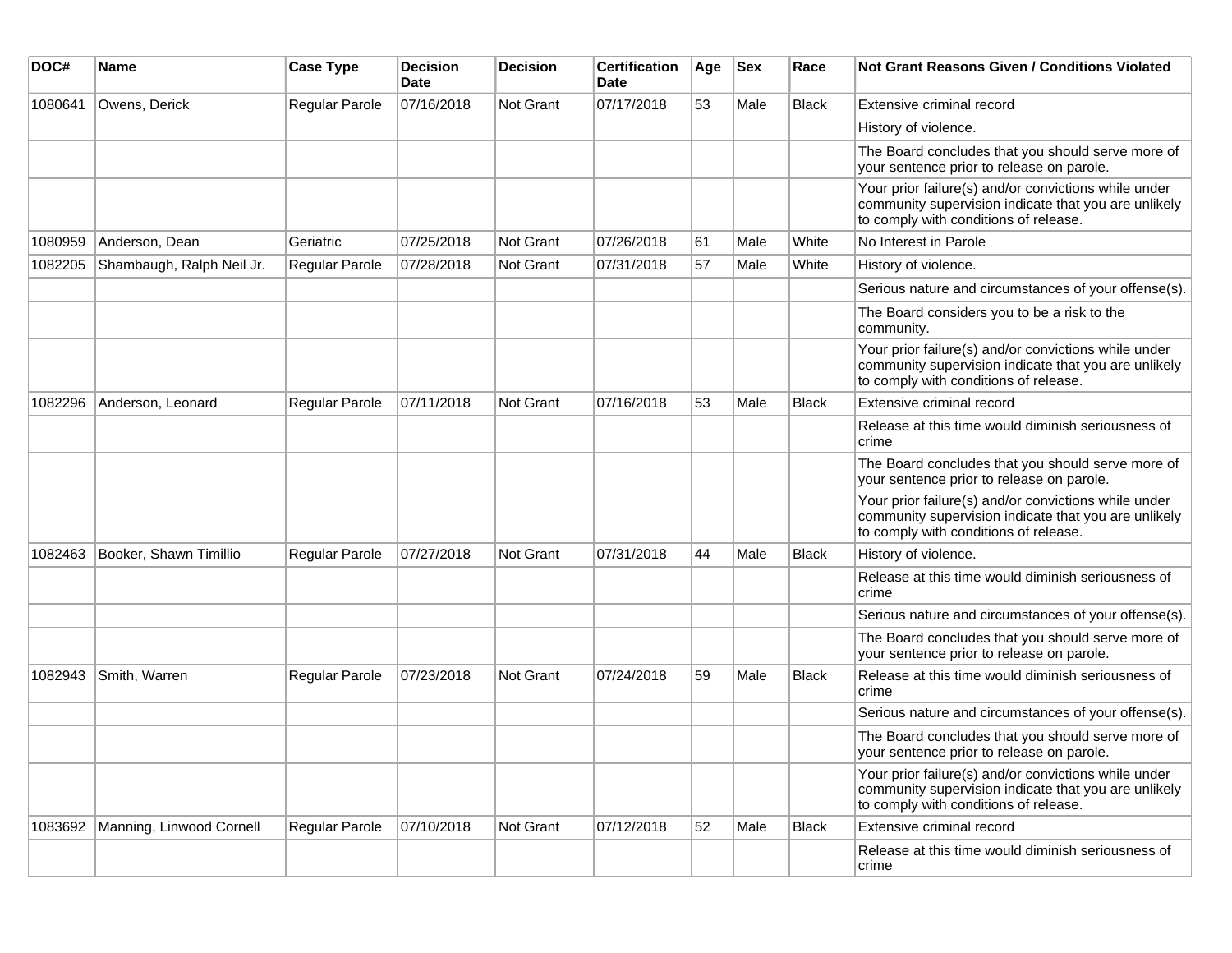| DOC# | Name | Case Type | Decision Date | Decision | Certification Date | Age | Sex | Race | Not Grant Reasons Given / Conditions Violated |
|---|---|---|---|---|---|---|---|---|---|
| 1080641 | Owens, Derick | Regular Parole | 07/16/2018 | Not Grant | 07/17/2018 | 53 | Male | Black | Extensive criminal record |
| | | | | | | | | | History of violence. |
| | | | | | | | | | The Board concludes that you should serve more of your sentence prior to release on parole. |
| | | | | | | | | | Your prior failure(s) and/or convictions while under community supervision indicate that you are unlikely to comply with conditions of release. |
| 1080959 | Anderson, Dean | Geriatric | 07/25/2018 | Not Grant | 07/26/2018 | 61 | Male | White | No Interest in Parole |
| 1082205 | Shambaugh, Ralph Neil Jr. | Regular Parole | 07/28/2018 | Not Grant | 07/31/2018 | 57 | Male | White | History of violence. |
| | | | | | | | | | Serious nature and circumstances of your offense(s). |
| | | | | | | | | | The Board considers you to be a risk to the community. |
| | | | | | | | | | Your prior failure(s) and/or convictions while under community supervision indicate that you are unlikely to comply with conditions of release. |
| 1082296 | Anderson, Leonard | Regular Parole | 07/11/2018 | Not Grant | 07/16/2018 | 53 | Male | Black | Extensive criminal record |
| | | | | | | | | | Release at this time would diminish seriousness of crime |
| | | | | | | | | | The Board concludes that you should serve more of your sentence prior to release on parole. |
| | | | | | | | | | Your prior failure(s) and/or convictions while under community supervision indicate that you are unlikely to comply with conditions of release. |
| 1082463 | Booker, Shawn Timillio | Regular Parole | 07/27/2018 | Not Grant | 07/31/2018 | 44 | Male | Black | History of violence. |
| | | | | | | | | | Release at this time would diminish seriousness of crime |
| | | | | | | | | | Serious nature and circumstances of your offense(s). |
| | | | | | | | | | The Board concludes that you should serve more of your sentence prior to release on parole. |
| 1082943 | Smith, Warren | Regular Parole | 07/23/2018 | Not Grant | 07/24/2018 | 59 | Male | Black | Release at this time would diminish seriousness of crime |
| | | | | | | | | | Serious nature and circumstances of your offense(s). |
| | | | | | | | | | The Board concludes that you should serve more of your sentence prior to release on parole. |
| | | | | | | | | | Your prior failure(s) and/or convictions while under community supervision indicate that you are unlikely to comply with conditions of release. |
| 1083692 | Manning, Linwood Cornell | Regular Parole | 07/10/2018 | Not Grant | 07/12/2018 | 52 | Male | Black | Extensive criminal record |
| | | | | | | | | | Release at this time would diminish seriousness of crime |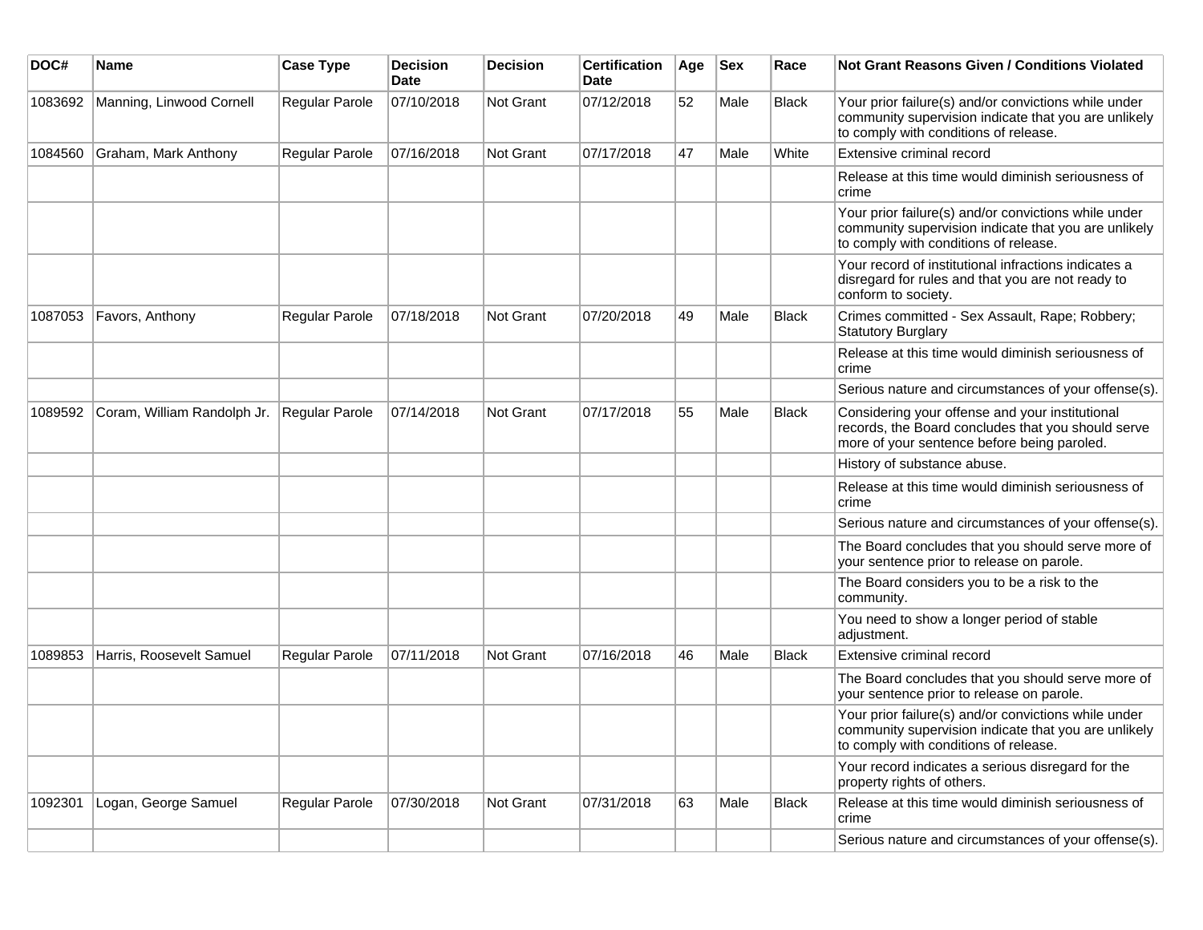| DOC# | Name | Case Type | Decision Date | Decision | Certification Date | Age | Sex | Race | Not Grant Reasons Given / Conditions Violated |
|---|---|---|---|---|---|---|---|---|---|
| 1083692 | Manning, Linwood Cornell | Regular Parole | 07/10/2018 | Not Grant | 07/12/2018 | 52 | Male | Black | Your prior failure(s) and/or convictions while under community supervision indicate that you are unlikely to comply with conditions of release. |
| 1084560 | Graham, Mark Anthony | Regular Parole | 07/16/2018 | Not Grant | 07/17/2018 | 47 | Male | White | Extensive criminal record |
| | | | | | | | | | Release at this time would diminish seriousness of crime |
| | | | | | | | | | Your prior failure(s) and/or convictions while under community supervision indicate that you are unlikely to comply with conditions of release. |
| | | | | | | | | | Your record of institutional infractions indicates a disregard for rules and that you are not ready to conform to society. |
| 1087053 | Favors, Anthony | Regular Parole | 07/18/2018 | Not Grant | 07/20/2018 | 49 | Male | Black | Crimes committed - Sex Assault, Rape; Robbery; Statutory Burglary |
| | | | | | | | | | Release at this time would diminish seriousness of crime |
| | | | | | | | | | Serious nature and circumstances of your offense(s). |
| 1089592 | Coram, William Randolph Jr. | Regular Parole | 07/14/2018 | Not Grant | 07/17/2018 | 55 | Male | Black | Considering your offense and your institutional records, the Board concludes that you should serve more of your sentence before being paroled. |
| | | | | | | | | | History of substance abuse. |
| | | | | | | | | | Release at this time would diminish seriousness of crime |
| | | | | | | | | | Serious nature and circumstances of your offense(s). |
| | | | | | | | | | The Board concludes that you should serve more of your sentence prior to release on parole. |
| | | | | | | | | | The Board considers you to be a risk to the community. |
| | | | | | | | | | You need to show a longer period of stable adjustment. |
| 1089853 | Harris, Roosevelt Samuel | Regular Parole | 07/11/2018 | Not Grant | 07/16/2018 | 46 | Male | Black | Extensive criminal record |
| | | | | | | | | | The Board concludes that you should serve more of your sentence prior to release on parole. |
| | | | | | | | | | Your prior failure(s) and/or convictions while under community supervision indicate that you are unlikely to comply with conditions of release. |
| | | | | | | | | | Your record indicates a serious disregard for the property rights of others. |
| 1092301 | Logan, George Samuel | Regular Parole | 07/30/2018 | Not Grant | 07/31/2018 | 63 | Male | Black | Release at this time would diminish seriousness of crime |
| | | | | | | | | | Serious nature and circumstances of your offense(s). |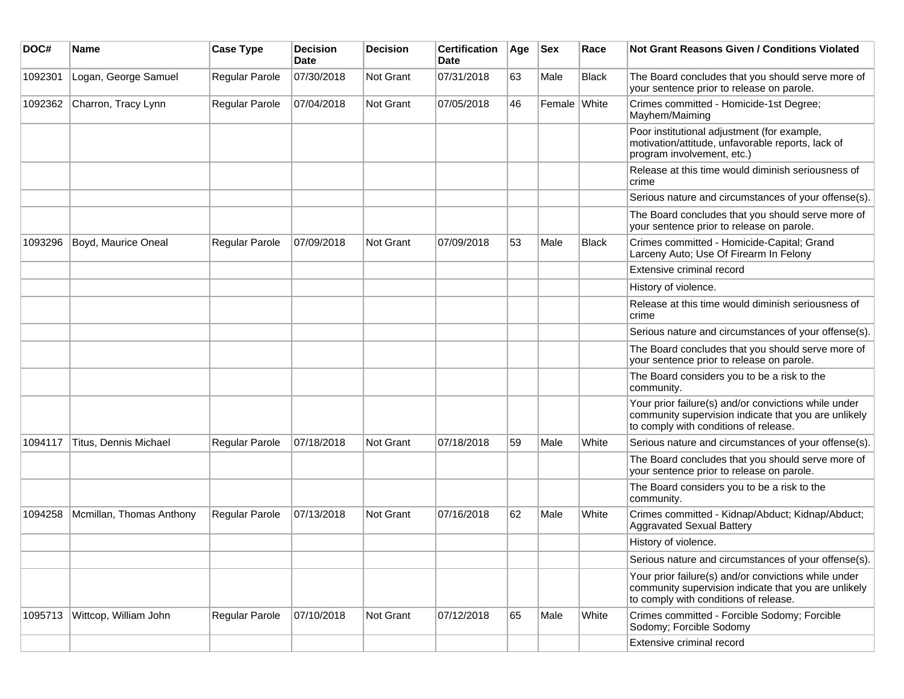| DOC# | Name | Case Type | Decision Date | Decision | Certification Date | Age | Sex | Race | Not Grant Reasons Given / Conditions Violated |
|---|---|---|---|---|---|---|---|---|---|
| 1092301 | Logan, George Samuel | Regular Parole | 07/30/2018 | Not Grant | 07/31/2018 | 63 | Male | Black | The Board concludes that you should serve more of your sentence prior to release on parole. |
| 1092362 | Charron, Tracy Lynn | Regular Parole | 07/04/2018 | Not Grant | 07/05/2018 | 46 | Female | White | Crimes committed - Homicide-1st Degree; Mayhem/Maiming |
| | | | | | | | | | Poor institutional adjustment (for example, motivation/attitude, unfavorable reports, lack of program involvement, etc.) |
| | | | | | | | | | Release at this time would diminish seriousness of crime |
| | | | | | | | | | Serious nature and circumstances of your offense(s). |
| | | | | | | | | | The Board concludes that you should serve more of your sentence prior to release on parole. |
| 1093296 | Boyd, Maurice Oneal | Regular Parole | 07/09/2018 | Not Grant | 07/09/2018 | 53 | Male | Black | Crimes committed - Homicide-Capital; Grand Larceny Auto; Use Of Firearm In Felony |
| | | | | | | | | | Extensive criminal record |
| | | | | | | | | | History of violence. |
| | | | | | | | | | Release at this time would diminish seriousness of crime |
| | | | | | | | | | Serious nature and circumstances of your offense(s). |
| | | | | | | | | | The Board concludes that you should serve more of your sentence prior to release on parole. |
| | | | | | | | | | The Board considers you to be a risk to the community. |
| | | | | | | | | | Your prior failure(s) and/or convictions while under community supervision indicate that you are unlikely to comply with conditions of release. |
| 1094117 | Titus, Dennis Michael | Regular Parole | 07/18/2018 | Not Grant | 07/18/2018 | 59 | Male | White | Serious nature and circumstances of your offense(s). |
| | | | | | | | | | The Board concludes that you should serve more of your sentence prior to release on parole. |
| | | | | | | | | | The Board considers you to be a risk to the community. |
| 1094258 | Mcmillan, Thomas Anthony | Regular Parole | 07/13/2018 | Not Grant | 07/16/2018 | 62 | Male | White | Crimes committed - Kidnap/Abduct; Kidnap/Abduct; Aggravated Sexual Battery |
| | | | | | | | | | History of violence. |
| | | | | | | | | | Serious nature and circumstances of your offense(s). |
| | | | | | | | | | Your prior failure(s) and/or convictions while under community supervision indicate that you are unlikely to comply with conditions of release. |
| 1095713 | Wittcop, William John | Regular Parole | 07/10/2018 | Not Grant | 07/12/2018 | 65 | Male | White | Crimes committed - Forcible Sodomy; Forcible Sodomy; Forcible Sodomy |
| | | | | | | | | | Extensive criminal record |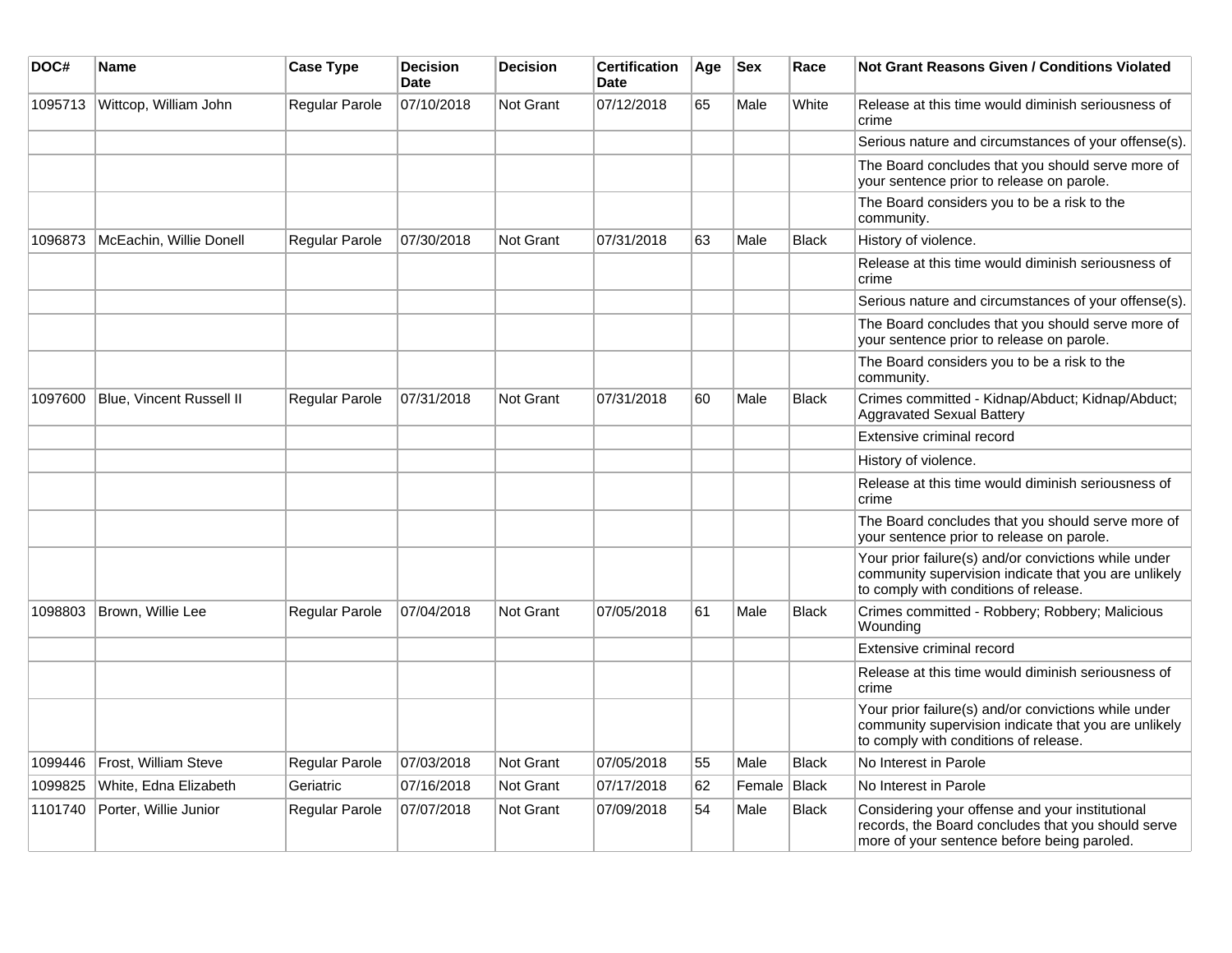| DOC# | Name | Case Type | Decision Date | Decision | Certification Date | Age | Sex | Race | Not Grant Reasons Given / Conditions Violated |
|---|---|---|---|---|---|---|---|---|---|
| 1095713 | Wittcop, William John | Regular Parole | 07/10/2018 | Not Grant | 07/12/2018 | 65 | Male | White | Release at this time would diminish seriousness of crime |
| | | | | | | | | | Serious nature and circumstances of your offense(s). |
| | | | | | | | | | The Board concludes that you should serve more of your sentence prior to release on parole. |
| | | | | | | | | | The Board considers you to be a risk to the community. |
| 1096873 | McEachin, Willie Donell | Regular Parole | 07/30/2018 | Not Grant | 07/31/2018 | 63 | Male | Black | History of violence. |
| | | | | | | | | | Release at this time would diminish seriousness of crime |
| | | | | | | | | | Serious nature and circumstances of your offense(s). |
| | | | | | | | | | The Board concludes that you should serve more of your sentence prior to release on parole. |
| | | | | | | | | | The Board considers you to be a risk to the community. |
| 1097600 | Blue, Vincent Russell II | Regular Parole | 07/31/2018 | Not Grant | 07/31/2018 | 60 | Male | Black | Crimes committed - Kidnap/Abduct; Kidnap/Abduct; Aggravated Sexual Battery |
| | | | | | | | | | Extensive criminal record |
| | | | | | | | | | History of violence. |
| | | | | | | | | | Release at this time would diminish seriousness of crime |
| | | | | | | | | | The Board concludes that you should serve more of your sentence prior to release on parole. |
| | | | | | | | | | Your prior failure(s) and/or convictions while under community supervision indicate that you are unlikely to comply with conditions of release. |
| 1098803 | Brown, Willie Lee | Regular Parole | 07/04/2018 | Not Grant | 07/05/2018 | 61 | Male | Black | Crimes committed - Robbery; Robbery; Malicious Wounding |
| | | | | | | | | | Extensive criminal record |
| | | | | | | | | | Release at this time would diminish seriousness of crime |
| | | | | | | | | | Your prior failure(s) and/or convictions while under community supervision indicate that you are unlikely to comply with conditions of release. |
| 1099446 | Frost, William Steve | Regular Parole | 07/03/2018 | Not Grant | 07/05/2018 | 55 | Male | Black | No Interest in Parole |
| 1099825 | White, Edna Elizabeth | Geriatric | 07/16/2018 | Not Grant | 07/17/2018 | 62 | Female | Black | No Interest in Parole |
| 1101740 | Porter, Willie Junior | Regular Parole | 07/07/2018 | Not Grant | 07/09/2018 | 54 | Male | Black | Considering your offense and your institutional records, the Board concludes that you should serve more of your sentence before being paroled. |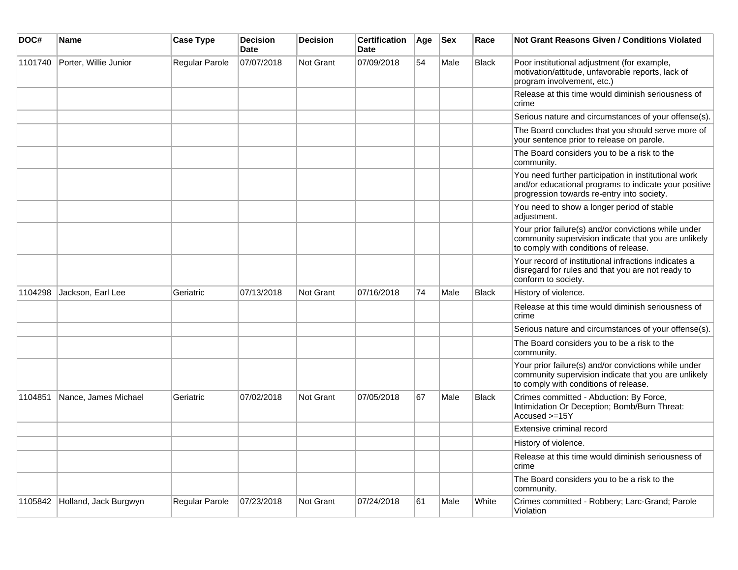| DOC# | Name | Case Type | Decision Date | Decision | Certification Date | Age | Sex | Race | Not Grant Reasons Given / Conditions Violated |
| --- | --- | --- | --- | --- | --- | --- | --- | --- | --- |
| 1101740 | Porter, Willie Junior | Regular Parole | 07/07/2018 | Not Grant | 07/09/2018 | 54 | Male | Black | Poor institutional adjustment (for example, motivation/attitude, unfavorable reports, lack of program involvement, etc.) |
| | | | | | | | | | Release at this time would diminish seriousness of crime |
| | | | | | | | | | Serious nature and circumstances of your offense(s). |
| | | | | | | | | | The Board concludes that you should serve more of your sentence prior to release on parole. |
| | | | | | | | | | The Board considers you to be a risk to the community. |
| | | | | | | | | | You need further participation in institutional work and/or educational programs to indicate your positive progression towards re-entry into society. |
| | | | | | | | | | You need to show a longer period of stable adjustment. |
| | | | | | | | | | Your prior failure(s) and/or convictions while under community supervision indicate that you are unlikely to comply with conditions of release. |
| | | | | | | | | | Your record of institutional infractions indicates a disregard for rules and that you are not ready to conform to society. |
| 1104298 | Jackson, Earl Lee | Geriatric | 07/13/2018 | Not Grant | 07/16/2018 | 74 | Male | Black | History of violence. |
| | | | | | | | | | Release at this time would diminish seriousness of crime |
| | | | | | | | | | Serious nature and circumstances of your offense(s). |
| | | | | | | | | | The Board considers you to be a risk to the community. |
| | | | | | | | | | Your prior failure(s) and/or convictions while under community supervision indicate that you are unlikely to comply with conditions of release. |
| 1104851 | Nance, James Michael | Geriatric | 07/02/2018 | Not Grant | 07/05/2018 | 67 | Male | Black | Crimes committed - Abduction: By Force, Intimidation Or Deception; Bomb/Burn Threat: Accused >=15Y |
| | | | | | | | | | Extensive criminal record |
| | | | | | | | | | History of violence. |
| | | | | | | | | | Release at this time would diminish seriousness of crime |
| | | | | | | | | | The Board considers you to be a risk to the community. |
| 1105842 | Holland, Jack Burgwyn | Regular Parole | 07/23/2018 | Not Grant | 07/24/2018 | 61 | Male | White | Crimes committed - Robbery; Larc-Grand; Parole Violation |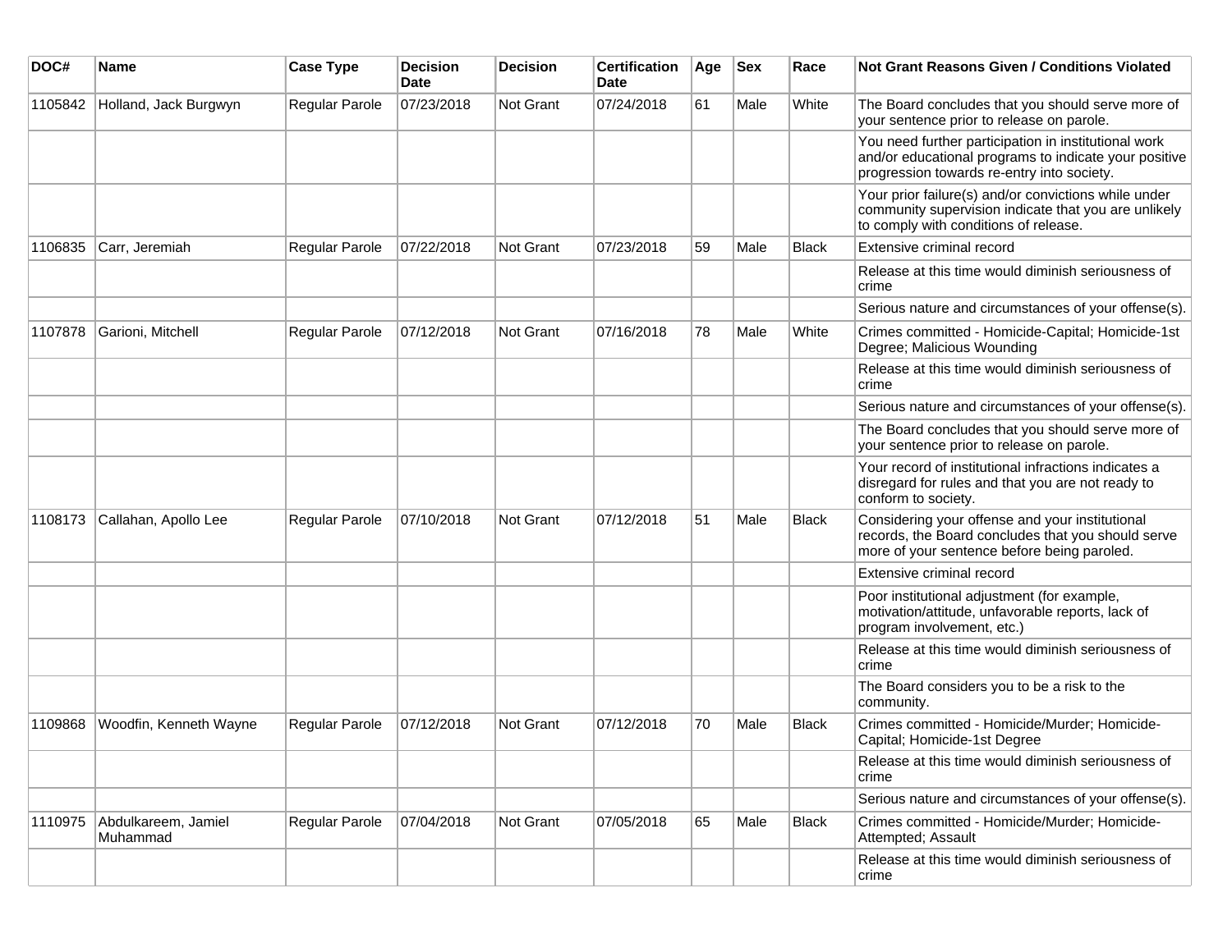| DOC# | Name | Case Type | Decision Date | Decision | Certification Date | Age | Sex | Race | Not Grant Reasons Given / Conditions Violated |
|---|---|---|---|---|---|---|---|---|---|
| 1105842 | Holland, Jack Burgwyn | Regular Parole | 07/23/2018 | Not Grant | 07/24/2018 | 61 | Male | White | The Board concludes that you should serve more of your sentence prior to release on parole. |
| | | | | | | | | | You need further participation in institutional work and/or educational programs to indicate your positive progression towards re-entry into society. |
| | | | | | | | | | Your prior failure(s) and/or convictions while under community supervision indicate that you are unlikely to comply with conditions of release. |
| 1106835 | Carr, Jeremiah | Regular Parole | 07/22/2018 | Not Grant | 07/23/2018 | 59 | Male | Black | Extensive criminal record |
| | | | | | | | | | Release at this time would diminish seriousness of crime |
| | | | | | | | | | Serious nature and circumstances of your offense(s). |
| 1107878 | Garioni, Mitchell | Regular Parole | 07/12/2018 | Not Grant | 07/16/2018 | 78 | Male | White | Crimes committed - Homicide-Capital; Homicide-1st Degree; Malicious Wounding |
| | | | | | | | | | Release at this time would diminish seriousness of crime |
| | | | | | | | | | Serious nature and circumstances of your offense(s). |
| | | | | | | | | | The Board concludes that you should serve more of your sentence prior to release on parole. |
| | | | | | | | | | Your record of institutional infractions indicates a disregard for rules and that you are not ready to conform to society. |
| 1108173 | Callahan, Apollo Lee | Regular Parole | 07/10/2018 | Not Grant | 07/12/2018 | 51 | Male | Black | Considering your offense and your institutional records, the Board concludes that you should serve more of your sentence before being paroled. |
| | | | | | | | | | Extensive criminal record |
| | | | | | | | | | Poor institutional adjustment (for example, motivation/attitude, unfavorable reports, lack of program involvement, etc.) |
| | | | | | | | | | Release at this time would diminish seriousness of crime |
| | | | | | | | | | The Board considers you to be a risk to the community. |
| 1109868 | Woodfin, Kenneth Wayne | Regular Parole | 07/12/2018 | Not Grant | 07/12/2018 | 70 | Male | Black | Crimes committed - Homicide/Murder; Homicide-Capital; Homicide-1st Degree |
| | | | | | | | | | Release at this time would diminish seriousness of crime |
| | | | | | | | | | Serious nature and circumstances of your offense(s). |
| 1110975 | Abdulkareem, Jamiel Muhammad | Regular Parole | 07/04/2018 | Not Grant | 07/05/2018 | 65 | Male | Black | Crimes committed - Homicide/Murder; Homicide-Attempted; Assault |
| | | | | | | | | | Release at this time would diminish seriousness of crime |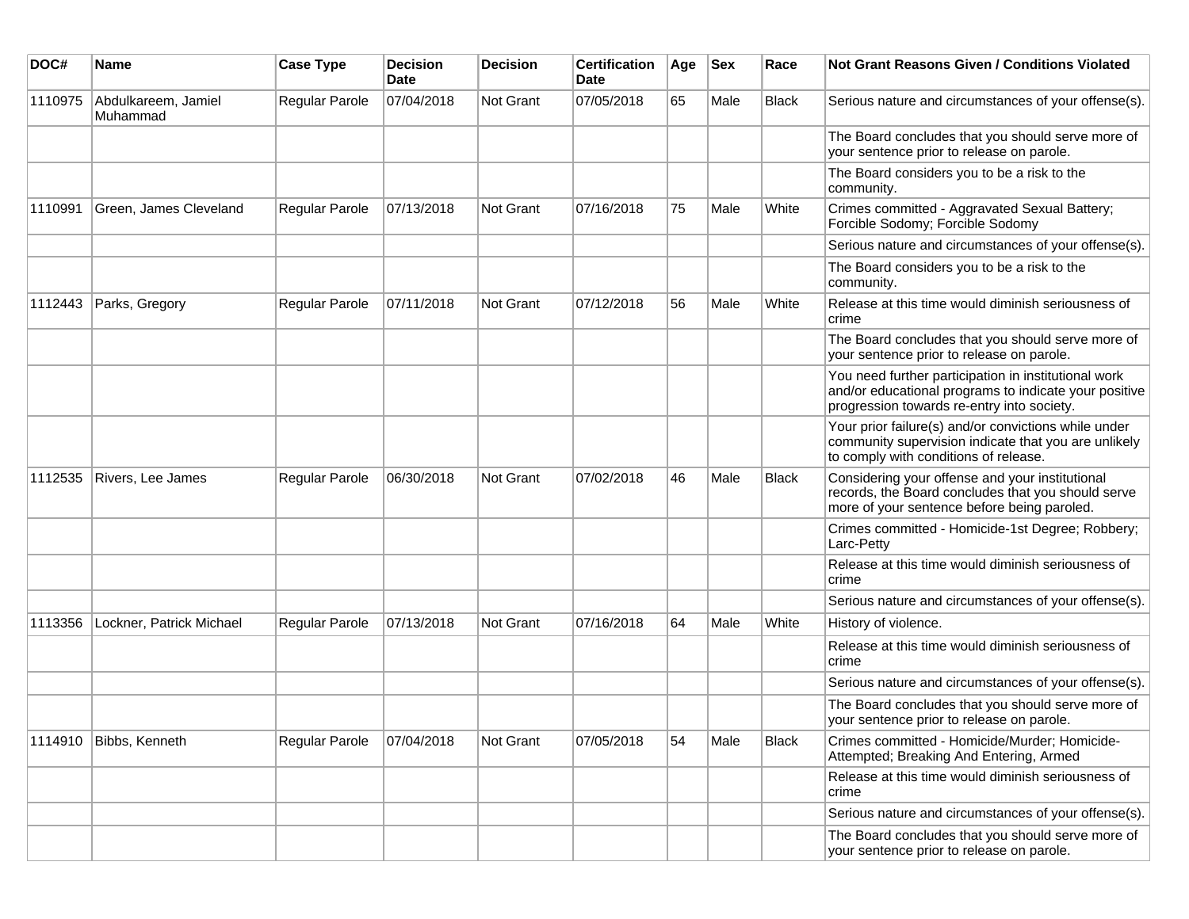| DOC# | Name | Case Type | Decision Date | Decision | Certification Date | Age | Sex | Race | Not Grant Reasons Given / Conditions Violated |
|---|---|---|---|---|---|---|---|---|---|
| 1110975 | Abdulkareem, Jamiel Muhammad | Regular Parole | 07/04/2018 | Not Grant | 07/05/2018 | 65 | Male | Black | Serious nature and circumstances of your offense(s). |
| | | | | | | | | | The Board concludes that you should serve more of your sentence prior to release on parole. |
| | | | | | | | | | The Board considers you to be a risk to the community. |
| 1110991 | Green, James Cleveland | Regular Parole | 07/13/2018 | Not Grant | 07/16/2018 | 75 | Male | White | Crimes committed - Aggravated Sexual Battery; Forcible Sodomy; Forcible Sodomy |
| | | | | | | | | | Serious nature and circumstances of your offense(s). |
| | | | | | | | | | The Board considers you to be a risk to the community. |
| 1112443 | Parks, Gregory | Regular Parole | 07/11/2018 | Not Grant | 07/12/2018 | 56 | Male | White | Release at this time would diminish seriousness of crime |
| | | | | | | | | | The Board concludes that you should serve more of your sentence prior to release on parole. |
| | | | | | | | | | You need further participation in institutional work and/or educational programs to indicate your positive progression towards re-entry into society. |
| | | | | | | | | | Your prior failure(s) and/or convictions while under community supervision indicate that you are unlikely to comply with conditions of release. |
| 1112535 | Rivers, Lee James | Regular Parole | 06/30/2018 | Not Grant | 07/02/2018 | 46 | Male | Black | Considering your offense and your institutional records, the Board concludes that you should serve more of your sentence before being paroled. |
| | | | | | | | | | Crimes committed - Homicide-1st Degree; Robbery; Larc-Petty |
| | | | | | | | | | Release at this time would diminish seriousness of crime |
| | | | | | | | | | Serious nature and circumstances of your offense(s). |
| 1113356 | Lockner, Patrick Michael | Regular Parole | 07/13/2018 | Not Grant | 07/16/2018 | 64 | Male | White | History of violence. |
| | | | | | | | | | Release at this time would diminish seriousness of crime |
| | | | | | | | | | Serious nature and circumstances of your offense(s). |
| | | | | | | | | | The Board concludes that you should serve more of your sentence prior to release on parole. |
| 1114910 | Bibbs, Kenneth | Regular Parole | 07/04/2018 | Not Grant | 07/05/2018 | 54 | Male | Black | Crimes committed - Homicide/Murder; Homicide-Attempted; Breaking And Entering, Armed |
| | | | | | | | | | Release at this time would diminish seriousness of crime |
| | | | | | | | | | Serious nature and circumstances of your offense(s). |
| | | | | | | | | | The Board concludes that you should serve more of your sentence prior to release on parole. |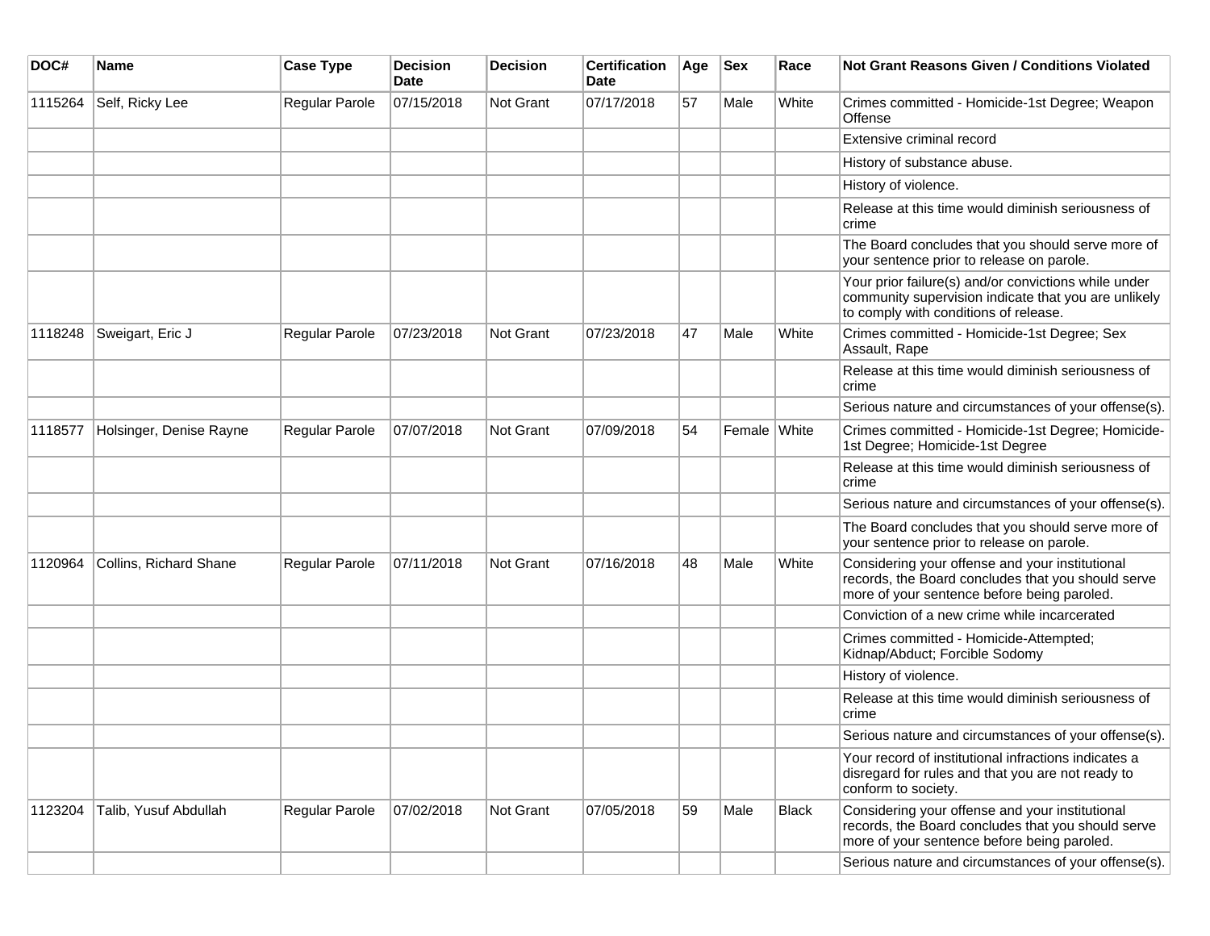| DOC# | Name | Case Type | Decision Date | Decision | Certification Date | Age | Sex | Race | Not Grant Reasons Given / Conditions Violated |
|---|---|---|---|---|---|---|---|---|---|
| 1115264 | Self, Ricky Lee | Regular Parole | 07/15/2018 | Not Grant | 07/17/2018 | 57 | Male | White | Crimes committed - Homicide-1st Degree; Weapon Offense |
| | | | | | | | | | Extensive criminal record |
| | | | | | | | | | History of substance abuse. |
| | | | | | | | | | History of violence. |
| | | | | | | | | | Release at this time would diminish seriousness of crime |
| | | | | | | | | | The Board concludes that you should serve more of your sentence prior to release on parole. |
| | | | | | | | | | Your prior failure(s) and/or convictions while under community supervision indicate that you are unlikely to comply with conditions of release. |
| 1118248 | Sweigart, Eric J | Regular Parole | 07/23/2018 | Not Grant | 07/23/2018 | 47 | Male | White | Crimes committed - Homicide-1st Degree; Sex Assault, Rape |
| | | | | | | | | | Release at this time would diminish seriousness of crime |
| | | | | | | | | | Serious nature and circumstances of your offense(s). |
| 1118577 | Holsinger, Denise Rayne | Regular Parole | 07/07/2018 | Not Grant | 07/09/2018 | 54 | Female | White | Crimes committed - Homicide-1st Degree; Homicide-1st Degree; Homicide-1st Degree |
| | | | | | | | | | Release at this time would diminish seriousness of crime |
| | | | | | | | | | Serious nature and circumstances of your offense(s). |
| | | | | | | | | | The Board concludes that you should serve more of your sentence prior to release on parole. |
| 1120964 | Collins, Richard Shane | Regular Parole | 07/11/2018 | Not Grant | 07/16/2018 | 48 | Male | White | Considering your offense and your institutional records, the Board concludes that you should serve more of your sentence before being paroled. |
| | | | | | | | | | Conviction of a new crime while incarcerated |
| | | | | | | | | | Crimes committed - Homicide-Attempted; Kidnap/Abduct; Forcible Sodomy |
| | | | | | | | | | History of violence. |
| | | | | | | | | | Release at this time would diminish seriousness of crime |
| | | | | | | | | | Serious nature and circumstances of your offense(s). |
| | | | | | | | | | Your record of institutional infractions indicates a disregard for rules and that you are not ready to conform to society. |
| 1123204 | Talib, Yusuf Abdullah | Regular Parole | 07/02/2018 | Not Grant | 07/05/2018 | 59 | Male | Black | Considering your offense and your institutional records, the Board concludes that you should serve more of your sentence before being paroled. |
| | | | | | | | | | Serious nature and circumstances of your offense(s). |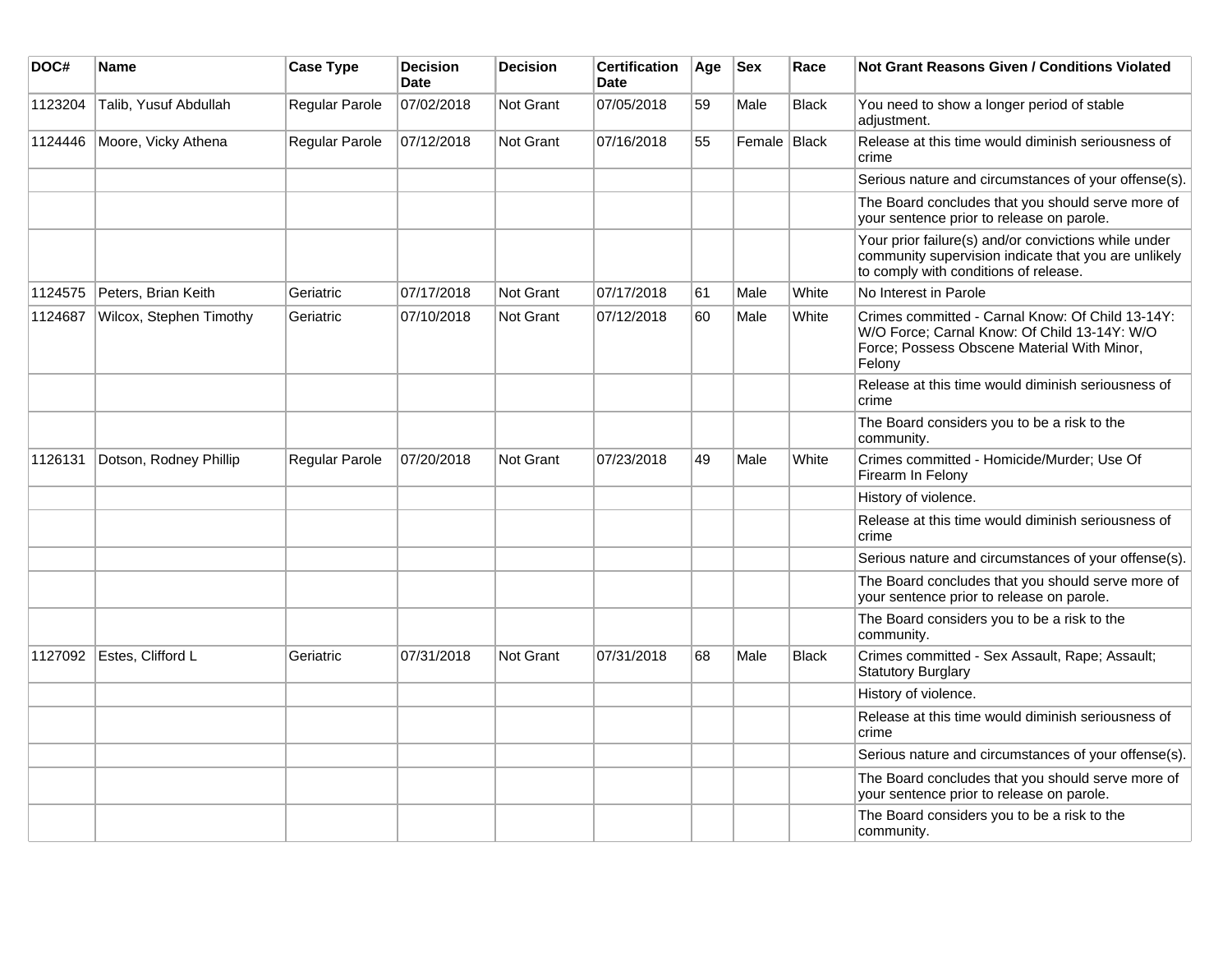| DOC# | Name | Case Type | Decision Date | Decision | Certification Date | Age | Sex | Race | Not Grant Reasons Given / Conditions Violated |
|---|---|---|---|---|---|---|---|---|---|
| 1123204 | Talib, Yusuf Abdullah | Regular Parole | 07/02/2018 | Not Grant | 07/05/2018 | 59 | Male | Black | You need to show a longer period of stable adjustment. |
| 1124446 | Moore, Vicky Athena | Regular Parole | 07/12/2018 | Not Grant | 07/16/2018 | 55 | Female | Black | Release at this time would diminish seriousness of crime |
| | | | | | | | | | Serious nature and circumstances of your offense(s). |
| | | | | | | | | | The Board concludes that you should serve more of your sentence prior to release on parole. |
| | | | | | | | | | Your prior failure(s) and/or convictions while under community supervision indicate that you are unlikely to comply with conditions of release. |
| 1124575 | Peters, Brian Keith | Geriatric | 07/17/2018 | Not Grant | 07/17/2018 | 61 | Male | White | No Interest in Parole |
| 1124687 | Wilcox, Stephen Timothy | Geriatric | 07/10/2018 | Not Grant | 07/12/2018 | 60 | Male | White | Crimes committed - Carnal Know: Of Child 13-14Y: W/O Force; Carnal Know: Of Child 13-14Y: W/O Force; Possess Obscene Material With Minor, Felony |
| | | | | | | | | | Release at this time would diminish seriousness of crime |
| | | | | | | | | | The Board considers you to be a risk to the community. |
| 1126131 | Dotson, Rodney Phillip | Regular Parole | 07/20/2018 | Not Grant | 07/23/2018 | 49 | Male | White | Crimes committed - Homicide/Murder; Use Of Firearm In Felony |
| | | | | | | | | | History of violence. |
| | | | | | | | | | Release at this time would diminish seriousness of crime |
| | | | | | | | | | Serious nature and circumstances of your offense(s). |
| | | | | | | | | | The Board concludes that you should serve more of your sentence prior to release on parole. |
| | | | | | | | | | The Board considers you to be a risk to the community. |
| 1127092 | Estes, Clifford L | Geriatric | 07/31/2018 | Not Grant | 07/31/2018 | 68 | Male | Black | Crimes committed - Sex Assault, Rape; Assault; Statutory Burglary |
| | | | | | | | | | History of violence. |
| | | | | | | | | | Release at this time would diminish seriousness of crime |
| | | | | | | | | | Serious nature and circumstances of your offense(s). |
| | | | | | | | | | The Board concludes that you should serve more of your sentence prior to release on parole. |
| | | | | | | | | | The Board considers you to be a risk to the community. |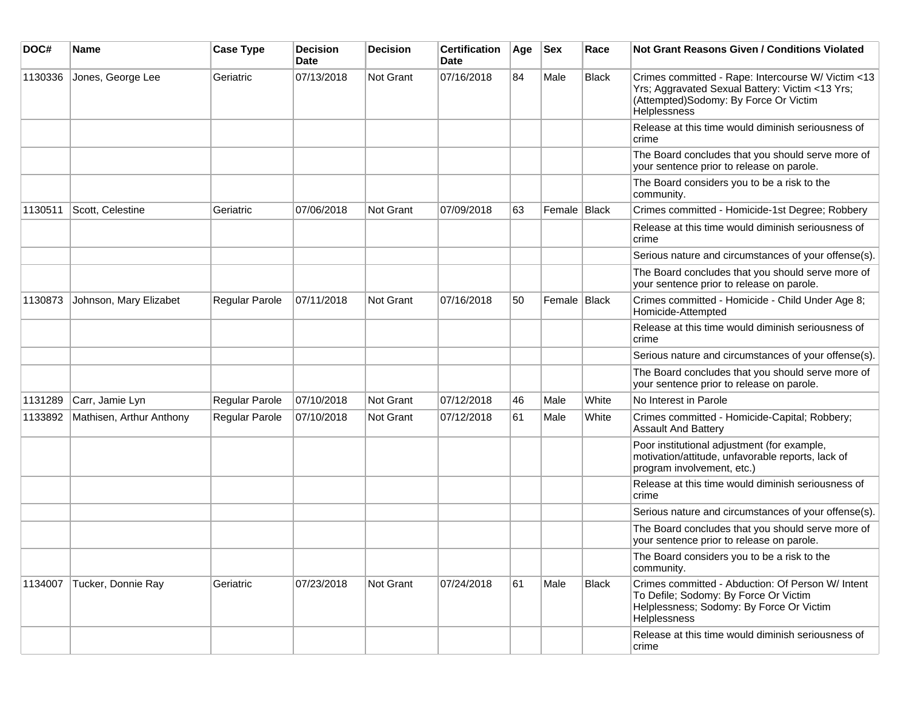| DOC# | Name | Case Type | Decision Date | Decision | Certification Date | Age | Sex | Race | Not Grant Reasons Given / Conditions Violated |
| --- | --- | --- | --- | --- | --- | --- | --- | --- | --- |
| 1130336 | Jones, George Lee | Geriatric | 07/13/2018 | Not Grant | 07/16/2018 | 84 | Male | Black | Crimes committed - Rape: Intercourse W/ Victim <13 Yrs; Aggravated Sexual Battery: Victim <13 Yrs; (Attempted)Sodomy: By Force Or Victim Helplessness |
| | | | | | | | | | Release at this time would diminish seriousness of crime |
| | | | | | | | | | The Board concludes that you should serve more of your sentence prior to release on parole. |
| | | | | | | | | | The Board considers you to be a risk to the community. |
| 1130511 | Scott, Celestine | Geriatric | 07/06/2018 | Not Grant | 07/09/2018 | 63 | Female | Black | Crimes committed - Homicide-1st Degree; Robbery |
| | | | | | | | | | Release at this time would diminish seriousness of crime |
| | | | | | | | | | Serious nature and circumstances of your offense(s). |
| | | | | | | | | | The Board concludes that you should serve more of your sentence prior to release on parole. |
| 1130873 | Johnson, Mary Elizabet | Regular Parole | 07/11/2018 | Not Grant | 07/16/2018 | 50 | Female | Black | Crimes committed - Homicide - Child Under Age 8; Homicide-Attempted |
| | | | | | | | | | Release at this time would diminish seriousness of crime |
| | | | | | | | | | Serious nature and circumstances of your offense(s). |
| | | | | | | | | | The Board concludes that you should serve more of your sentence prior to release on parole. |
| 1131289 | Carr, Jamie Lyn | Regular Parole | 07/10/2018 | Not Grant | 07/12/2018 | 46 | Male | White | No Interest in Parole |
| 1133892 | Mathisen, Arthur Anthony | Regular Parole | 07/10/2018 | Not Grant | 07/12/2018 | 61 | Male | White | Crimes committed - Homicide-Capital; Robbery; Assault And Battery |
| | | | | | | | | | Poor institutional adjustment (for example, motivation/attitude, unfavorable reports, lack of program involvement, etc.) |
| | | | | | | | | | Release at this time would diminish seriousness of crime |
| | | | | | | | | | Serious nature and circumstances of your offense(s). |
| | | | | | | | | | The Board concludes that you should serve more of your sentence prior to release on parole. |
| | | | | | | | | | The Board considers you to be a risk to the community. |
| 1134007 | Tucker, Donnie Ray | Geriatric | 07/23/2018 | Not Grant | 07/24/2018 | 61 | Male | Black | Crimes committed - Abduction: Of Person W/ Intent To Defile; Sodomy: By Force Or Victim Helplessness; Sodomy: By Force Or Victim Helplessness |
| | | | | | | | | | Release at this time would diminish seriousness of crime |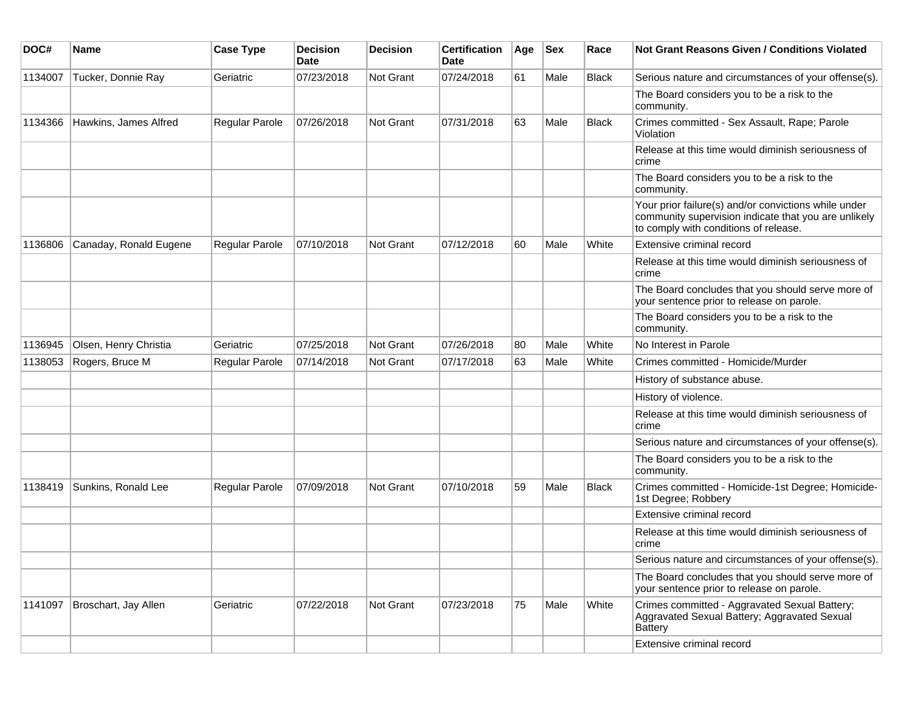| DOC# | Name | Case Type | Decision Date | Decision | Certification Date | Age | Sex | Race | Not Grant Reasons Given / Conditions Violated |
|---|---|---|---|---|---|---|---|---|---|
| 1134007 | Tucker, Donnie Ray | Geriatric | 07/23/2018 | Not Grant | 07/24/2018 | 61 | Male | Black | Serious nature and circumstances of your offense(s). |
| | | | | | | | | | The Board considers you to be a risk to the community. |
| 1134366 | Hawkins, James Alfred | Regular Parole | 07/26/2018 | Not Grant | 07/31/2018 | 63 | Male | Black | Crimes committed - Sex Assault, Rape; Parole Violation |
| | | | | | | | | | Release at this time would diminish seriousness of crime |
| | | | | | | | | | The Board considers you to be a risk to the community. |
| | | | | | | | | | Your prior failure(s) and/or convictions while under community supervision indicate that you are unlikely to comply with conditions of release. |
| 1136806 | Canaday, Ronald Eugene | Regular Parole | 07/10/2018 | Not Grant | 07/12/2018 | 60 | Male | White | Extensive criminal record |
| | | | | | | | | | Release at this time would diminish seriousness of crime |
| | | | | | | | | | The Board concludes that you should serve more of your sentence prior to release on parole. |
| | | | | | | | | | The Board considers you to be a risk to the community. |
| 1136945 | Olsen, Henry Christia | Geriatric | 07/25/2018 | Not Grant | 07/26/2018 | 80 | Male | White | No Interest in Parole |
| 1138053 | Rogers, Bruce M | Regular Parole | 07/14/2018 | Not Grant | 07/17/2018 | 63 | Male | White | Crimes committed - Homicide/Murder |
| | | | | | | | | | History of substance abuse. |
| | | | | | | | | | History of violence. |
| | | | | | | | | | Release at this time would diminish seriousness of crime |
| | | | | | | | | | Serious nature and circumstances of your offense(s). |
| | | | | | | | | | The Board considers you to be a risk to the community. |
| 1138419 | Sunkins, Ronald Lee | Regular Parole | 07/09/2018 | Not Grant | 07/10/2018 | 59 | Male | Black | Crimes committed - Homicide-1st Degree; Homicide-1st Degree; Robbery |
| | | | | | | | | | Extensive criminal record |
| | | | | | | | | | Release at this time would diminish seriousness of crime |
| | | | | | | | | | Serious nature and circumstances of your offense(s). |
| | | | | | | | | | The Board concludes that you should serve more of your sentence prior to release on parole. |
| 1141097 | Broschart, Jay Allen | Geriatric | 07/22/2018 | Not Grant | 07/23/2018 | 75 | Male | White | Crimes committed - Aggravated Sexual Battery; Aggravated Sexual Battery; Aggravated Sexual Battery |
| | | | | | | | | | Extensive criminal record |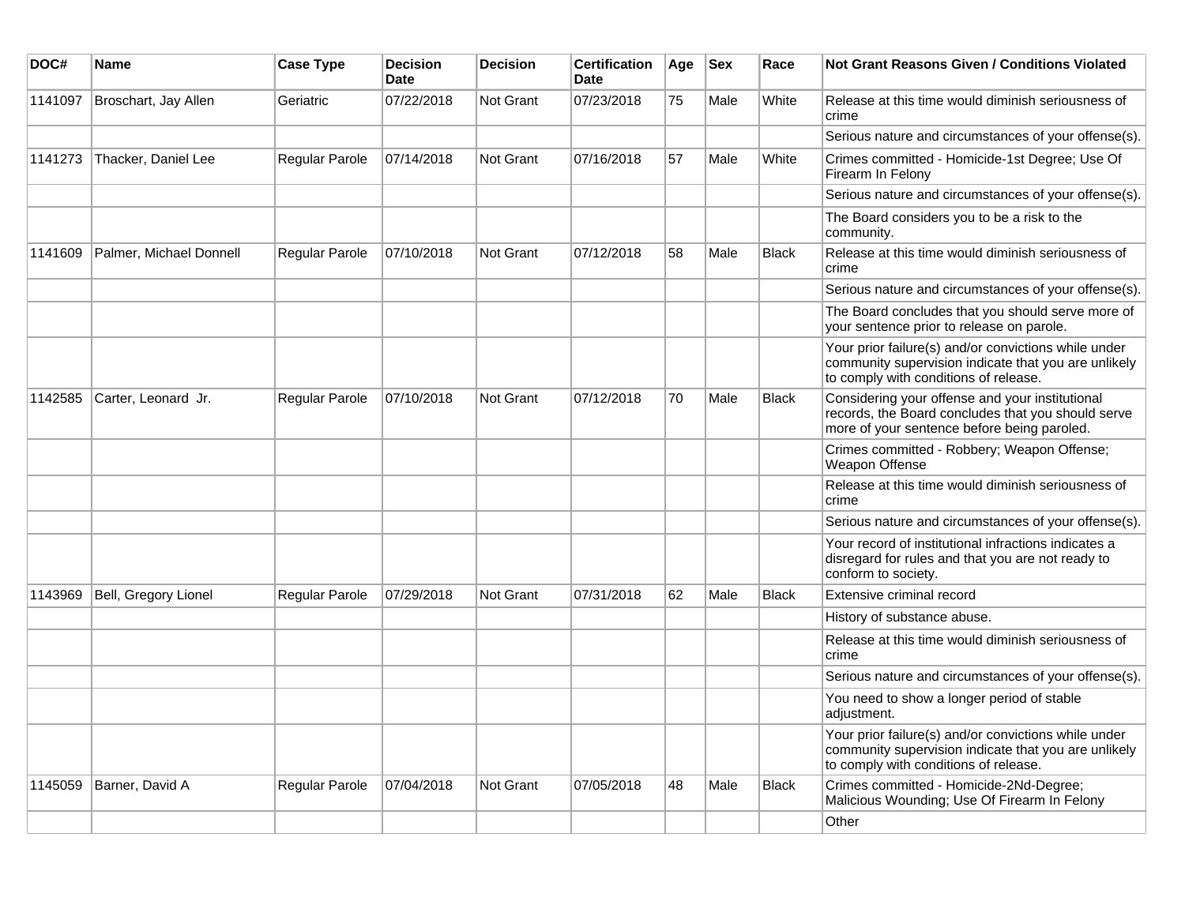| DOC# | Name | Case Type | Decision Date | Decision | Certification Date | Age | Sex | Race | Not Grant Reasons Given / Conditions Violated |
|---|---|---|---|---|---|---|---|---|---|
| 1141097 | Broschart, Jay Allen | Geriatric | 07/22/2018 | Not Grant | 07/23/2018 | 75 | Male | White | Release at this time would diminish seriousness of crime |
| | | | | | | | | | Serious nature and circumstances of your offense(s). |
| 1141273 | Thacker, Daniel Lee | Regular Parole | 07/14/2018 | Not Grant | 07/16/2018 | 57 | Male | White | Crimes committed - Homicide-1st Degree; Use Of Firearm In Felony |
| | | | | | | | | | Serious nature and circumstances of your offense(s). |
| | | | | | | | | | The Board considers you to be a risk to the community. |
| 1141609 | Palmer, Michael Donnell | Regular Parole | 07/10/2018 | Not Grant | 07/12/2018 | 58 | Male | Black | Release at this time would diminish seriousness of crime |
| | | | | | | | | | Serious nature and circumstances of your offense(s). |
| | | | | | | | | | The Board concludes that you should serve more of your sentence prior to release on parole. |
| | | | | | | | | | Your prior failure(s) and/or convictions while under community supervision indicate that you are unlikely to comply with conditions of release. |
| 1142585 | Carter, Leonard Jr. | Regular Parole | 07/10/2018 | Not Grant | 07/12/2018 | 70 | Male | Black | Considering your offense and your institutional records, the Board concludes that you should serve more of your sentence before being paroled. |
| | | | | | | | | | Crimes committed - Robbery; Weapon Offense; Weapon Offense |
| | | | | | | | | | Release at this time would diminish seriousness of crime |
| | | | | | | | | | Serious nature and circumstances of your offense(s). |
| | | | | | | | | | Your record of institutional infractions indicates a disregard for rules and that you are not ready to conform to society. |
| 1143969 | Bell, Gregory Lionel | Regular Parole | 07/29/2018 | Not Grant | 07/31/2018 | 62 | Male | Black | Extensive criminal record |
| | | | | | | | | | History of substance abuse. |
| | | | | | | | | | Release at this time would diminish seriousness of crime |
| | | | | | | | | | Serious nature and circumstances of your offense(s). |
| | | | | | | | | | You need to show a longer period of stable adjustment. |
| | | | | | | | | | Your prior failure(s) and/or convictions while under community supervision indicate that you are unlikely to comply with conditions of release. |
| 1145059 | Barner, David A | Regular Parole | 07/04/2018 | Not Grant | 07/05/2018 | 48 | Male | Black | Crimes committed - Homicide-2Nd-Degree; Malicious Wounding; Use Of Firearm In Felony |
| | | | | | | | | | Other |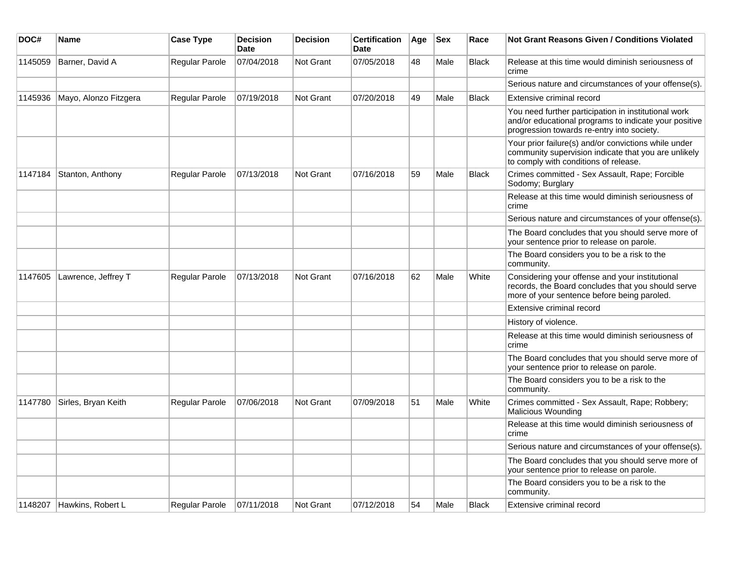| DOC# | Name | Case Type | Decision Date | Decision | Certification Date | Age | Sex | Race | Not Grant Reasons Given / Conditions Violated |
|---|---|---|---|---|---|---|---|---|---|
| 1145059 | Barner, David A | Regular Parole | 07/04/2018 | Not Grant | 07/05/2018 | 48 | Male | Black | Release at this time would diminish seriousness of crime |
| | | | | | | | | | Serious nature and circumstances of your offense(s). |
| 1145936 | Mayo, Alonzo Fitzgera | Regular Parole | 07/19/2018 | Not Grant | 07/20/2018 | 49 | Male | Black | Extensive criminal record |
| | | | | | | | | | You need further participation in institutional work and/or educational programs to indicate your positive progression towards re-entry into society. |
| | | | | | | | | | Your prior failure(s) and/or convictions while under community supervision indicate that you are unlikely to comply with conditions of release. |
| 1147184 | Stanton, Anthony | Regular Parole | 07/13/2018 | Not Grant | 07/16/2018 | 59 | Male | Black | Crimes committed - Sex Assault, Rape; Forcible Sodomy; Burglary |
| | | | | | | | | | Release at this time would diminish seriousness of crime |
| | | | | | | | | | Serious nature and circumstances of your offense(s). |
| | | | | | | | | | The Board concludes that you should serve more of your sentence prior to release on parole. |
| | | | | | | | | | The Board considers you to be a risk to the community. |
| 1147605 | Lawrence, Jeffrey T | Regular Parole | 07/13/2018 | Not Grant | 07/16/2018 | 62 | Male | White | Considering your offense and your institutional records, the Board concludes that you should serve more of your sentence before being paroled. |
| | | | | | | | | | Extensive criminal record |
| | | | | | | | | | History of violence. |
| | | | | | | | | | Release at this time would diminish seriousness of crime |
| | | | | | | | | | The Board concludes that you should serve more of your sentence prior to release on parole. |
| | | | | | | | | | The Board considers you to be a risk to the community. |
| 1147780 | Sirles, Bryan Keith | Regular Parole | 07/06/2018 | Not Grant | 07/09/2018 | 51 | Male | White | Crimes committed - Sex Assault, Rape; Robbery; Malicious Wounding |
| | | | | | | | | | Release at this time would diminish seriousness of crime |
| | | | | | | | | | Serious nature and circumstances of your offense(s). |
| | | | | | | | | | The Board concludes that you should serve more of your sentence prior to release on parole. |
| | | | | | | | | | The Board considers you to be a risk to the community. |
| 1148207 | Hawkins, Robert L | Regular Parole | 07/11/2018 | Not Grant | 07/12/2018 | 54 | Male | Black | Extensive criminal record |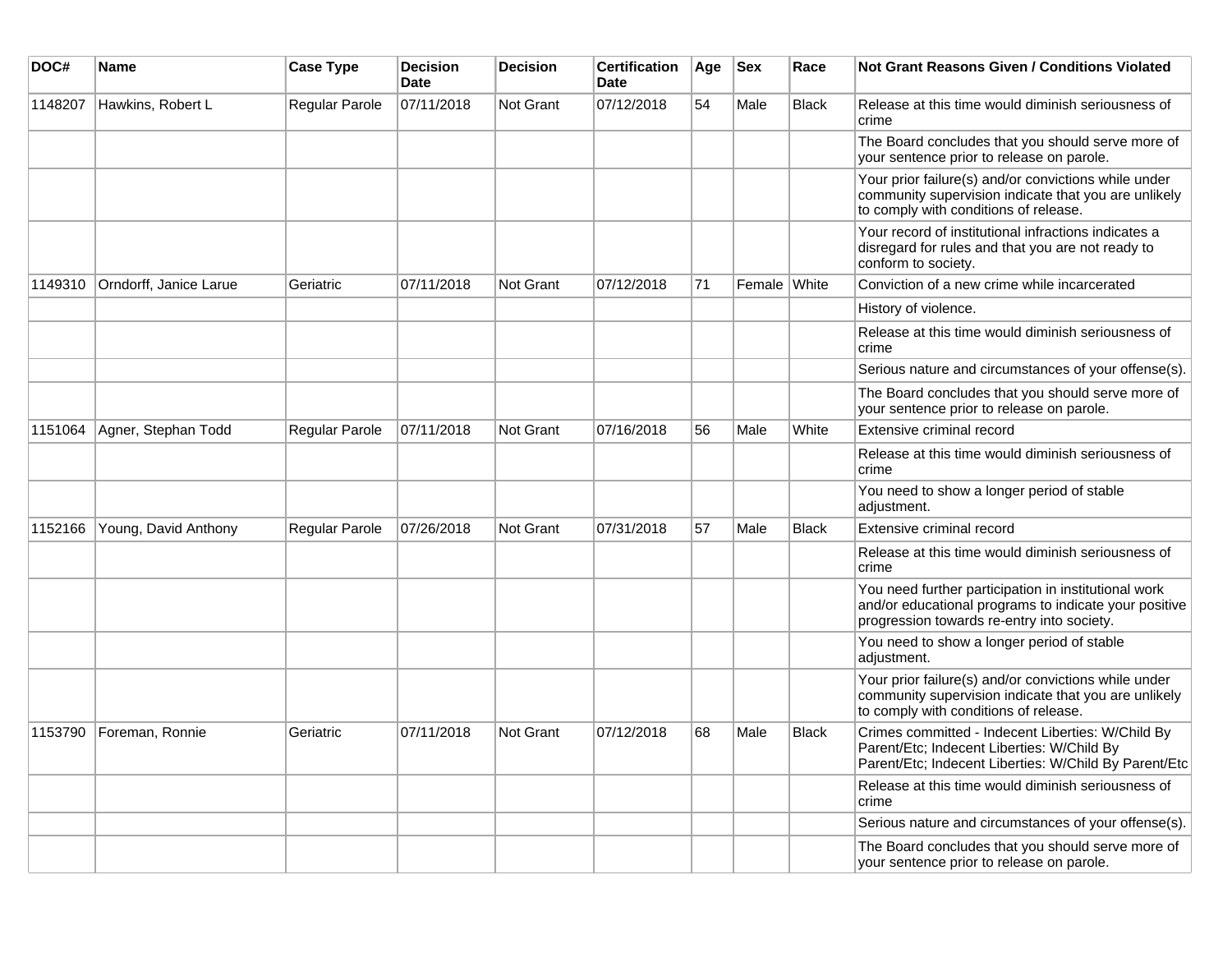| DOC# | Name | Case Type | Decision Date | Decision | Certification Date | Age | Sex | Race | Not Grant Reasons Given / Conditions Violated |
|---|---|---|---|---|---|---|---|---|---|
| 1148207 | Hawkins, Robert L | Regular Parole | 07/11/2018 | Not Grant | 07/12/2018 | 54 | Male | Black | Release at this time would diminish seriousness of crime |
| | | | | | | | | | The Board concludes that you should serve more of your sentence prior to release on parole. |
| | | | | | | | | | Your prior failure(s) and/or convictions while under community supervision indicate that you are unlikely to comply with conditions of release. |
| | | | | | | | | | Your record of institutional infractions indicates a disregard for rules and that you are not ready to conform to society. |
| 1149310 | Orndorff, Janice Larue | Geriatric | 07/11/2018 | Not Grant | 07/12/2018 | 71 | Female | White | Conviction of a new crime while incarcerated |
| | | | | | | | | | History of violence. |
| | | | | | | | | | Release at this time would diminish seriousness of crime |
| | | | | | | | | | Serious nature and circumstances of your offense(s). |
| | | | | | | | | | The Board concludes that you should serve more of your sentence prior to release on parole. |
| 1151064 | Agner, Stephan Todd | Regular Parole | 07/11/2018 | Not Grant | 07/16/2018 | 56 | Male | White | Extensive criminal record |
| | | | | | | | | | Release at this time would diminish seriousness of crime |
| | | | | | | | | | You need to show a longer period of stable adjustment. |
| 1152166 | Young, David Anthony | Regular Parole | 07/26/2018 | Not Grant | 07/31/2018 | 57 | Male | Black | Extensive criminal record |
| | | | | | | | | | Release at this time would diminish seriousness of crime |
| | | | | | | | | | You need further participation in institutional work and/or educational programs to indicate your positive progression towards re-entry into society. |
| | | | | | | | | | You need to show a longer period of stable adjustment. |
| | | | | | | | | | Your prior failure(s) and/or convictions while under community supervision indicate that you are unlikely to comply with conditions of release. |
| 1153790 | Foreman, Ronnie | Geriatric | 07/11/2018 | Not Grant | 07/12/2018 | 68 | Male | Black | Crimes committed - Indecent Liberties: W/Child By Parent/Etc; Indecent Liberties: W/Child By Parent/Etc; Indecent Liberties: W/Child By Parent/Etc |
| | | | | | | | | | Release at this time would diminish seriousness of crime |
| | | | | | | | | | Serious nature and circumstances of your offense(s). |
| | | | | | | | | | The Board concludes that you should serve more of your sentence prior to release on parole. |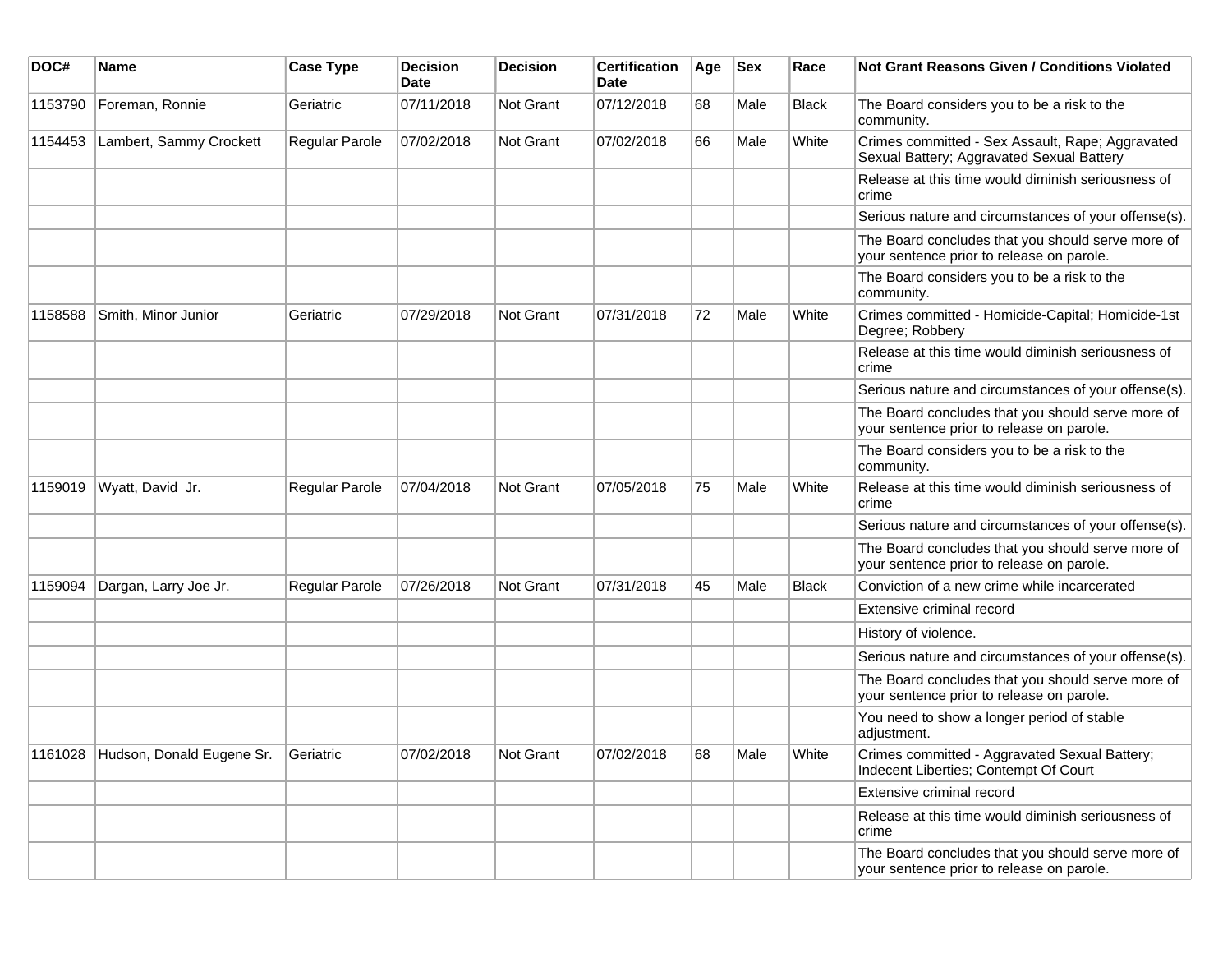| DOC# | Name | Case Type | Decision Date | Decision | Certification Date | Age | Sex | Race | Not Grant Reasons Given / Conditions Violated |
|---|---|---|---|---|---|---|---|---|---|
| 1153790 | Foreman, Ronnie | Geriatric | 07/11/2018 | Not Grant | 07/12/2018 | 68 | Male | Black | The Board considers you to be a risk to the community. |
| 1154453 | Lambert, Sammy Crockett | Regular Parole | 07/02/2018 | Not Grant | 07/02/2018 | 66 | Male | White | Crimes committed - Sex Assault, Rape; Aggravated Sexual Battery; Aggravated Sexual Battery |
| | | | | | | | | | Release at this time would diminish seriousness of crime |
| | | | | | | | | | Serious nature and circumstances of your offense(s). |
| | | | | | | | | | The Board concludes that you should serve more of your sentence prior to release on parole. |
| | | | | | | | | | The Board considers you to be a risk to the community. |
| 1158588 | Smith, Minor Junior | Geriatric | 07/29/2018 | Not Grant | 07/31/2018 | 72 | Male | White | Crimes committed - Homicide-Capital; Homicide-1st Degree; Robbery |
| | | | | | | | | | Release at this time would diminish seriousness of crime |
| | | | | | | | | | Serious nature and circumstances of your offense(s). |
| | | | | | | | | | The Board concludes that you should serve more of your sentence prior to release on parole. |
| | | | | | | | | | The Board considers you to be a risk to the community. |
| 1159019 | Wyatt, David Jr. | Regular Parole | 07/04/2018 | Not Grant | 07/05/2018 | 75 | Male | White | Release at this time would diminish seriousness of crime |
| | | | | | | | | | Serious nature and circumstances of your offense(s). |
| | | | | | | | | | The Board concludes that you should serve more of your sentence prior to release on parole. |
| 1159094 | Dargan, Larry Joe Jr. | Regular Parole | 07/26/2018 | Not Grant | 07/31/2018 | 45 | Male | Black | Conviction of a new crime while incarcerated |
| | | | | | | | | | Extensive criminal record |
| | | | | | | | | | History of violence. |
| | | | | | | | | | Serious nature and circumstances of your offense(s). |
| | | | | | | | | | The Board concludes that you should serve more of your sentence prior to release on parole. |
| | | | | | | | | | You need to show a longer period of stable adjustment. |
| 1161028 | Hudson, Donald Eugene Sr. | Geriatric | 07/02/2018 | Not Grant | 07/02/2018 | 68 | Male | White | Crimes committed - Aggravated Sexual Battery; Indecent Liberties; Contempt Of Court |
| | | | | | | | | | Extensive criminal record |
| | | | | | | | | | Release at this time would diminish seriousness of crime |
| | | | | | | | | | The Board concludes that you should serve more of your sentence prior to release on parole. |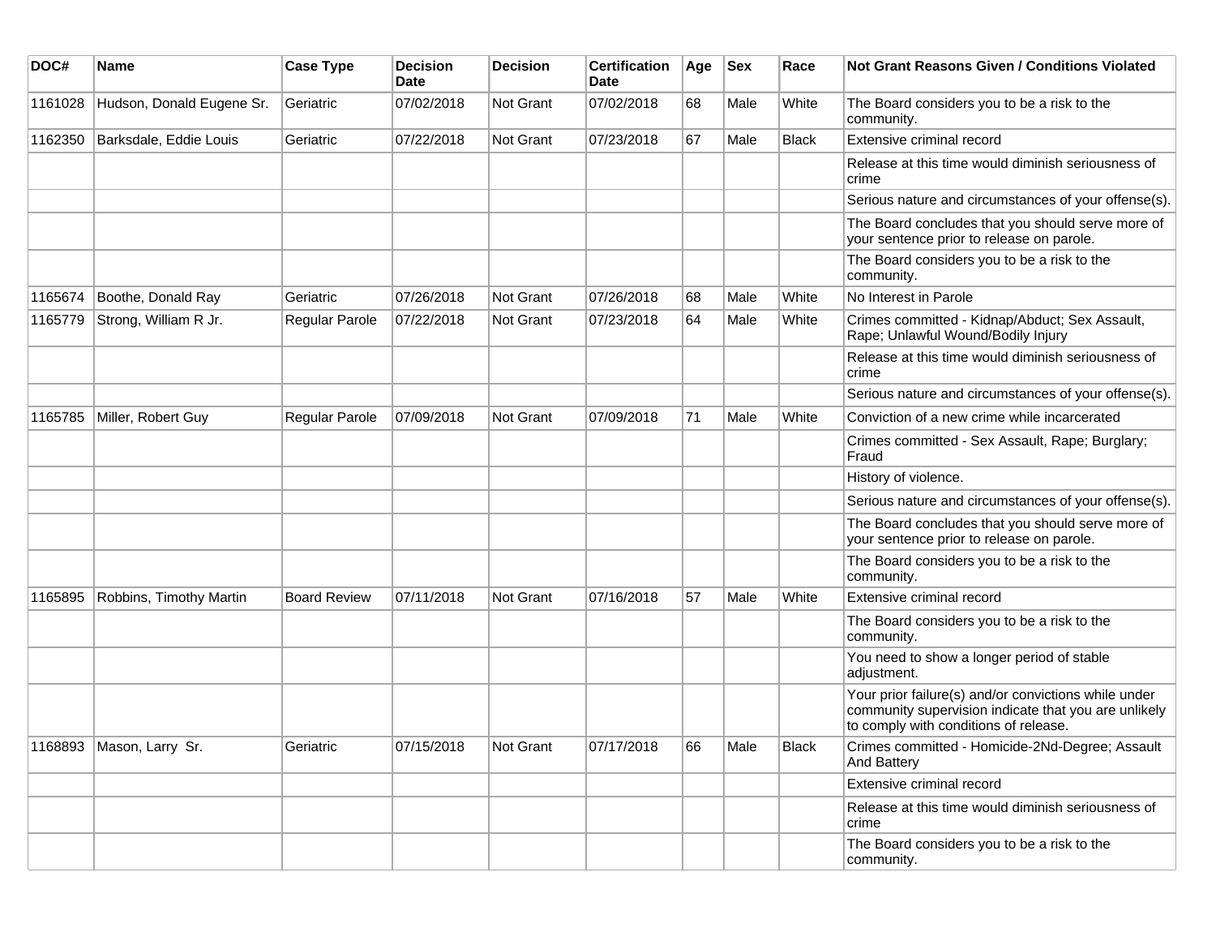| DOC# | Name | Case Type | Decision Date | Decision | Certification Date | Age | Sex | Race | Not Grant Reasons Given / Conditions Violated |
|---|---|---|---|---|---|---|---|---|---|
| 1161028 | Hudson, Donald Eugene Sr. | Geriatric | 07/02/2018 | Not Grant | 07/02/2018 | 68 | Male | White | The Board considers you to be a risk to the community. |
| 1162350 | Barksdale, Eddie Louis | Geriatric | 07/22/2018 | Not Grant | 07/23/2018 | 67 | Male | Black | Extensive criminal record |
| | | | | | | | | | Release at this time would diminish seriousness of crime |
| | | | | | | | | | Serious nature and circumstances of your offense(s). |
| | | | | | | | | | The Board concludes that you should serve more of your sentence prior to release on parole. |
| | | | | | | | | | The Board considers you to be a risk to the community. |
| 1165674 | Boothe, Donald Ray | Geriatric | 07/26/2018 | Not Grant | 07/26/2018 | 68 | Male | White | No Interest in Parole |
| 1165779 | Strong, William R Jr. | Regular Parole | 07/22/2018 | Not Grant | 07/23/2018 | 64 | Male | White | Crimes committed - Kidnap/Abduct; Sex Assault, Rape; Unlawful Wound/Bodily Injury |
| | | | | | | | | | Release at this time would diminish seriousness of crime |
| | | | | | | | | | Serious nature and circumstances of your offense(s). |
| 1165785 | Miller, Robert Guy | Regular Parole | 07/09/2018 | Not Grant | 07/09/2018 | 71 | Male | White | Conviction of a new crime while incarcerated |
| | | | | | | | | | Crimes committed - Sex Assault, Rape; Burglary; Fraud |
| | | | | | | | | | History of violence. |
| | | | | | | | | | Serious nature and circumstances of your offense(s). |
| | | | | | | | | | The Board concludes that you should serve more of your sentence prior to release on parole. |
| | | | | | | | | | The Board considers you to be a risk to the community. |
| 1165895 | Robbins, Timothy Martin | Board Review | 07/11/2018 | Not Grant | 07/16/2018 | 57 | Male | White | Extensive criminal record |
| | | | | | | | | | The Board considers you to be a risk to the community. |
| | | | | | | | | | You need to show a longer period of stable adjustment. |
| | | | | | | | | | Your prior failure(s) and/or convictions while under community supervision indicate that you are unlikely to comply with conditions of release. |
| 1168893 | Mason, Larry Sr. | Geriatric | 07/15/2018 | Not Grant | 07/17/2018 | 66 | Male | Black | Crimes committed - Homicide-2Nd-Degree; Assault And Battery |
| | | | | | | | | | Extensive criminal record |
| | | | | | | | | | Release at this time would diminish seriousness of crime |
| | | | | | | | | | The Board considers you to be a risk to the community. |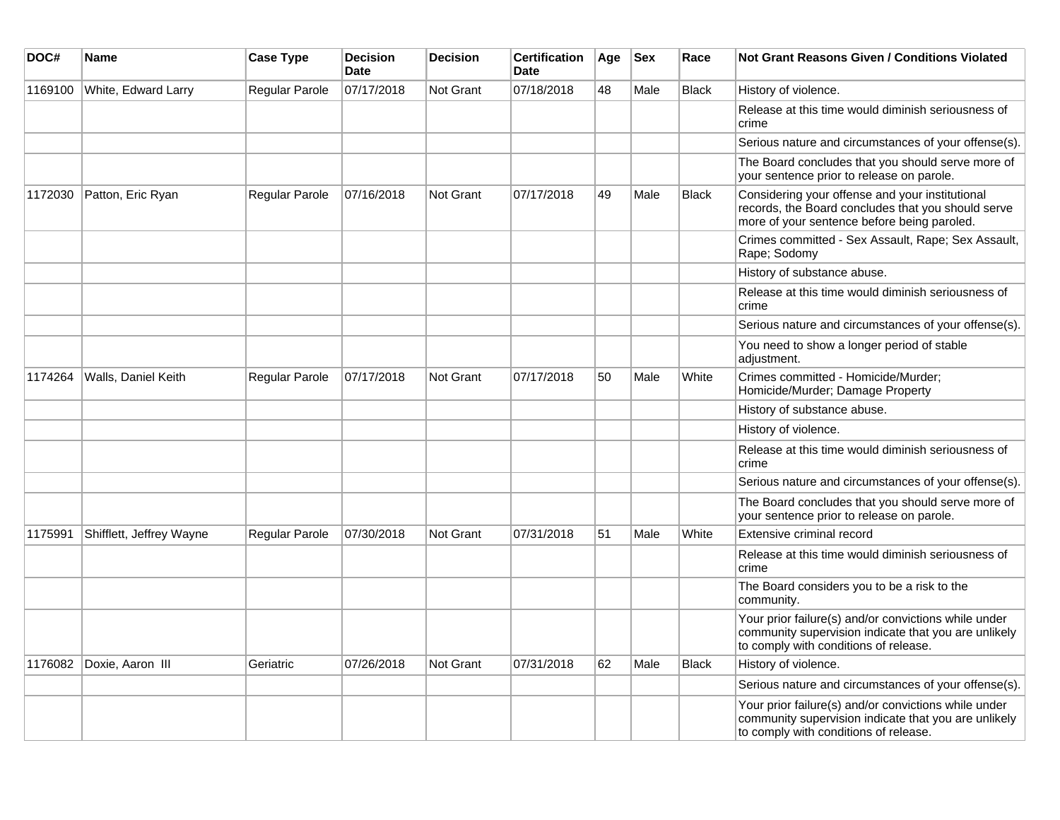| DOC# | Name | Case Type | Decision Date | Decision | Certification Date | Age | Sex | Race | Not Grant Reasons Given / Conditions Violated |
|---|---|---|---|---|---|---|---|---|---|
| 1169100 | White, Edward Larry | Regular Parole | 07/17/2018 | Not Grant | 07/18/2018 | 48 | Male | Black | History of violence. |
| | | | | | | | | | Release at this time would diminish seriousness of crime |
| | | | | | | | | | Serious nature and circumstances of your offense(s). |
| | | | | | | | | | The Board concludes that you should serve more of your sentence prior to release on parole. |
| 1172030 | Patton, Eric Ryan | Regular Parole | 07/16/2018 | Not Grant | 07/17/2018 | 49 | Male | Black | Considering your offense and your institutional records, the Board concludes that you should serve more of your sentence before being paroled. |
| | | | | | | | | | Crimes committed - Sex Assault, Rape; Sex Assault, Rape; Sodomy |
| | | | | | | | | | History of substance abuse. |
| | | | | | | | | | Release at this time would diminish seriousness of crime |
| | | | | | | | | | Serious nature and circumstances of your offense(s). |
| | | | | | | | | | You need to show a longer period of stable adjustment. |
| 1174264 | Walls, Daniel Keith | Regular Parole | 07/17/2018 | Not Grant | 07/17/2018 | 50 | Male | White | Crimes committed - Homicide/Murder; Homicide/Murder; Damage Property |
| | | | | | | | | | History of substance abuse. |
| | | | | | | | | | History of violence. |
| | | | | | | | | | Release at this time would diminish seriousness of crime |
| | | | | | | | | | Serious nature and circumstances of your offense(s). |
| | | | | | | | | | The Board concludes that you should serve more of your sentence prior to release on parole. |
| 1175991 | Shifflett, Jeffrey Wayne | Regular Parole | 07/30/2018 | Not Grant | 07/31/2018 | 51 | Male | White | Extensive criminal record |
| | | | | | | | | | Release at this time would diminish seriousness of crime |
| | | | | | | | | | The Board considers you to be a risk to the community. |
| | | | | | | | | | Your prior failure(s) and/or convictions while under community supervision indicate that you are unlikely to comply with conditions of release. |
| 1176082 | Doxie, Aaron III | Geriatric | 07/26/2018 | Not Grant | 07/31/2018 | 62 | Male | Black | History of violence. |
| | | | | | | | | | Serious nature and circumstances of your offense(s). |
| | | | | | | | | | Your prior failure(s) and/or convictions while under community supervision indicate that you are unlikely to comply with conditions of release. |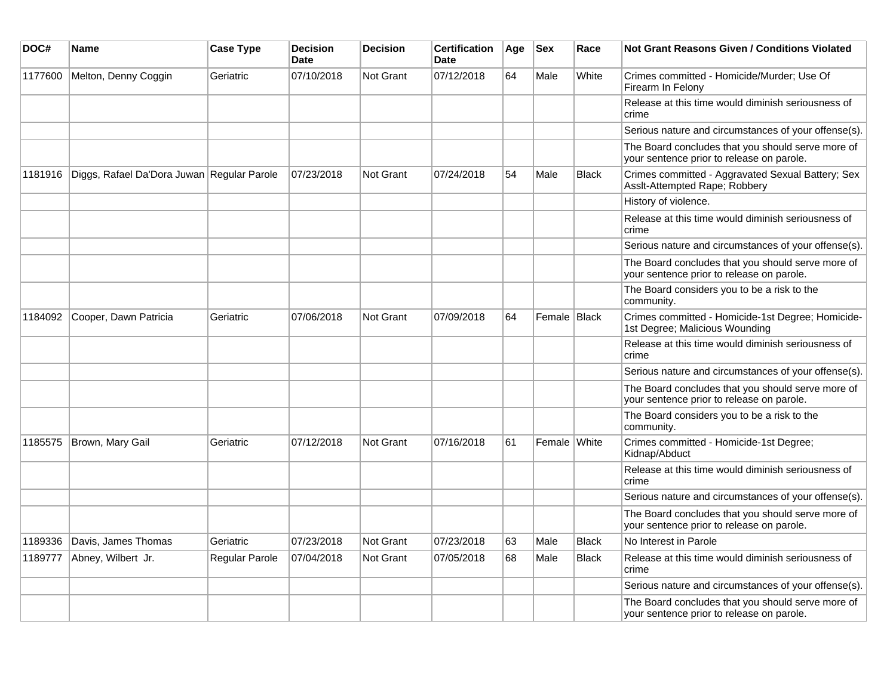| DOC# | Name | Case Type | Decision Date | Decision | Certification Date | Age | Sex | Race | Not Grant Reasons Given / Conditions Violated |
|---|---|---|---|---|---|---|---|---|---|
| 1177600 | Melton, Denny Coggin | Geriatric | 07/10/2018 | Not Grant | 07/12/2018 | 64 | Male | White | Crimes committed - Homicide/Murder; Use Of Firearm In Felony |
| | | | | | | | | | Release at this time would diminish seriousness of crime |
| | | | | | | | | | Serious nature and circumstances of your offense(s). |
| | | | | | | | | | The Board concludes that you should serve more of your sentence prior to release on parole. |
| 1181916 | Diggs, Rafael Da'Dora Juwan | Regular Parole | 07/23/2018 | Not Grant | 07/24/2018 | 54 | Male | Black | Crimes committed - Aggravated Sexual Battery; Sex Asslt-Attempted Rape; Robbery |
| | | | | | | | | | History of violence. |
| | | | | | | | | | Release at this time would diminish seriousness of crime |
| | | | | | | | | | Serious nature and circumstances of your offense(s). |
| | | | | | | | | | The Board concludes that you should serve more of your sentence prior to release on parole. |
| | | | | | | | | | The Board considers you to be a risk to the community. |
| 1184092 | Cooper, Dawn Patricia | Geriatric | 07/06/2018 | Not Grant | 07/09/2018 | 64 | Female | Black | Crimes committed - Homicide-1st Degree; Homicide-1st Degree; Malicious Wounding |
| | | | | | | | | | Release at this time would diminish seriousness of crime |
| | | | | | | | | | Serious nature and circumstances of your offense(s). |
| | | | | | | | | | The Board concludes that you should serve more of your sentence prior to release on parole. |
| | | | | | | | | | The Board considers you to be a risk to the community. |
| 1185575 | Brown, Mary Gail | Geriatric | 07/12/2018 | Not Grant | 07/16/2018 | 61 | Female | White | Crimes committed - Homicide-1st Degree; Kidnap/Abduct |
| | | | | | | | | | Release at this time would diminish seriousness of crime |
| | | | | | | | | | Serious nature and circumstances of your offense(s). |
| | | | | | | | | | The Board concludes that you should serve more of your sentence prior to release on parole. |
| 1189336 | Davis, James Thomas | Geriatric | 07/23/2018 | Not Grant | 07/23/2018 | 63 | Male | Black | No Interest in Parole |
| 1189777 | Abney, Wilbert Jr. | Regular Parole | 07/04/2018 | Not Grant | 07/05/2018 | 68 | Male | Black | Release at this time would diminish seriousness of crime |
| | | | | | | | | | Serious nature and circumstances of your offense(s). |
| | | | | | | | | | The Board concludes that you should serve more of your sentence prior to release on parole. |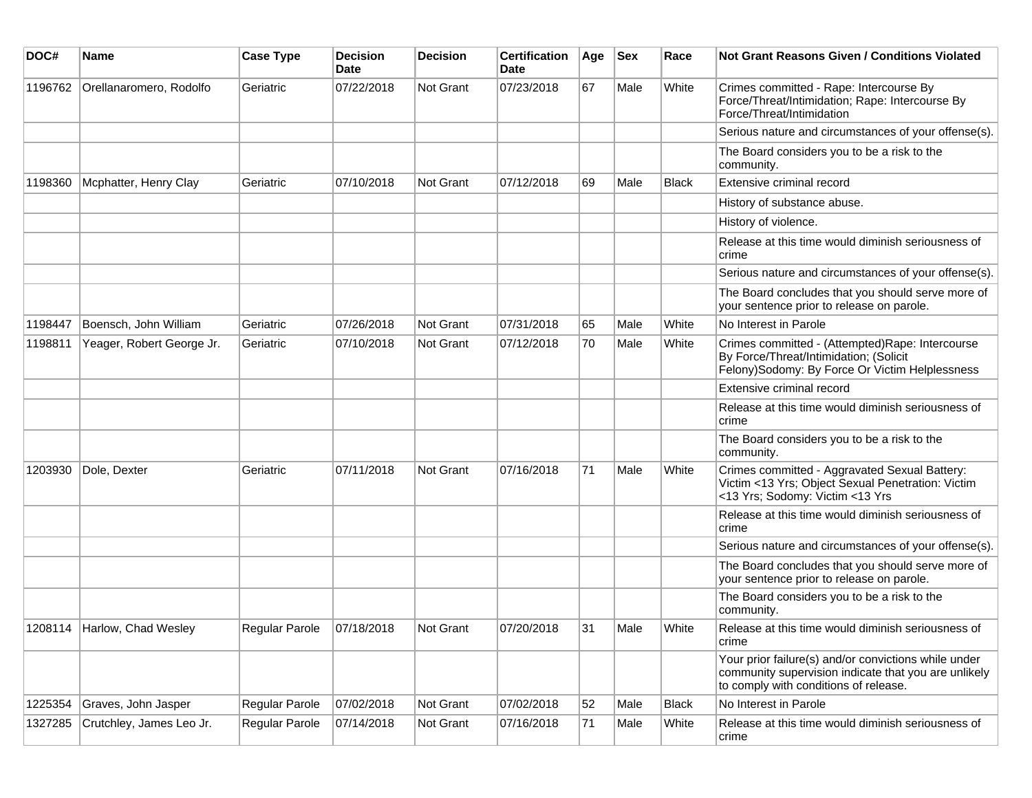| DOC# | Name | Case Type | Decision Date | Decision | Certification Date | Age | Sex | Race | Not Grant Reasons Given / Conditions Violated |
|---|---|---|---|---|---|---|---|---|---|
| 1196762 | Orellanaromero, Rodolfo | Geriatric | 07/22/2018 | Not Grant | 07/23/2018 | 67 | Male | White | Crimes committed - Rape: Intercourse By Force/Threat/Intimidation; Rape: Intercourse By Force/Threat/Intimidation |
| | | | | | | | | | Serious nature and circumstances of your offense(s). |
| | | | | | | | | | The Board considers you to be a risk to the community. |
| 1198360 | Mcphatter, Henry Clay | Geriatric | 07/10/2018 | Not Grant | 07/12/2018 | 69 | Male | Black | Extensive criminal record |
| | | | | | | | | | History of substance abuse. |
| | | | | | | | | | History of violence. |
| | | | | | | | | | Release at this time would diminish seriousness of crime |
| | | | | | | | | | Serious nature and circumstances of your offense(s). |
| | | | | | | | | | The Board concludes that you should serve more of your sentence prior to release on parole. |
| 1198447 | Boensch, John William | Geriatric | 07/26/2018 | Not Grant | 07/31/2018 | 65 | Male | White | No Interest in Parole |
| 1198811 | Yeager, Robert George Jr. | Geriatric | 07/10/2018 | Not Grant | 07/12/2018 | 70 | Male | White | Crimes committed - (Attempted)Rape: Intercourse By Force/Threat/Intimidation; (Solicit Felony)Sodomy: By Force Or Victim Helplessness |
| | | | | | | | | | Extensive criminal record |
| | | | | | | | | | Release at this time would diminish seriousness of crime |
| | | | | | | | | | The Board considers you to be a risk to the community. |
| 1203930 | Dole, Dexter | Geriatric | 07/11/2018 | Not Grant | 07/16/2018 | 71 | Male | White | Crimes committed - Aggravated Sexual Battery: Victim <13 Yrs; Object Sexual Penetration: Victim <13 Yrs; Sodomy: Victim <13 Yrs |
| | | | | | | | | | Release at this time would diminish seriousness of crime |
| | | | | | | | | | Serious nature and circumstances of your offense(s). |
| | | | | | | | | | The Board concludes that you should serve more of your sentence prior to release on parole. |
| | | | | | | | | | The Board considers you to be a risk to the community. |
| 1208114 | Harlow, Chad Wesley | Regular Parole | 07/18/2018 | Not Grant | 07/20/2018 | 31 | Male | White | Release at this time would diminish seriousness of crime |
| | | | | | | | | | Your prior failure(s) and/or convictions while under community supervision indicate that you are unlikely to comply with conditions of release. |
| 1225354 | Graves, John Jasper | Regular Parole | 07/02/2018 | Not Grant | 07/02/2018 | 52 | Male | Black | No Interest in Parole |
| 1327285 | Crutchley, James Leo Jr. | Regular Parole | 07/14/2018 | Not Grant | 07/16/2018 | 71 | Male | White | Release at this time would diminish seriousness of crime |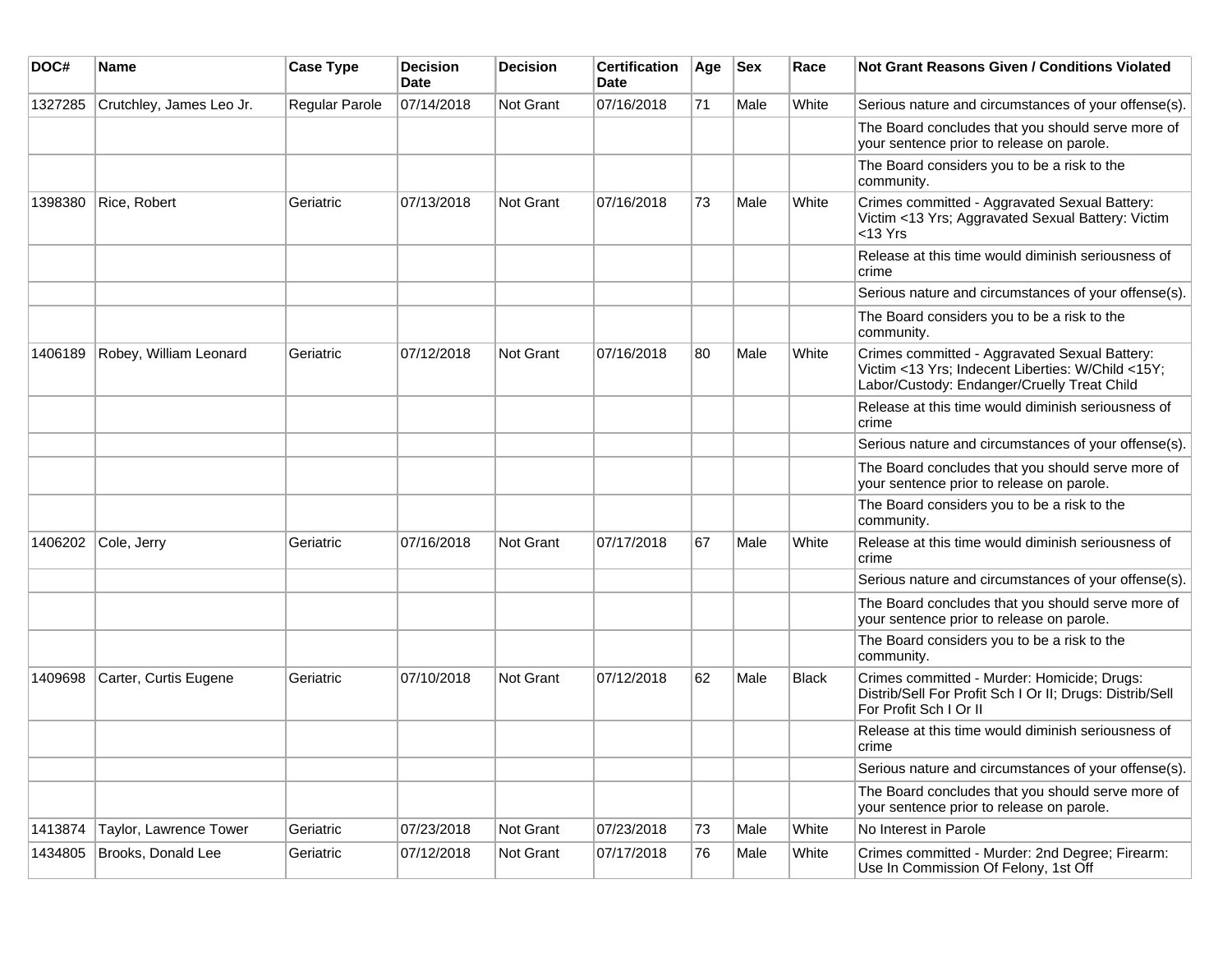| DOC# | Name | Case Type | Decision Date | Decision | Certification Date | Age | Sex | Race | Not Grant Reasons Given / Conditions Violated |
|---|---|---|---|---|---|---|---|---|---|
| 1327285 | Crutchley, James Leo Jr. | Regular Parole | 07/14/2018 | Not Grant | 07/16/2018 | 71 | Male | White | Serious nature and circumstances of your offense(s). |
| | | | | | | | | | The Board concludes that you should serve more of your sentence prior to release on parole. |
| | | | | | | | | | The Board considers you to be a risk to the community. |
| 1398380 | Rice, Robert | Geriatric | 07/13/2018 | Not Grant | 07/16/2018 | 73 | Male | White | Crimes committed - Aggravated Sexual Battery: Victim <13 Yrs; Aggravated Sexual Battery: Victim <13 Yrs |
| | | | | | | | | | Release at this time would diminish seriousness of crime |
| | | | | | | | | | Serious nature and circumstances of your offense(s). |
| | | | | | | | | | The Board considers you to be a risk to the community. |
| 1406189 | Robey, William Leonard | Geriatric | 07/12/2018 | Not Grant | 07/16/2018 | 80 | Male | White | Crimes committed - Aggravated Sexual Battery: Victim <13 Yrs; Indecent Liberties: W/Child <15Y; Labor/Custody: Endanger/Cruelly Treat Child |
| | | | | | | | | | Release at this time would diminish seriousness of crime |
| | | | | | | | | | Serious nature and circumstances of your offense(s). |
| | | | | | | | | | The Board concludes that you should serve more of your sentence prior to release on parole. |
| | | | | | | | | | The Board considers you to be a risk to the community. |
| 1406202 | Cole, Jerry | Geriatric | 07/16/2018 | Not Grant | 07/17/2018 | 67 | Male | White | Release at this time would diminish seriousness of crime |
| | | | | | | | | | Serious nature and circumstances of your offense(s). |
| | | | | | | | | | The Board concludes that you should serve more of your sentence prior to release on parole. |
| | | | | | | | | | The Board considers you to be a risk to the community. |
| 1409698 | Carter, Curtis Eugene | Geriatric | 07/10/2018 | Not Grant | 07/12/2018 | 62 | Male | Black | Crimes committed - Murder: Homicide; Drugs: Distrib/Sell For Profit Sch I Or II; Drugs: Distrib/Sell For Profit Sch I Or II |
| | | | | | | | | | Release at this time would diminish seriousness of crime |
| | | | | | | | | | Serious nature and circumstances of your offense(s). |
| | | | | | | | | | The Board concludes that you should serve more of your sentence prior to release on parole. |
| 1413874 | Taylor, Lawrence Tower | Geriatric | 07/23/2018 | Not Grant | 07/23/2018 | 73 | Male | White | No Interest in Parole |
| 1434805 | Brooks, Donald Lee | Geriatric | 07/12/2018 | Not Grant | 07/17/2018 | 76 | Male | White | Crimes committed - Murder: 2nd Degree; Firearm: Use In Commission Of Felony, 1st Off |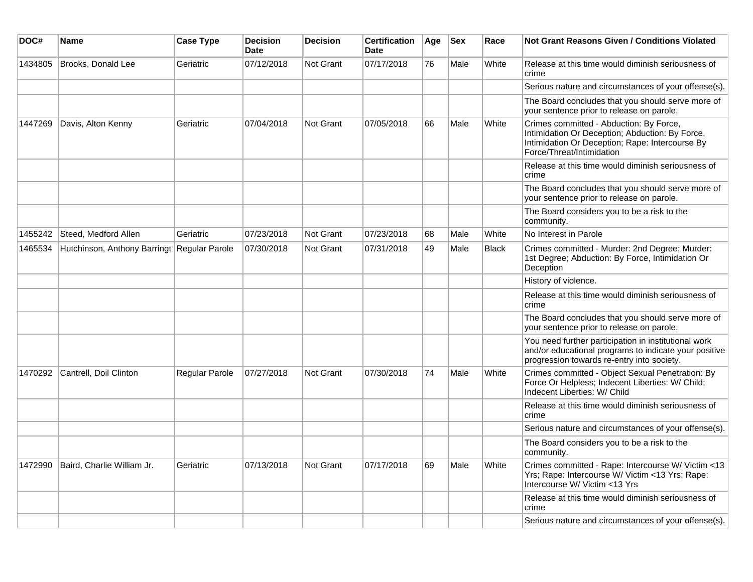| DOC# | Name | Case Type | Decision Date | Decision | Certification Date | Age | Sex | Race | Not Grant Reasons Given / Conditions Violated |
|---|---|---|---|---|---|---|---|---|---|
| 1434805 | Brooks, Donald Lee | Geriatric | 07/12/2018 | Not Grant | 07/17/2018 | 76 | Male | White | Release at this time would diminish seriousness of crime |
| | | | | | | | | | Serious nature and circumstances of your offense(s). |
| | | | | | | | | | The Board concludes that you should serve more of your sentence prior to release on parole. |
| 1447269 | Davis, Alton Kenny | Geriatric | 07/04/2018 | Not Grant | 07/05/2018 | 66 | Male | White | Crimes committed - Abduction: By Force, Intimidation Or Deception; Abduction: By Force, Intimidation Or Deception; Rape: Intercourse By Force/Threat/Intimidation |
| | | | | | | | | | Release at this time would diminish seriousness of crime |
| | | | | | | | | | The Board concludes that you should serve more of your sentence prior to release on parole. |
| | | | | | | | | | The Board considers you to be a risk to the community. |
| 1455242 | Steed, Medford Allen | Geriatric | 07/23/2018 | Not Grant | 07/23/2018 | 68 | Male | White | No Interest in Parole |
| 1465534 | Hutchinson, Anthony Barringt | Regular Parole | 07/30/2018 | Not Grant | 07/31/2018 | 49 | Male | Black | Crimes committed - Murder: 2nd Degree; Murder: 1st Degree; Abduction: By Force, Intimidation Or Deception |
| | | | | | | | | | History of violence. |
| | | | | | | | | | Release at this time would diminish seriousness of crime |
| | | | | | | | | | The Board concludes that you should serve more of your sentence prior to release on parole. |
| | | | | | | | | | You need further participation in institutional work and/or educational programs to indicate your positive progression towards re-entry into society. |
| 1470292 | Cantrell, Doil Clinton | Regular Parole | 07/27/2018 | Not Grant | 07/30/2018 | 74 | Male | White | Crimes committed - Object Sexual Penetration: By Force Or Helpless; Indecent Liberties: W/ Child; Indecent Liberties: W/ Child |
| | | | | | | | | | Release at this time would diminish seriousness of crime |
| | | | | | | | | | Serious nature and circumstances of your offense(s). |
| | | | | | | | | | The Board considers you to be a risk to the community. |
| 1472990 | Baird, Charlie William Jr. | Geriatric | 07/13/2018 | Not Grant | 07/17/2018 | 69 | Male | White | Crimes committed - Rape: Intercourse W/ Victim <13 Yrs; Rape: Intercourse W/ Victim <13 Yrs; Rape: Intercourse W/ Victim <13 Yrs |
| | | | | | | | | | Release at this time would diminish seriousness of crime |
| | | | | | | | | | Serious nature and circumstances of your offense(s). |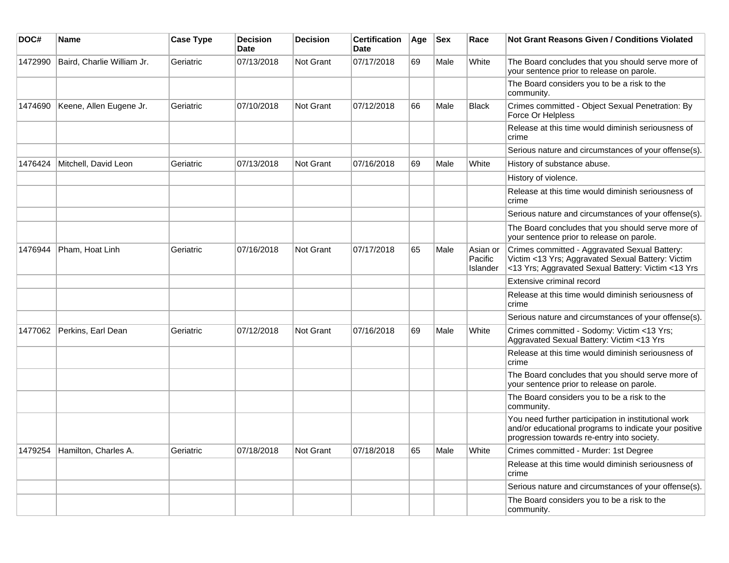| DOC# | Name | Case Type | Decision Date | Decision | Certification Date | Age | Sex | Race | Not Grant Reasons Given / Conditions Violated |
|---|---|---|---|---|---|---|---|---|---|
| 1472990 | Baird, Charlie William Jr. | Geriatric | 07/13/2018 | Not Grant | 07/17/2018 | 69 | Male | White | The Board concludes that you should serve more of your sentence prior to release on parole. |
| | | | | | | | | | The Board considers you to be a risk to the community. |
| 1474690 | Keene, Allen Eugene Jr. | Geriatric | 07/10/2018 | Not Grant | 07/12/2018 | 66 | Male | Black | Crimes committed - Object Sexual Penetration: By Force Or Helpless |
| | | | | | | | | | Release at this time would diminish seriousness of crime |
| | | | | | | | | | Serious nature and circumstances of your offense(s). |
| 1476424 | Mitchell, David Leon | Geriatric | 07/13/2018 | Not Grant | 07/16/2018 | 69 | Male | White | History of substance abuse. |
| | | | | | | | | | History of violence. |
| | | | | | | | | | Release at this time would diminish seriousness of crime |
| | | | | | | | | | Serious nature and circumstances of your offense(s). |
| | | | | | | | | | The Board concludes that you should serve more of your sentence prior to release on parole. |
| 1476944 | Pham, Hoat Linh | Geriatric | 07/16/2018 | Not Grant | 07/17/2018 | 65 | Male | Asian or Pacific Islander | Crimes committed - Aggravated Sexual Battery: Victim <13 Yrs; Aggravated Sexual Battery: Victim <13 Yrs; Aggravated Sexual Battery: Victim <13 Yrs |
| | | | | | | | | | Extensive criminal record |
| | | | | | | | | | Release at this time would diminish seriousness of crime |
| | | | | | | | | | Serious nature and circumstances of your offense(s). |
| 1477062 | Perkins, Earl Dean | Geriatric | 07/12/2018 | Not Grant | 07/16/2018 | 69 | Male | White | Crimes committed - Sodomy: Victim <13 Yrs; Aggravated Sexual Battery: Victim <13 Yrs |
| | | | | | | | | | Release at this time would diminish seriousness of crime |
| | | | | | | | | | The Board concludes that you should serve more of your sentence prior to release on parole. |
| | | | | | | | | | The Board considers you to be a risk to the community. |
| | | | | | | | | | You need further participation in institutional work and/or educational programs to indicate your positive progression towards re-entry into society. |
| 1479254 | Hamilton, Charles A. | Geriatric | 07/18/2018 | Not Grant | 07/18/2018 | 65 | Male | White | Crimes committed - Murder: 1st Degree |
| | | | | | | | | | Release at this time would diminish seriousness of crime |
| | | | | | | | | | Serious nature and circumstances of your offense(s). |
| | | | | | | | | | The Board considers you to be a risk to the community. |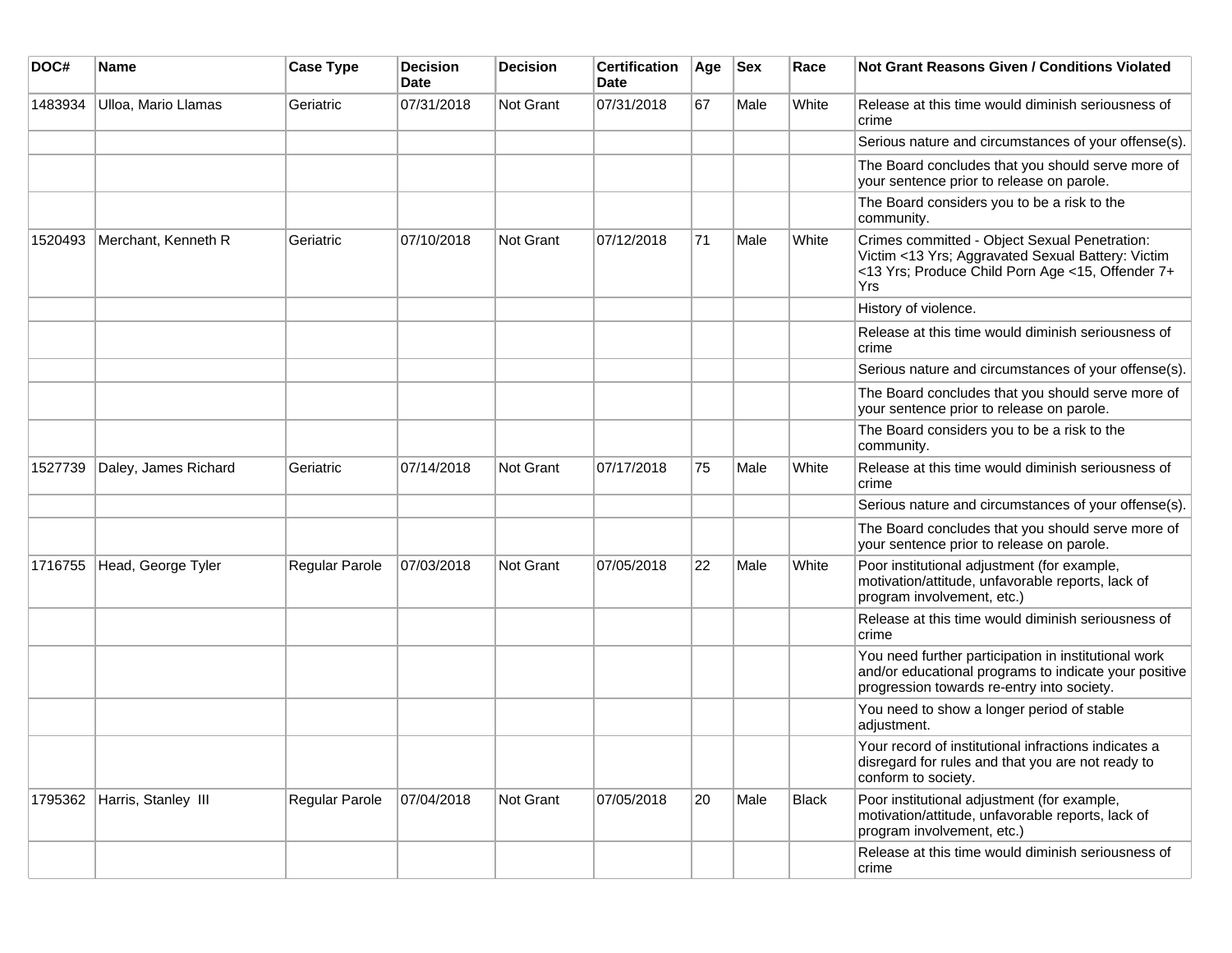| DOC# | Name | Case Type | Decision Date | Decision | Certification Date | Age | Sex | Race | Not Grant Reasons Given / Conditions Violated |
|---|---|---|---|---|---|---|---|---|---|
| 1483934 | Ulloa, Mario Llamas | Geriatric | 07/31/2018 | Not Grant | 07/31/2018 | 67 | Male | White | Release at this time would diminish seriousness of crime |
| | | | | | | | | | Serious nature and circumstances of your offense(s). |
| | | | | | | | | | The Board concludes that you should serve more of your sentence prior to release on parole. |
| | | | | | | | | | The Board considers you to be a risk to the community. |
| 1520493 | Merchant, Kenneth R | Geriatric | 07/10/2018 | Not Grant | 07/12/2018 | 71 | Male | White | Crimes committed - Object Sexual Penetration: Victim <13 Yrs; Aggravated Sexual Battery: Victim <13 Yrs; Produce Child Porn Age <15, Offender 7+ Yrs |
| | | | | | | | | | History of violence. |
| | | | | | | | | | Release at this time would diminish seriousness of crime |
| | | | | | | | | | Serious nature and circumstances of your offense(s). |
| | | | | | | | | | The Board concludes that you should serve more of your sentence prior to release on parole. |
| | | | | | | | | | The Board considers you to be a risk to the community. |
| 1527739 | Daley, James Richard | Geriatric | 07/14/2018 | Not Grant | 07/17/2018 | 75 | Male | White | Release at this time would diminish seriousness of crime |
| | | | | | | | | | Serious nature and circumstances of your offense(s). |
| | | | | | | | | | The Board concludes that you should serve more of your sentence prior to release on parole. |
| 1716755 | Head, George Tyler | Regular Parole | 07/03/2018 | Not Grant | 07/05/2018 | 22 | Male | White | Poor institutional adjustment (for example, motivation/attitude, unfavorable reports, lack of program involvement, etc.) |
| | | | | | | | | | Release at this time would diminish seriousness of crime |
| | | | | | | | | | You need further participation in institutional work and/or educational programs to indicate your positive progression towards re-entry into society. |
| | | | | | | | | | You need to show a longer period of stable adjustment. |
| | | | | | | | | | Your record of institutional infractions indicates a disregard for rules and that you are not ready to conform to society. |
| 1795362 | Harris, Stanley III | Regular Parole | 07/04/2018 | Not Grant | 07/05/2018 | 20 | Male | Black | Poor institutional adjustment (for example, motivation/attitude, unfavorable reports, lack of program involvement, etc.) |
| | | | | | | | | | Release at this time would diminish seriousness of crime |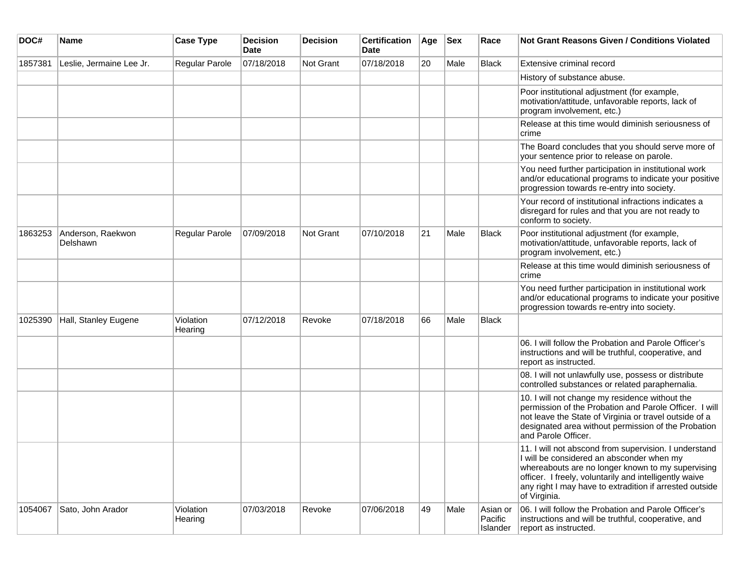| DOC# | Name | Case Type | Decision Date | Decision | Certification Date | Age | Sex | Race | Not Grant Reasons Given / Conditions Violated |
|---|---|---|---|---|---|---|---|---|---|
| 1857381 | Leslie, Jermaine Lee Jr. | Regular Parole | 07/18/2018 | Not Grant | 07/18/2018 | 20 | Male | Black | Extensive criminal record |
| | | | | | | | | | History of substance abuse. |
| | | | | | | | | | Poor institutional adjustment (for example, motivation/attitude, unfavorable reports, lack of program involvement, etc.) |
| | | | | | | | | | Release at this time would diminish seriousness of crime |
| | | | | | | | | | The Board concludes that you should serve more of your sentence prior to release on parole. |
| | | | | | | | | | You need further participation in institutional work and/or educational programs to indicate your positive progression towards re-entry into society. |
| | | | | | | | | | Your record of institutional infractions indicates a disregard for rules and that you are not ready to conform to society. |
| 1863253 | Anderson, Raekwon Delshawn | Regular Parole | 07/09/2018 | Not Grant | 07/10/2018 | 21 | Male | Black | Poor institutional adjustment (for example, motivation/attitude, unfavorable reports, lack of program involvement, etc.) |
| | | | | | | | | | Release at this time would diminish seriousness of crime |
| | | | | | | | | | You need further participation in institutional work and/or educational programs to indicate your positive progression towards re-entry into society. |
| 1025390 | Hall, Stanley Eugene | Violation Hearing | 07/12/2018 | Revoke | 07/18/2018 | 66 | Male | Black | |
| | | | | | | | | | 06. I will follow the Probation and Parole Officer's instructions and will be truthful, cooperative, and report as instructed. |
| | | | | | | | | | 08. I will not unlawfully use, possess or distribute controlled substances or related paraphernalia. |
| | | | | | | | | | 10. I will not change my residence without the permission of the Probation and Parole Officer. I will not leave the State of Virginia or travel outside of a designated area without permission of the Probation and Parole Officer. |
| | | | | | | | | | 11. I will not abscond from supervision. I understand I will be considered an absconder when my whereabouts are no longer known to my supervising officer. I freely, voluntarily and intelligently waive any right I may have to extradition if arrested outside of Virginia. |
| 1054067 | Sato, John Arador | Violation Hearing | 07/03/2018 | Revoke | 07/06/2018 | 49 | Male | Asian or Pacific Islander | 06. I will follow the Probation and Parole Officer's instructions and will be truthful, cooperative, and report as instructed. |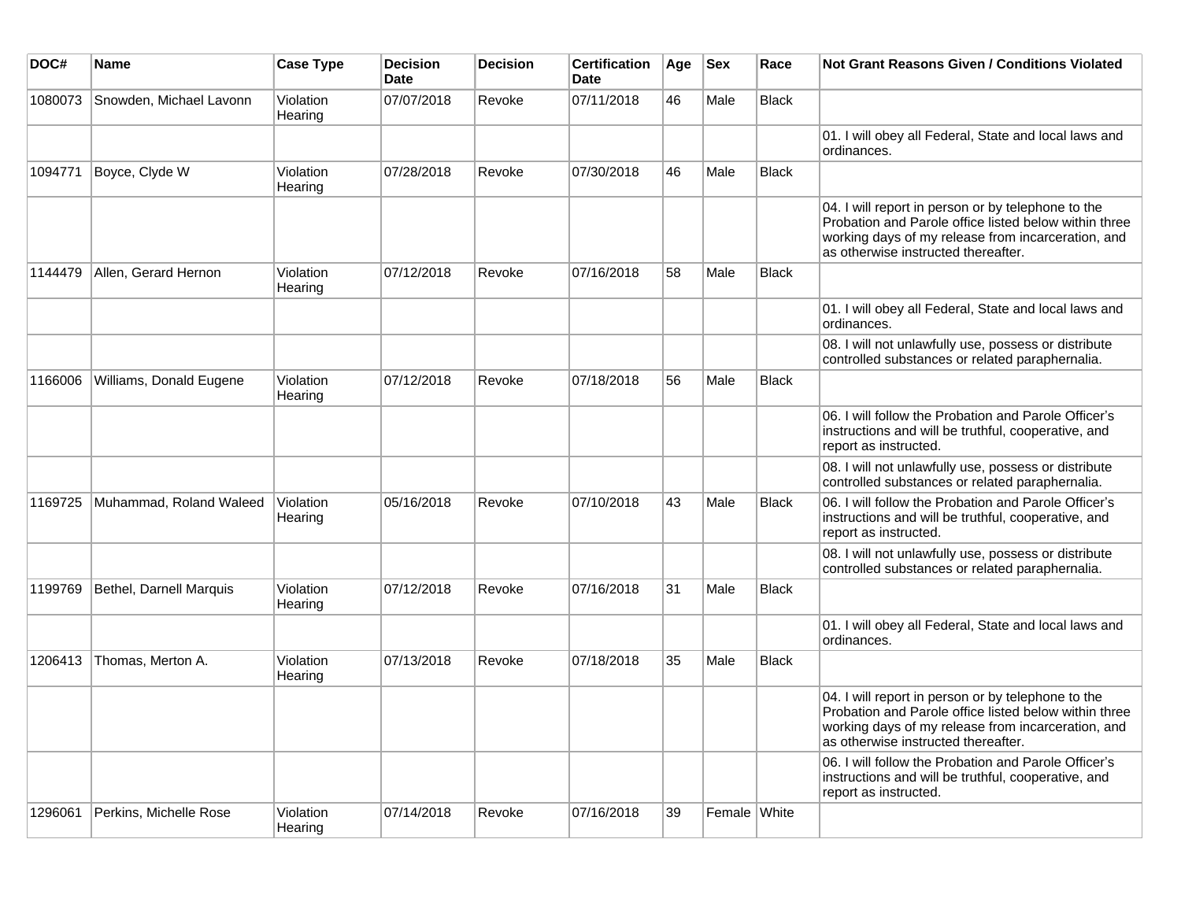| DOC# | Name | Case Type | Decision Date | Decision | Certification Date | Age | Sex | Race | Not Grant Reasons Given / Conditions Violated |
|---|---|---|---|---|---|---|---|---|---|
| 1080073 | Snowden, Michael Lavonn | Violation Hearing | 07/07/2018 | Revoke | 07/11/2018 | 46 | Male | Black | |
| | | | | | | | | | 01. I will obey all Federal, State and local laws and ordinances. |
| 1094771 | Boyce, Clyde W | Violation Hearing | 07/28/2018 | Revoke | 07/30/2018 | 46 | Male | Black | |
| | | | | | | | | | 04. I will report in person or by telephone to the Probation and Parole office listed below within three working days of my release from incarceration, and as otherwise instructed thereafter. |
| 1144479 | Allen, Gerard Hernon | Violation Hearing | 07/12/2018 | Revoke | 07/16/2018 | 58 | Male | Black | |
| | | | | | | | | | 01. I will obey all Federal, State and local laws and ordinances. |
| | | | | | | | | | 08. I will not unlawfully use, possess or distribute controlled substances or related paraphernalia. |
| 1166006 | Williams, Donald Eugene | Violation Hearing | 07/12/2018 | Revoke | 07/18/2018 | 56 | Male | Black | |
| | | | | | | | | | 06. I will follow the Probation and Parole Officer's instructions and will be truthful, cooperative, and report as instructed. |
| | | | | | | | | | 08. I will not unlawfully use, possess or distribute controlled substances or related paraphernalia. |
| 1169725 | Muhammad, Roland Waleed | Violation Hearing | 05/16/2018 | Revoke | 07/10/2018 | 43 | Male | Black | 06. I will follow the Probation and Parole Officer's instructions and will be truthful, cooperative, and report as instructed. |
| | | | | | | | | | 08. I will not unlawfully use, possess or distribute controlled substances or related paraphernalia. |
| 1199769 | Bethel, Darnell Marquis | Violation Hearing | 07/12/2018 | Revoke | 07/16/2018 | 31 | Male | Black | |
| | | | | | | | | | 01. I will obey all Federal, State and local laws and ordinances. |
| 1206413 | Thomas, Merton A. | Violation Hearing | 07/13/2018 | Revoke | 07/18/2018 | 35 | Male | Black | |
| | | | | | | | | | 04. I will report in person or by telephone to the Probation and Parole office listed below within three working days of my release from incarceration, and as otherwise instructed thereafter. |
| | | | | | | | | | 06. I will follow the Probation and Parole Officer's instructions and will be truthful, cooperative, and report as instructed. |
| 1296061 | Perkins, Michelle Rose | Violation Hearing | 07/14/2018 | Revoke | 07/16/2018 | 39 | Female | White | |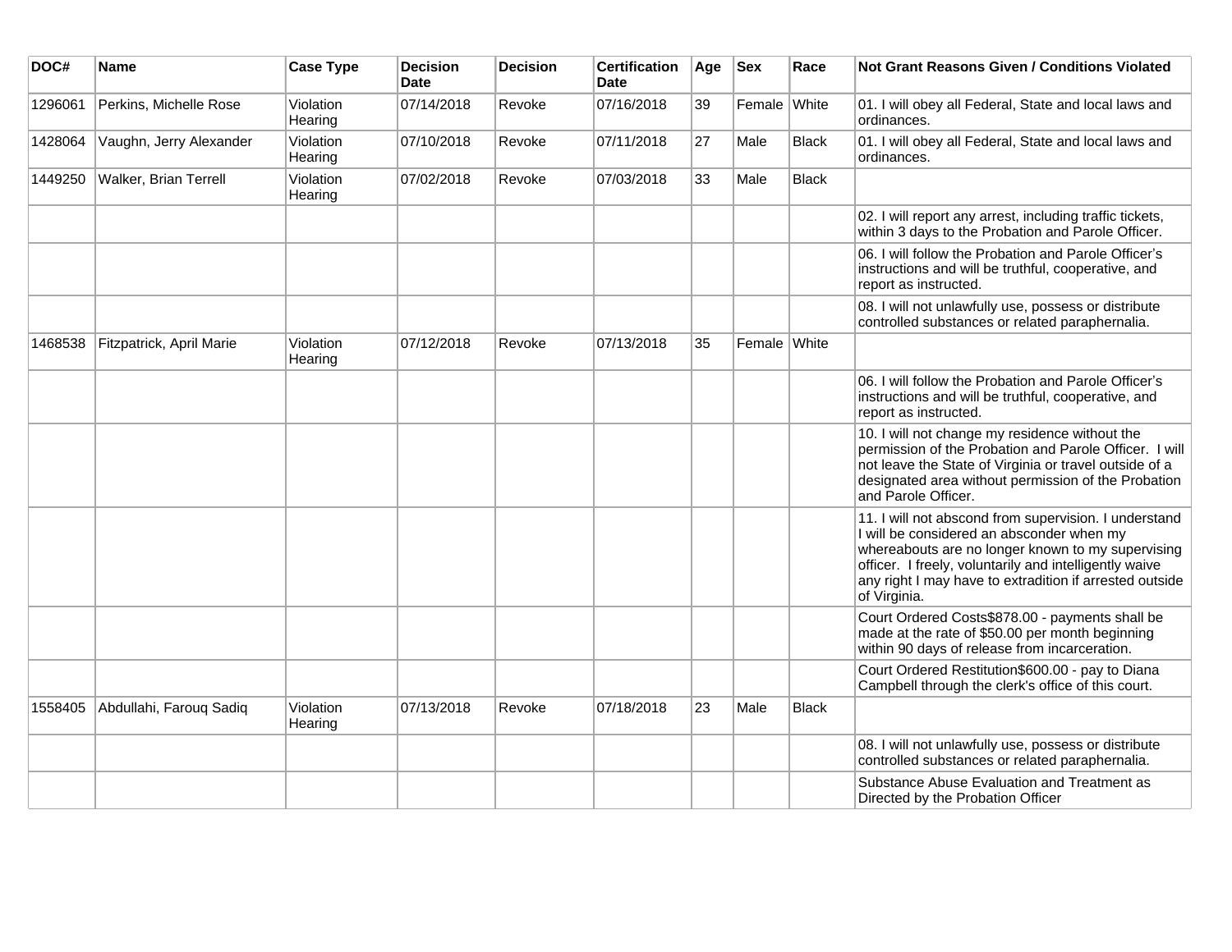| DOC# | Name | Case Type | Decision Date | Decision | Certification Date | Age | Sex | Race | Not Grant Reasons Given / Conditions Violated |
|---|---|---|---|---|---|---|---|---|---|
| 1296061 | Perkins, Michelle Rose | Violation Hearing | 07/14/2018 | Revoke | 07/16/2018 | 39 | Female | White | 01. I will obey all Federal, State and local laws and ordinances. |
| 1428064 | Vaughn, Jerry Alexander | Violation Hearing | 07/10/2018 | Revoke | 07/11/2018 | 27 | Male | Black | 01. I will obey all Federal, State and local laws and ordinances. |
| 1449250 | Walker, Brian Terrell | Violation Hearing | 07/02/2018 | Revoke | 07/03/2018 | 33 | Male | Black | |
| | | | | | | | | | 02. I will report any arrest, including traffic tickets, within 3 days to the Probation and Parole Officer. |
| | | | | | | | | | 06. I will follow the Probation and Parole Officer's instructions and will be truthful, cooperative, and report as instructed. |
| | | | | | | | | | 08. I will not unlawfully use, possess or distribute controlled substances or related paraphernalia. |
| 1468538 | Fitzpatrick, April Marie | Violation Hearing | 07/12/2018 | Revoke | 07/13/2018 | 35 | Female | White | |
| | | | | | | | | | 06. I will follow the Probation and Parole Officer's instructions and will be truthful, cooperative, and report as instructed. |
| | | | | | | | | | 10. I will not change my residence without the permission of the Probation and Parole Officer. I will not leave the State of Virginia or travel outside of a designated area without permission of the Probation and Parole Officer. |
| | | | | | | | | | 11. I will not abscond from supervision. I understand I will be considered an absconder when my whereabouts are no longer known to my supervising officer. I freely, voluntarily and intelligently waive any right I may have to extradition if arrested outside of Virginia. |
| | | | | | | | | | Court Ordered Costs$878.00 - payments shall be made at the rate of $50.00 per month beginning within 90 days of release from incarceration. |
| | | | | | | | | | Court Ordered Restitution$600.00 - pay to Diana Campbell through the clerk's office of this court. |
| 1558405 | Abdullahi, Farouq Sadiq | Violation Hearing | 07/13/2018 | Revoke | 07/18/2018 | 23 | Male | Black | |
| | | | | | | | | | 08. I will not unlawfully use, possess or distribute controlled substances or related paraphernalia. |
| | | | | | | | | | Substance Abuse Evaluation and Treatment as Directed by the Probation Officer |